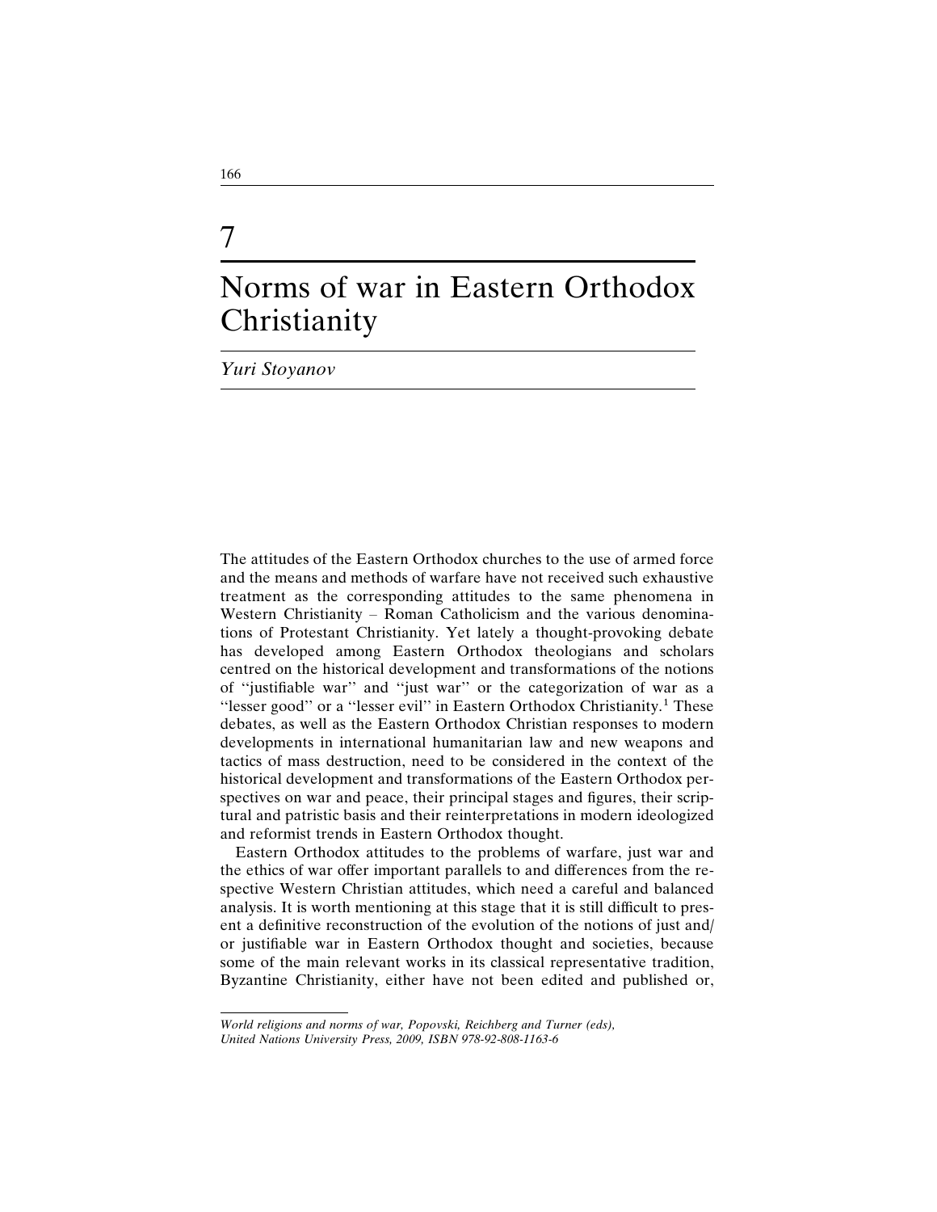# 7

# Norms of war in Eastern Orthodox Christianity

*Yuri Stoyanov*

The attitudes of the Eastern Orthodox churches to the use of armed force and the means and methods of warfare have not received such exhaustive treatment as the corresponding attitudes to the same phenomena in Western Christianity – Roman Catholicism and the various denominations of Protestant Christianity. Yet lately a thought-provoking debate has developed among Eastern Orthodox theologians and scholars centred on the historical development and transformations of the notions of "justifiable war" and "just war" or the categorization of war as a "lesser good" or a "lesser evil" in Eastern Orthodox Christianity.[1] These debates, as well as the Eastern Orthodox Christian responses to modern developments in international humanitarian law and new weapons and tactics of mass destruction, need to be considered in the context of the historical development and transformations of the Eastern Orthodox perspectives on war and peace, their principal stages and figures, their scriptural and patristic basis and their reinterpretations in modern ideologized and reformist trends in Eastern Orthodox thought.

Eastern Orthodox attitudes to the problems of warfare, just war and the ethics of war offer important parallels to and differences from the respective Western Christian attitudes, which need a careful and balanced analysis. It is worth mentioning at this stage that it is still difficult to present a definitive reconstruction of the evolution of the notions of just and/or justifiable war in Eastern Orthodox thought and societies, because some of the main relevant works in its classical representative tradition, Byzantine Christianity, either have not been edited and published or,

*World religions and norms of war, Popovski, Reichberg and Turner (eds), United Nations University Press, 2009, ISBN 978-92-808-1163-6*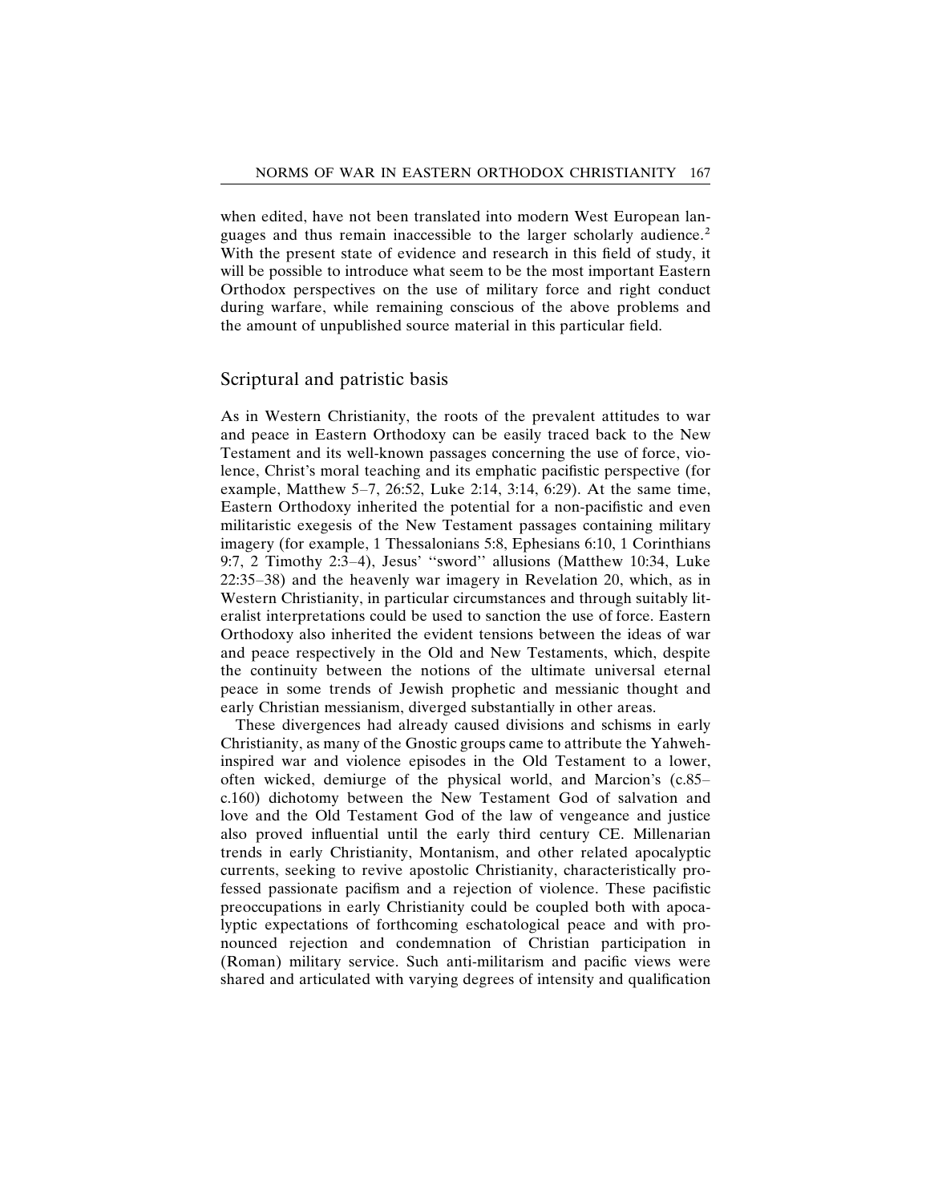when edited, have not been translated into modern West European languages and thus remain inaccessible to the larger scholarly audience.[2] With the present state of evidence and research in this field of study, it will be possible to introduce what seem to be the most important Eastern Orthodox perspectives on the use of military force and right conduct during warfare, while remaining conscious of the above problems and the amount of unpublished source material in this particular field.

## Scriptural and patristic basis

As in Western Christianity, the roots of the prevalent attitudes to war and peace in Eastern Orthodoxy can be easily traced back to the New Testament and its well-known passages concerning the use of force, violence, Christ's moral teaching and its emphatic pacifistic perspective (for example, Matthew 5–7, 26:52, Luke 2:14, 3:14, 6:29). At the same time, Eastern Orthodoxy inherited the potential for a non-pacifistic and even militaristic exegesis of the New Testament passages containing military imagery (for example, 1 Thessalonians 5:8, Ephesians 6:10, 1 Corinthians 9:7, 2 Timothy 2:3–4), Jesus' "sword" allusions (Matthew 10:34, Luke 22:35–38) and the heavenly war imagery in Revelation 20, which, as in Western Christianity, in particular circumstances and through suitably literalist interpretations could be used to sanction the use of force. Eastern Orthodoxy also inherited the evident tensions between the ideas of war and peace respectively in the Old and New Testaments, which, despite the continuity between the notions of the ultimate universal eternal peace in some trends of Jewish prophetic and messianic thought and early Christian messianism, diverged substantially in other areas.

These divergences had already caused divisions and schisms in early Christianity, as many of the Gnostic groups came to attribute the Yahweh-inspired war and violence episodes in the Old Testament to a lower, often wicked, demiurge of the physical world, and Marcion's (c.85–c.160) dichotomy between the New Testament God of salvation and love and the Old Testament God of the law of vengeance and justice also proved influential until the early third century CE. Millenarian trends in early Christianity, Montanism, and other related apocalyptic currents, seeking to revive apostolic Christianity, characteristically professed passionate pacifism and a rejection of violence. These pacifistic preoccupations in early Christianity could be coupled both with apocalyptic expectations of forthcoming eschatological peace and with pronounced rejection and condemnation of Christian participation in (Roman) military service. Such anti-militarism and pacific views were shared and articulated with varying degrees of intensity and qualification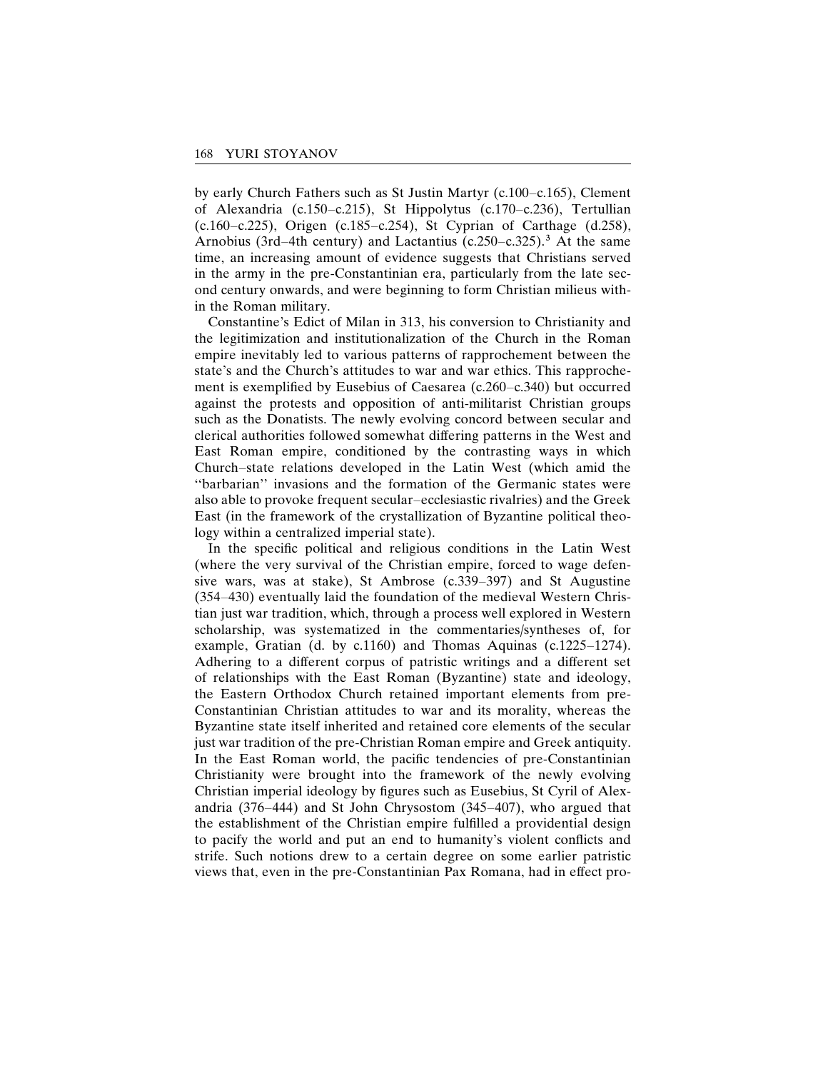by early Church Fathers such as St Justin Martyr (c.100–c.165), Clement of Alexandria (c.150–c.215), St Hippolytus (c.170–c.236), Tertullian (c.160–c.225), Origen (c.185–c.254), St Cyprian of Carthage (d.258), Arnobius (3rd–4th century) and Lactantius (c.250–c.325).[3] At the same time, an increasing amount of evidence suggests that Christians served in the army in the pre-Constantinian era, particularly from the late second century onwards, and were beginning to form Christian milieus within the Roman military.

Constantine's Edict of Milan in 313, his conversion to Christianity and the legitimization and institutionalization of the Church in the Roman empire inevitably led to various patterns of rapprochement between the state's and the Church's attitudes to war and war ethics. This rapprochement is exemplified by Eusebius of Caesarea (c.260–c.340) but occurred against the protests and opposition of anti-militarist Christian groups such as the Donatists. The newly evolving concord between secular and clerical authorities followed somewhat differing patterns in the West and East Roman empire, conditioned by the contrasting ways in which Church–state relations developed in the Latin West (which amid the "barbarian" invasions and the formation of the Germanic states were also able to provoke frequent secular–ecclesiastic rivalries) and the Greek East (in the framework of the crystallization of Byzantine political theology within a centralized imperial state).

In the specific political and religious conditions in the Latin West (where the very survival of the Christian empire, forced to wage defensive wars, was at stake), St Ambrose (c.339–397) and St Augustine (354–430) eventually laid the foundation of the medieval Western Christian just war tradition, which, through a process well explored in Western scholarship, was systematized in the commentaries/syntheses of, for example, Gratian (d. by c.1160) and Thomas Aquinas (c.1225–1274). Adhering to a different corpus of patristic writings and a different set of relationships with the East Roman (Byzantine) state and ideology, the Eastern Orthodox Church retained important elements from pre-Constantinian Christian attitudes to war and its morality, whereas the Byzantine state itself inherited and retained core elements of the secular just war tradition of the pre-Christian Roman empire and Greek antiquity. In the East Roman world, the pacific tendencies of pre-Constantinian Christianity were brought into the framework of the newly evolving Christian imperial ideology by figures such as Eusebius, St Cyril of Alexandria (376–444) and St John Chrysostom (345–407), who argued that the establishment of the Christian empire fulfilled a providential design to pacify the world and put an end to humanity's violent conflicts and strife. Such notions drew to a certain degree on some earlier patristic views that, even in the pre-Constantinian Pax Romana, had in effect pro-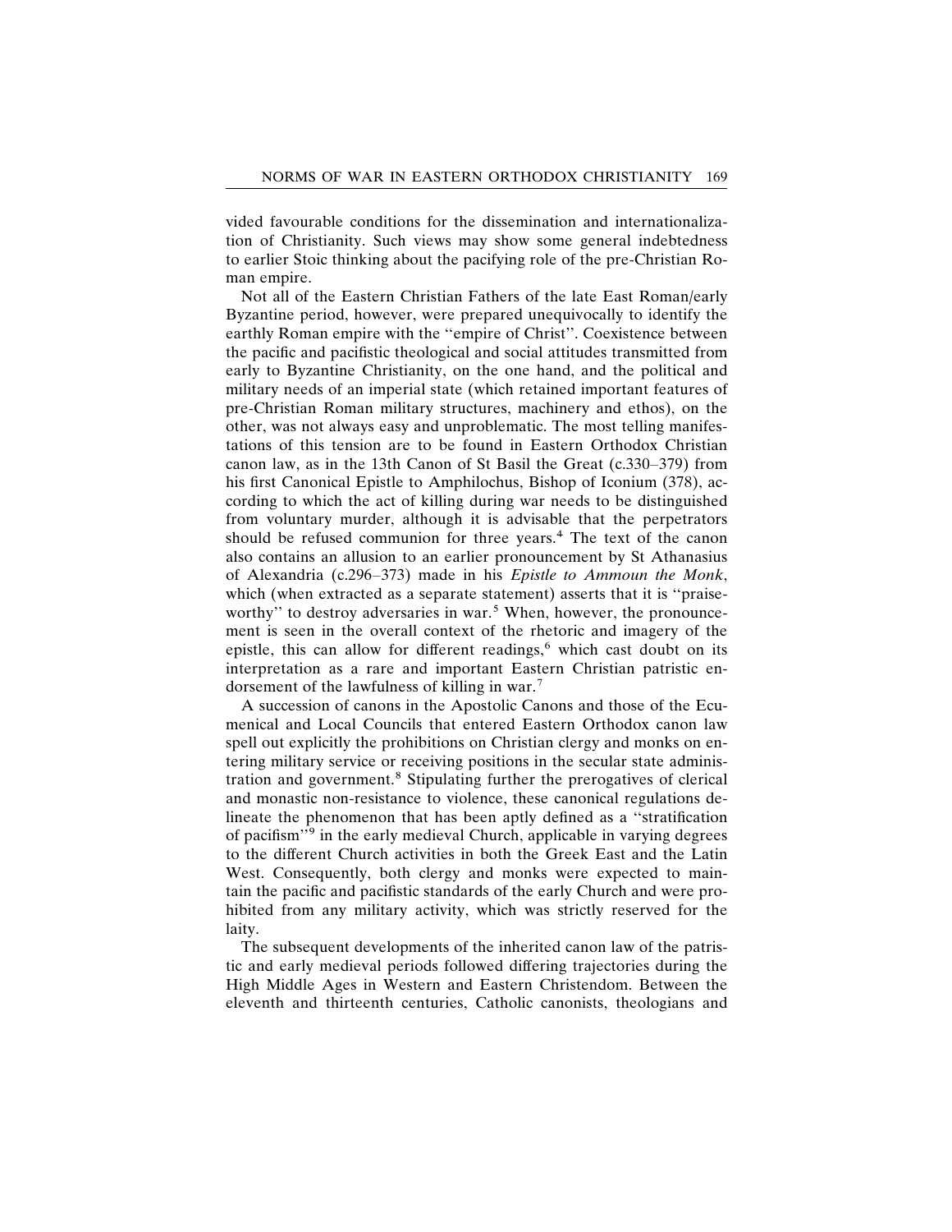vided favourable conditions for the dissemination and internationalization of Christianity. Such views may show some general indebtedness to earlier Stoic thinking about the pacifying role of the pre-Christian Roman empire.

Not all of the Eastern Christian Fathers of the late East Roman/early Byzantine period, however, were prepared unequivocally to identify the earthly Roman empire with the "empire of Christ". Coexistence between the pacific and pacifistic theological and social attitudes transmitted from early to Byzantine Christianity, on the one hand, and the political and military needs of an imperial state (which retained important features of pre-Christian Roman military structures, machinery and ethos), on the other, was not always easy and unproblematic. The most telling manifestations of this tension are to be found in Eastern Orthodox Christian canon law, as in the 13th Canon of St Basil the Great (c.330–379) from his first Canonical Epistle to Amphilochus, Bishop of Iconium (378), according to which the act of killing during war needs to be distinguished from voluntary murder, although it is advisable that the perpetrators should be refused communion for three years.[4] The text of the canon also contains an allusion to an earlier pronouncement by St Athanasius of Alexandria (c.296–373) made in his *Epistle to Ammoun the Monk*, which (when extracted as a separate statement) asserts that it is "praiseworthy" to destroy adversaries in war.[5] When, however, the pronouncement is seen in the overall context of the rhetoric and imagery of the epistle, this can allow for different readings,[6] which cast doubt on its interpretation as a rare and important Eastern Christian patristic endorsement of the lawfulness of killing in war.[7]

A succession of canons in the Apostolic Canons and those of the Ecumenical and Local Councils that entered Eastern Orthodox canon law spell out explicitly the prohibitions on Christian clergy and monks on entering military service or receiving positions in the secular state administration and government.[8] Stipulating further the prerogatives of clerical and monastic non-resistance to violence, these canonical regulations delineate the phenomenon that has been aptly defined as a "stratification of pacifism"[9] in the early medieval Church, applicable in varying degrees to the different Church activities in both the Greek East and the Latin West. Consequently, both clergy and monks were expected to maintain the pacific and pacifistic standards of the early Church and were prohibited from any military activity, which was strictly reserved for the laity.

The subsequent developments of the inherited canon law of the patristic and early medieval periods followed differing trajectories during the High Middle Ages in Western and Eastern Christendom. Between the eleventh and thirteenth centuries, Catholic canonists, theologians and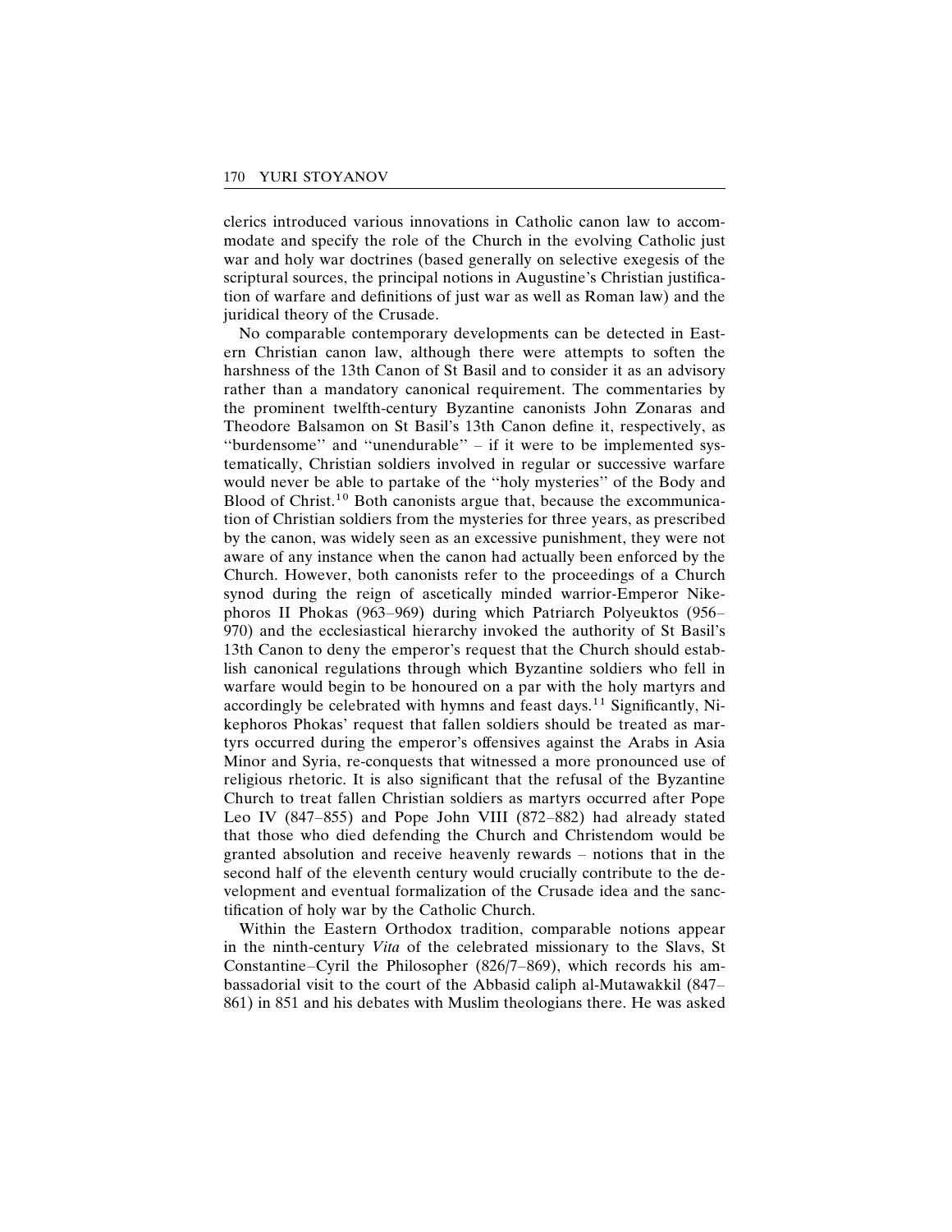clerics introduced various innovations in Catholic canon law to accommodate and specify the role of the Church in the evolving Catholic just war and holy war doctrines (based generally on selective exegesis of the scriptural sources, the principal notions in Augustine's Christian justification of warfare and definitions of just war as well as Roman law) and the juridical theory of the Crusade.

No comparable contemporary developments can be detected in Eastern Christian canon law, although there were attempts to soften the harshness of the 13th Canon of St Basil and to consider it as an advisory rather than a mandatory canonical requirement. The commentaries by the prominent twelfth-century Byzantine canonists John Zonaras and Theodore Balsamon on St Basil's 13th Canon define it, respectively, as ''burdensome'' and ''unendurable'' – if it were to be implemented systematically, Christian soldiers involved in regular or successive warfare would never be able to partake of the ''holy mysteries'' of the Body and Blood of Christ.[10] Both canonists argue that, because the excommunication of Christian soldiers from the mysteries for three years, as prescribed by the canon, was widely seen as an excessive punishment, they were not aware of any instance when the canon had actually been enforced by the Church. However, both canonists refer to the proceedings of a Church synod during the reign of ascetically minded warrior-Emperor Nikephoros II Phokas (963–969) during which Patriarch Polyeuktos (956–970) and the ecclesiastical hierarchy invoked the authority of St Basil's 13th Canon to deny the emperor's request that the Church should establish canonical regulations through which Byzantine soldiers who fell in warfare would begin to be honoured on a par with the holy martyrs and accordingly be celebrated with hymns and feast days.[11] Significantly, Nikephoros Phokas' request that fallen soldiers should be treated as martyrs occurred during the emperor's offensives against the Arabs in Asia Minor and Syria, re-conquests that witnessed a more pronounced use of religious rhetoric. It is also significant that the refusal of the Byzantine Church to treat fallen Christian soldiers as martyrs occurred after Pope Leo IV (847–855) and Pope John VIII (872–882) had already stated that those who died defending the Church and Christendom would be granted absolution and receive heavenly rewards – notions that in the second half of the eleventh century would crucially contribute to the development and eventual formalization of the Crusade idea and the sanctification of holy war by the Catholic Church.

Within the Eastern Orthodox tradition, comparable notions appear in the ninth-century *Vita* of the celebrated missionary to the Slavs, St Constantine–Cyril the Philosopher (826/7–869), which records his ambassadorial visit to the court of the Abbasid caliph al-Mutawakkil (847–861) in 851 and his debates with Muslim theologians there. He was asked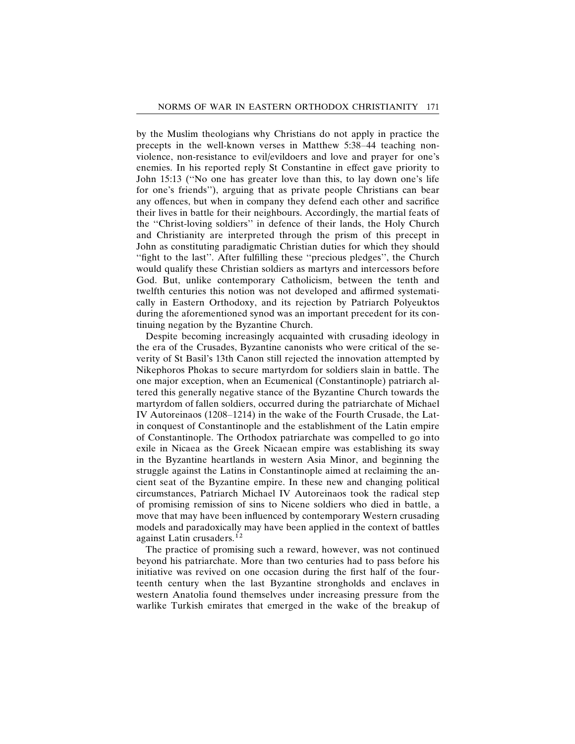by the Muslim theologians why Christians do not apply in practice the precepts in the well-known verses in Matthew 5:38–44 teaching non-violence, non-resistance to evil/evildoers and love and prayer for one's enemies. In his reported reply St Constantine in effect gave priority to John 15:13 (''No one has greater love than this, to lay down one's life for one's friends''), arguing that as private people Christians can bear any offences, but when in company they defend each other and sacrifice their lives in battle for their neighbours. Accordingly, the martial feats of the ''Christ-loving soldiers'' in defence of their lands, the Holy Church and Christianity are interpreted through the prism of this precept in John as constituting paradigmatic Christian duties for which they should ''fight to the last''. After fulfilling these ''precious pledges'', the Church would qualify these Christian soldiers as martyrs and intercessors before God. But, unlike contemporary Catholicism, between the tenth and twelfth centuries this notion was not developed and affirmed systematically in Eastern Orthodoxy, and its rejection by Patriarch Polyeuktos during the aforementioned synod was an important precedent for its continuing negation by the Byzantine Church.

Despite becoming increasingly acquainted with crusading ideology in the era of the Crusades, Byzantine canonists who were critical of the severity of St Basil's 13th Canon still rejected the innovation attempted by Nikephoros Phokas to secure martyrdom for soldiers slain in battle. The one major exception, when an Ecumenical (Constantinople) patriarch altered this generally negative stance of the Byzantine Church towards the martyrdom of fallen soldiers, occurred during the patriarchate of Michael IV Autoreinaos (1208–1214) in the wake of the Fourth Crusade, the Latin conquest of Constantinople and the establishment of the Latin empire of Constantinople. The Orthodox patriarchate was compelled to go into exile in Nicaea as the Greek Nicaean empire was establishing its sway in the Byzantine heartlands in western Asia Minor, and beginning the struggle against the Latins in Constantinople aimed at reclaiming the ancient seat of the Byzantine empire. In these new and changing political circumstances, Patriarch Michael IV Autoreinaos took the radical step of promising remission of sins to Nicene soldiers who died in battle, a move that may have been influenced by contemporary Western crusading models and paradoxically may have been applied in the context of battles against Latin crusaders.[12]

The practice of promising such a reward, however, was not continued beyond his patriarchate. More than two centuries had to pass before his initiative was revived on one occasion during the first half of the fourteenth century when the last Byzantine strongholds and enclaves in western Anatolia found themselves under increasing pressure from the warlike Turkish emirates that emerged in the wake of the breakup of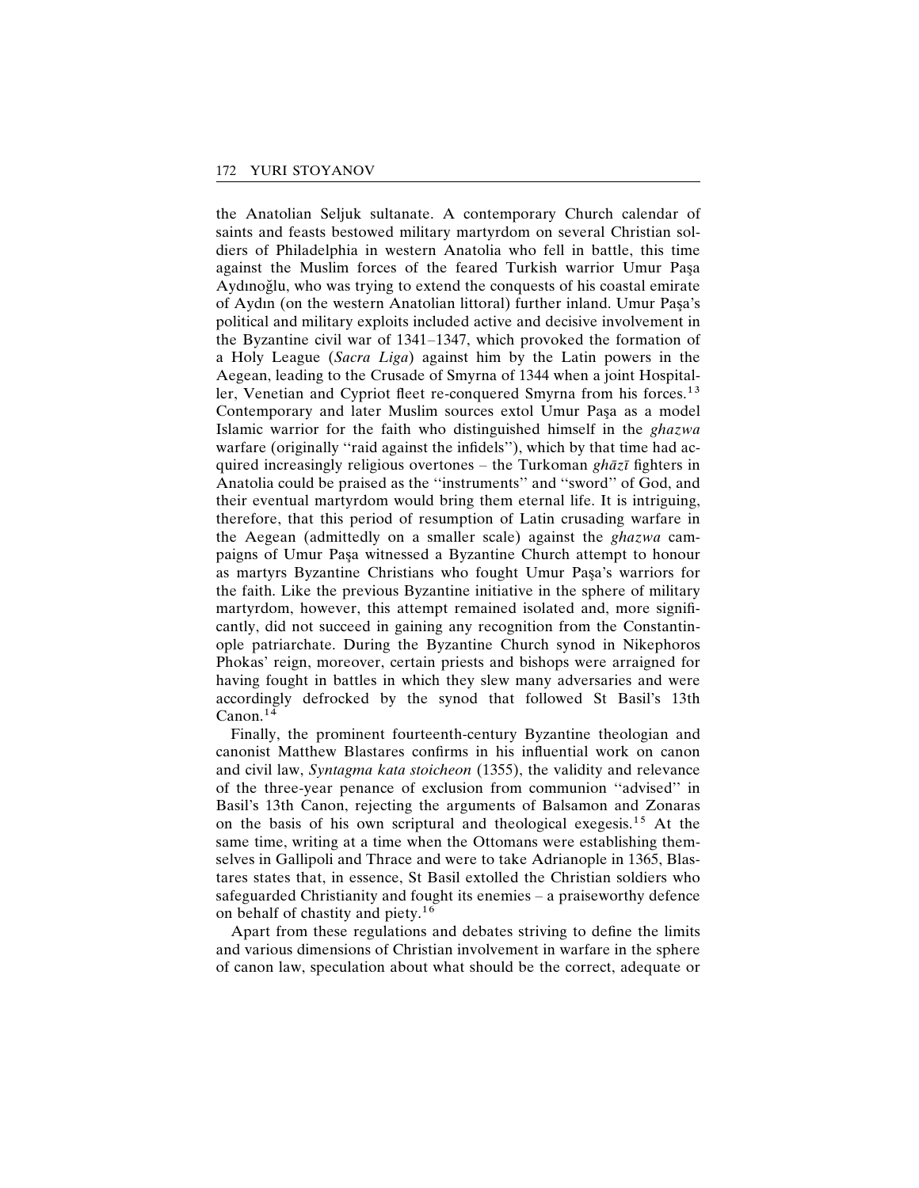the Anatolian Seljuk sultanate. A contemporary Church calendar of saints and feasts bestowed military martyrdom on several Christian soldiers of Philadelphia in western Anatolia who fell in battle, this time against the Muslim forces of the feared Turkish warrior Umur Paşa Aydınoğlu, who was trying to extend the conquests of his coastal emirate of Aydın (on the western Anatolian littoral) further inland. Umur Paşa's political and military exploits included active and decisive involvement in the Byzantine civil war of 1341–1347, which provoked the formation of a Holy League (*Sacra Liga*) against him by the Latin powers in the Aegean, leading to the Crusade of Smyrna of 1344 when a joint Hospitaller, Venetian and Cypriot fleet re-conquered Smyrna from his forces.[13] Contemporary and later Muslim sources extol Umur Paşa as a model Islamic warrior for the faith who distinguished himself in the *ghazwa* warfare (originally "raid against the infidels"), which by that time had acquired increasingly religious overtones – the Turkoman *ghāzī* fighters in Anatolia could be praised as the "instruments" and "sword" of God, and their eventual martyrdom would bring them eternal life. It is intriguing, therefore, that this period of resumption of Latin crusading warfare in the Aegean (admittedly on a smaller scale) against the *ghazwa* campaigns of Umur Paşa witnessed a Byzantine Church attempt to honour as martyrs Byzantine Christians who fought Umur Paşa's warriors for the faith. Like the previous Byzantine initiative in the sphere of military martyrdom, however, this attempt remained isolated and, more significantly, did not succeed in gaining any recognition from the Constantinople patriarchate. During the Byzantine Church synod in Nikephoros Phokas' reign, moreover, certain priests and bishops were arraigned for having fought in battles in which they slew many adversaries and were accordingly defrocked by the synod that followed St Basil's 13th Canon.[14]

Finally, the prominent fourteenth-century Byzantine theologian and canonist Matthew Blastares confirms in his influential work on canon and civil law, *Syntagma kata stoicheon* (1355), the validity and relevance of the three-year penance of exclusion from communion "advised" in Basil's 13th Canon, rejecting the arguments of Balsamon and Zonaras on the basis of his own scriptural and theological exegesis.[15] At the same time, writing at a time when the Ottomans were establishing themselves in Gallipoli and Thrace and were to take Adrianople in 1365, Blastares states that, in essence, St Basil extolled the Christian soldiers who safeguarded Christianity and fought its enemies – a praiseworthy defence on behalf of chastity and piety.[16]

Apart from these regulations and debates striving to define the limits and various dimensions of Christian involvement in warfare in the sphere of canon law, speculation about what should be the correct, adequate or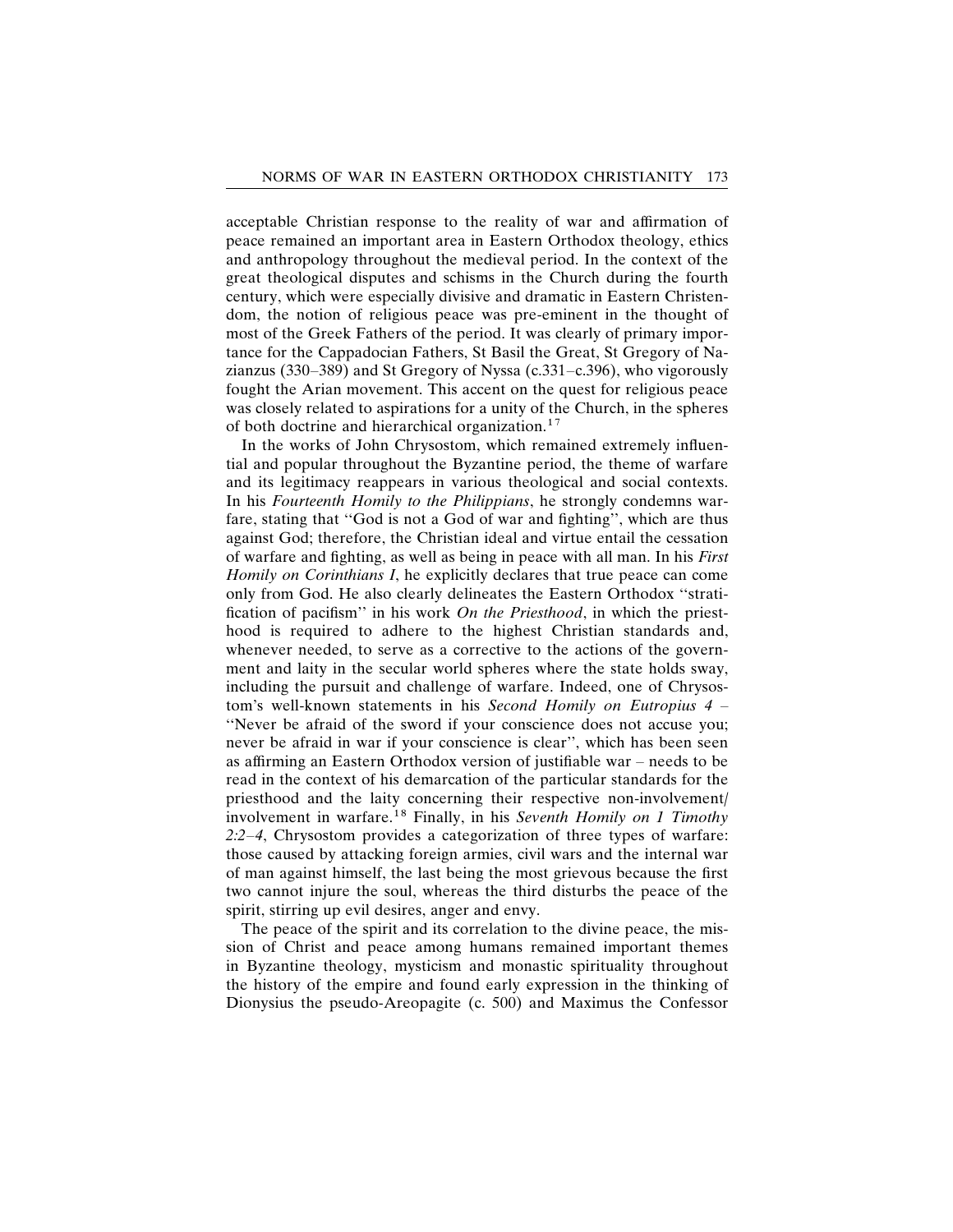acceptable Christian response to the reality of war and affirmation of peace remained an important area in Eastern Orthodox theology, ethics and anthropology throughout the medieval period. In the context of the great theological disputes and schisms in the Church during the fourth century, which were especially divisive and dramatic in Eastern Christendom, the notion of religious peace was pre-eminent in the thought of most of the Greek Fathers of the period. It was clearly of primary importance for the Cappadocian Fathers, St Basil the Great, St Gregory of Nazianzus (330–389) and St Gregory of Nyssa (c.331–c.396), who vigorously fought the Arian movement. This accent on the quest for religious peace was closely related to aspirations for a unity of the Church, in the spheres of both doctrine and hierarchical organization.[17]

In the works of John Chrysostom, which remained extremely influential and popular throughout the Byzantine period, the theme of warfare and its legitimacy reappears in various theological and social contexts. In his *Fourteenth Homily to the Philippians*, he strongly condemns warfare, stating that "God is not a God of war and fighting", which are thus against God; therefore, the Christian ideal and virtue entail the cessation of warfare and fighting, as well as being in peace with all man. In his *First Homily on Corinthians I*, he explicitly declares that true peace can come only from God. He also clearly delineates the Eastern Orthodox "stratification of pacifism" in his work *On the Priesthood*, in which the priesthood is required to adhere to the highest Christian standards and, whenever needed, to serve as a corrective to the actions of the government and laity in the secular world spheres where the state holds sway, including the pursuit and challenge of warfare. Indeed, one of Chrysostom's well-known statements in his *Second Homily on Eutropius 4* – "Never be afraid of the sword if your conscience does not accuse you; never be afraid in war if your conscience is clear", which has been seen as affirming an Eastern Orthodox version of justifiable war – needs to be read in the context of his demarcation of the particular standards for the priesthood and the laity concerning their respective non-involvement/involvement in warfare.[18] Finally, in his *Seventh Homily on 1 Timothy 2:2–4*, Chrysostom provides a categorization of three types of warfare: those caused by attacking foreign armies, civil wars and the internal war of man against himself, the last being the most grievous because the first two cannot injure the soul, whereas the third disturbs the peace of the spirit, stirring up evil desires, anger and envy.

The peace of the spirit and its correlation to the divine peace, the mission of Christ and peace among humans remained important themes in Byzantine theology, mysticism and monastic spirituality throughout the history of the empire and found early expression in the thinking of Dionysius the pseudo-Areopagite (c. 500) and Maximus the Confessor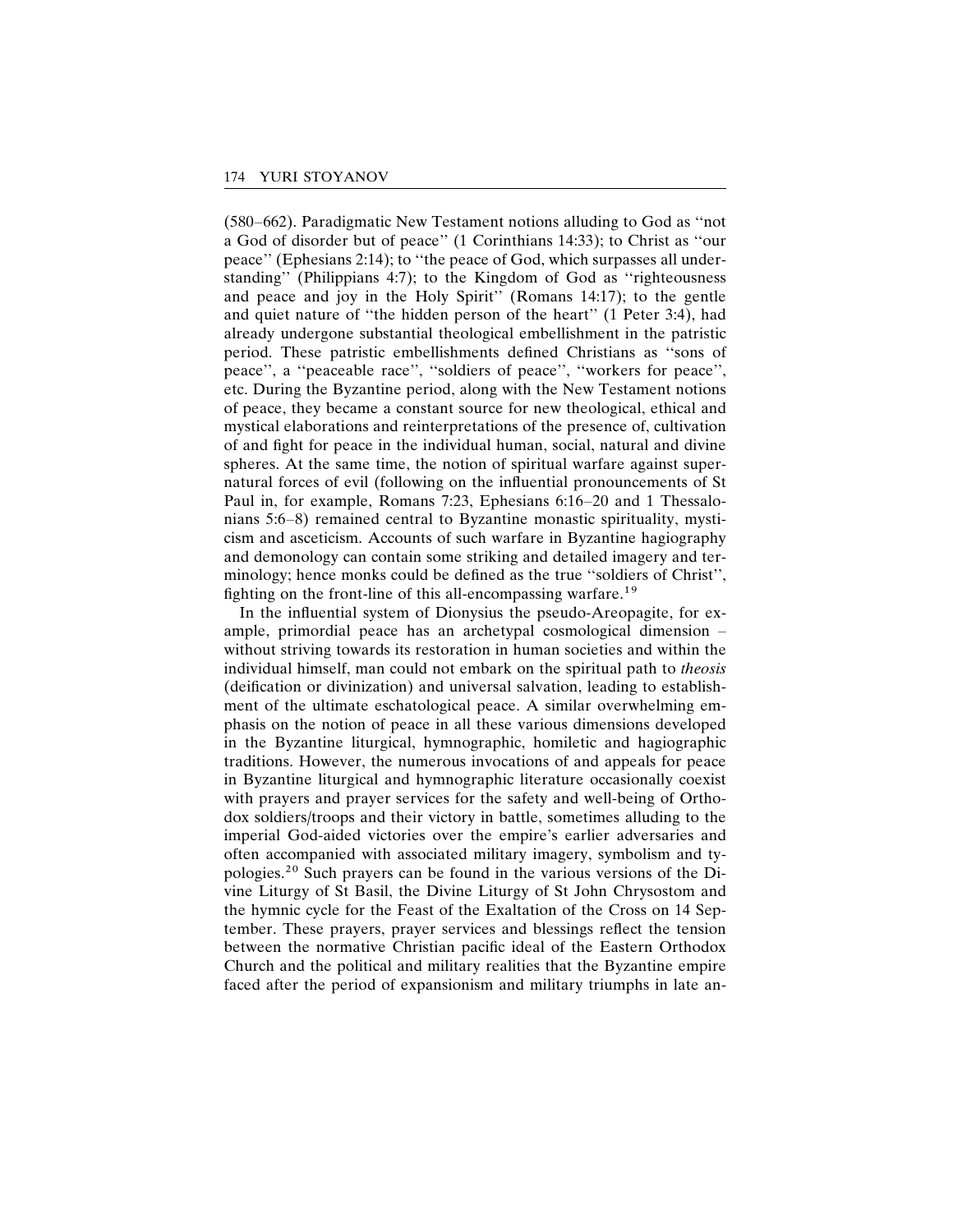(580–662). Paradigmatic New Testament notions alluding to God as ''not a God of disorder but of peace'' (1 Corinthians 14:33); to Christ as ''our peace'' (Ephesians 2:14); to ''the peace of God, which surpasses all understanding'' (Philippians 4:7); to the Kingdom of God as ''righteousness and peace and joy in the Holy Spirit'' (Romans 14:17); to the gentle and quiet nature of ''the hidden person of the heart'' (1 Peter 3:4), had already undergone substantial theological embellishment in the patristic period. These patristic embellishments defined Christians as ''sons of peace'', a ''peaceable race'', ''soldiers of peace'', ''workers for peace'', etc. During the Byzantine period, along with the New Testament notions of peace, they became a constant source for new theological, ethical and mystical elaborations and reinterpretations of the presence of, cultivation of and fight for peace in the individual human, social, natural and divine spheres. At the same time, the notion of spiritual warfare against supernatural forces of evil (following on the influential pronouncements of St Paul in, for example, Romans 7:23, Ephesians 6:16–20 and 1 Thessalonians 5:6–8) remained central to Byzantine monastic spirituality, mysticism and asceticism. Accounts of such warfare in Byzantine hagiography and demonology can contain some striking and detailed imagery and terminology; hence monks could be defined as the true ''soldiers of Christ'', fighting on the front-line of this all-encompassing warfare.[19]

In the influential system of Dionysius the pseudo-Areopagite, for example, primordial peace has an archetypal cosmological dimension – without striving towards its restoration in human societies and within the individual himself, man could not embark on the spiritual path to *theosis* (deification or divinization) and universal salvation, leading to establishment of the ultimate eschatological peace. A similar overwhelming emphasis on the notion of peace in all these various dimensions developed in the Byzantine liturgical, hymnographic, homiletic and hagiographic traditions. However, the numerous invocations of and appeals for peace in Byzantine liturgical and hymnographic literature occasionally coexist with prayers and prayer services for the safety and well-being of Orthodox soldiers/troops and their victory in battle, sometimes alluding to the imperial God-aided victories over the empire's earlier adversaries and often accompanied with associated military imagery, symbolism and typologies.[20] Such prayers can be found in the various versions of the Divine Liturgy of St Basil, the Divine Liturgy of St John Chrysostom and the hymnic cycle for the Feast of the Exaltation of the Cross on 14 September. These prayers, prayer services and blessings reflect the tension between the normative Christian pacific ideal of the Eastern Orthodox Church and the political and military realities that the Byzantine empire faced after the period of expansionism and military triumphs in late an-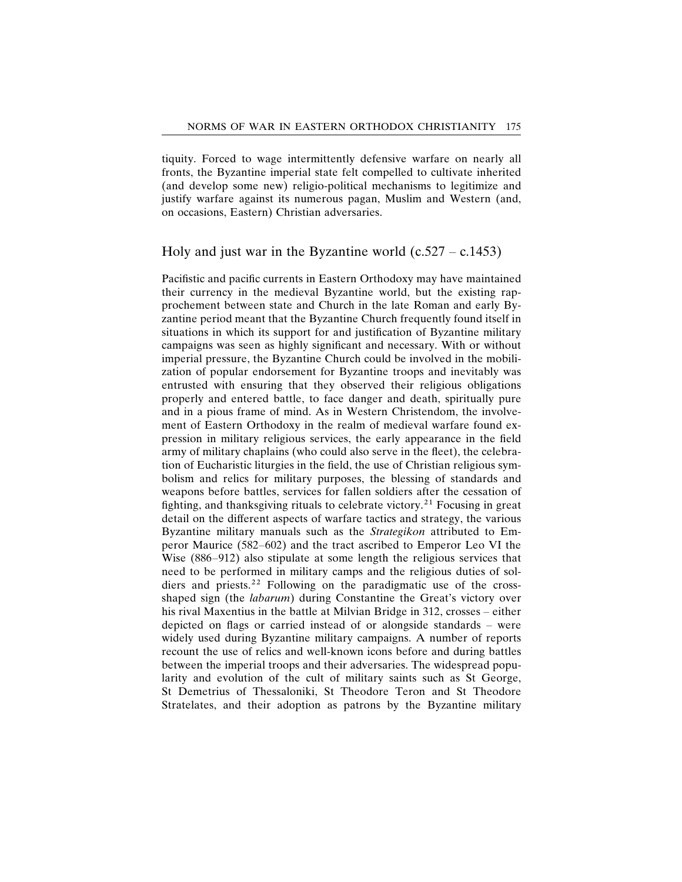tiquity. Forced to wage intermittently defensive warfare on nearly all fronts, the Byzantine imperial state felt compelled to cultivate inherited (and develop some new) religio-political mechanisms to legitimize and justify warfare against its numerous pagan, Muslim and Western (and, on occasions, Eastern) Christian adversaries.

## Holy and just war in the Byzantine world (c.527 – c.1453)

Pacifistic and pacific currents in Eastern Orthodoxy may have maintained their currency in the medieval Byzantine world, but the existing rapprochement between state and Church in the late Roman and early Byzantine period meant that the Byzantine Church frequently found itself in situations in which its support for and justification of Byzantine military campaigns was seen as highly significant and necessary. With or without imperial pressure, the Byzantine Church could be involved in the mobilization of popular endorsement for Byzantine troops and inevitably was entrusted with ensuring that they observed their religious obligations properly and entered battle, to face danger and death, spiritually pure and in a pious frame of mind. As in Western Christendom, the involvement of Eastern Orthodoxy in the realm of medieval warfare found expression in military religious services, the early appearance in the field army of military chaplains (who could also serve in the fleet), the celebration of Eucharistic liturgies in the field, the use of Christian religious symbolism and relics for military purposes, the blessing of standards and weapons before battles, services for fallen soldiers after the cessation of fighting, and thanksgiving rituals to celebrate victory.[21] Focusing in great detail on the different aspects of warfare tactics and strategy, the various Byzantine military manuals such as the *Strategikon* attributed to Emperor Maurice (582–602) and the tract ascribed to Emperor Leo VI the Wise (886–912) also stipulate at some length the religious services that need to be performed in military camps and the religious duties of soldiers and priests.[22] Following on the paradigmatic use of the cross-shaped sign (the *labarum*) during Constantine the Great's victory over his rival Maxentius in the battle at Milvian Bridge in 312, crosses – either depicted on flags or carried instead of or alongside standards – were widely used during Byzantine military campaigns. A number of reports recount the use of relics and well-known icons before and during battles between the imperial troops and their adversaries. The widespread popularity and evolution of the cult of military saints such as St George, St Demetrius of Thessaloniki, St Theodore Teron and St Theodore Stratelates, and their adoption as patrons by the Byzantine military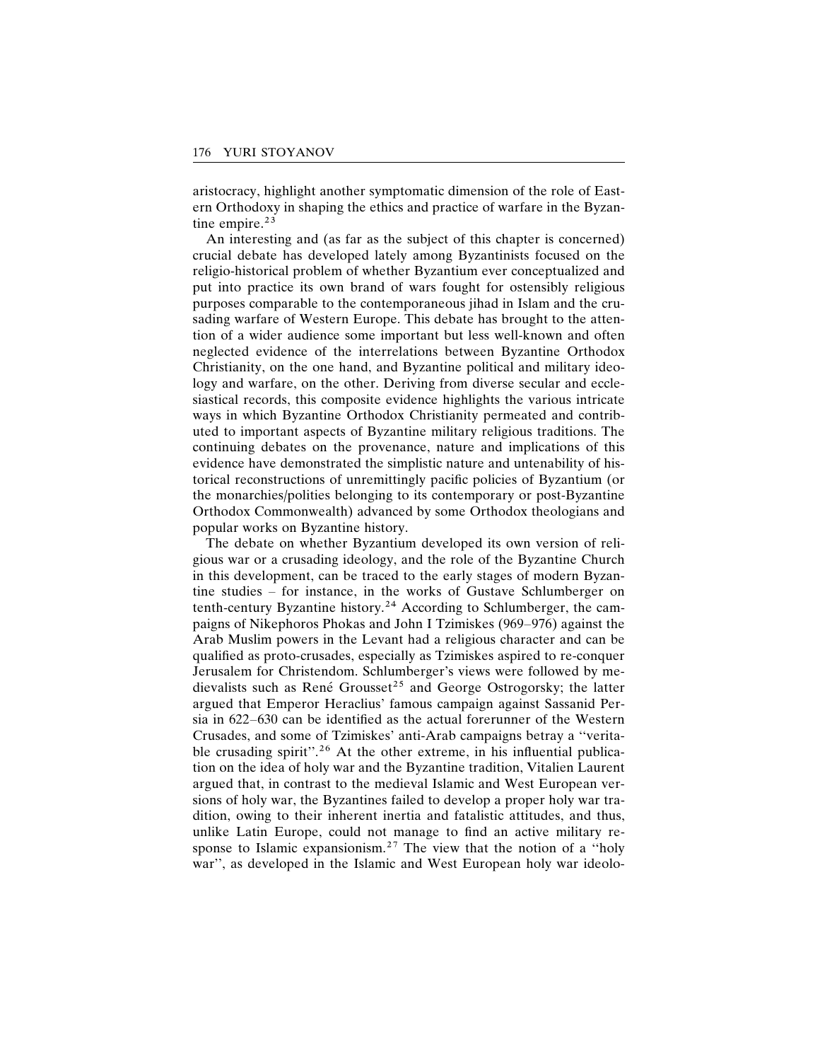aristocracy, highlight another symptomatic dimension of the role of Eastern Orthodoxy in shaping the ethics and practice of warfare in the Byzantine empire.[23]

An interesting and (as far as the subject of this chapter is concerned) crucial debate has developed lately among Byzantinists focused on the religio-historical problem of whether Byzantium ever conceptualized and put into practice its own brand of wars fought for ostensibly religious purposes comparable to the contemporaneous jihad in Islam and the crusading warfare of Western Europe. This debate has brought to the attention of a wider audience some important but less well-known and often neglected evidence of the interrelations between Byzantine Orthodox Christianity, on the one hand, and Byzantine political and military ideology and warfare, on the other. Deriving from diverse secular and ecclesiastical records, this composite evidence highlights the various intricate ways in which Byzantine Orthodox Christianity permeated and contributed to important aspects of Byzantine military religious traditions. The continuing debates on the provenance, nature and implications of this evidence have demonstrated the simplistic nature and untenability of historical reconstructions of unremittingly pacific policies of Byzantium (or the monarchies/polities belonging to its contemporary or post-Byzantine Orthodox Commonwealth) advanced by some Orthodox theologians and popular works on Byzantine history.

The debate on whether Byzantium developed its own version of religious war or a crusading ideology, and the role of the Byzantine Church in this development, can be traced to the early stages of modern Byzantine studies – for instance, in the works of Gustave Schlumberger on tenth-century Byzantine history.[24] According to Schlumberger, the campaigns of Nikephoros Phokas and John I Tzimiskes (969–976) against the Arab Muslim powers in the Levant had a religious character and can be qualified as proto-crusades, especially as Tzimiskes aspired to re-conquer Jerusalem for Christendom. Schlumberger's views were followed by medievalists such as René Grousset[25] and George Ostrogorsky; the latter argued that Emperor Heraclius' famous campaign against Sassanid Persia in 622–630 can be identified as the actual forerunner of the Western Crusades, and some of Tzimiskes' anti-Arab campaigns betray a "veritable crusading spirit".[26] At the other extreme, in his influential publication on the idea of holy war and the Byzantine tradition, Vitalien Laurent argued that, in contrast to the medieval Islamic and West European versions of holy war, the Byzantines failed to develop a proper holy war tradition, owing to their inherent inertia and fatalistic attitudes, and thus, unlike Latin Europe, could not manage to find an active military response to Islamic expansionism.[27] The view that the notion of a "holy war", as developed in the Islamic and West European holy war ideolo-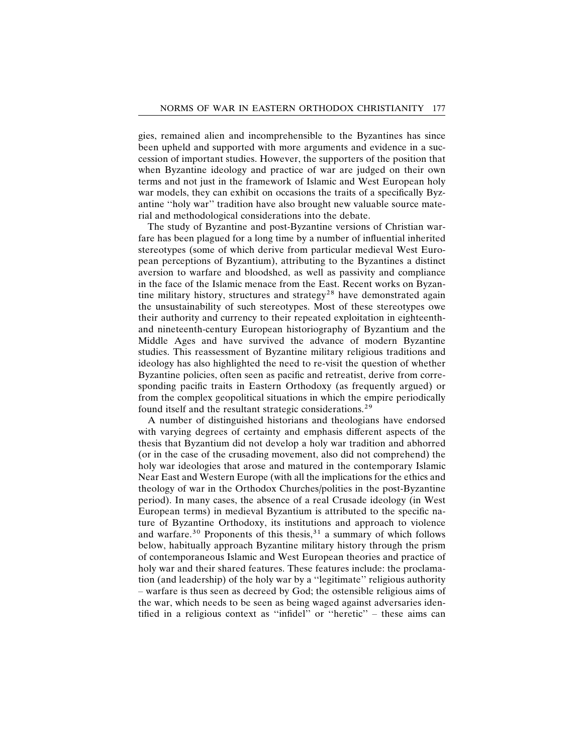gies, remained alien and incomprehensible to the Byzantines has since been upheld and supported with more arguments and evidence in a succession of important studies. However, the supporters of the position that when Byzantine ideology and practice of war are judged on their own terms and not just in the framework of Islamic and West European holy war models, they can exhibit on occasions the traits of a specifically Byzantine ''holy war'' tradition have also brought new valuable source material and methodological considerations into the debate.

The study of Byzantine and post-Byzantine versions of Christian warfare has been plagued for a long time by a number of influential inherited stereotypes (some of which derive from particular medieval West European perceptions of Byzantium), attributing to the Byzantines a distinct aversion to warfare and bloodshed, as well as passivity and compliance in the face of the Islamic menace from the East. Recent works on Byzantine military history, structures and strategy[28] have demonstrated again the unsustainability of such stereotypes. Most of these stereotypes owe their authority and currency to their repeated exploitation in eighteenth- and nineteenth-century European historiography of Byzantium and the Middle Ages and have survived the advance of modern Byzantine studies. This reassessment of Byzantine military religious traditions and ideology has also highlighted the need to re-visit the question of whether Byzantine policies, often seen as pacific and retreatist, derive from corresponding pacific traits in Eastern Orthodoxy (as frequently argued) or from the complex geopolitical situations in which the empire periodically found itself and the resultant strategic considerations.[29]

A number of distinguished historians and theologians have endorsed with varying degrees of certainty and emphasis different aspects of the thesis that Byzantium did not develop a holy war tradition and abhorred (or in the case of the crusading movement, also did not comprehend) the holy war ideologies that arose and matured in the contemporary Islamic Near East and Western Europe (with all the implications for the ethics and theology of war in the Orthodox Churches/polities in the post-Byzantine period). In many cases, the absence of a real Crusade ideology (in West European terms) in medieval Byzantium is attributed to the specific nature of Byzantine Orthodoxy, its institutions and approach to violence and warfare.[30] Proponents of this thesis,[31] a summary of which follows below, habitually approach Byzantine military history through the prism of contemporaneous Islamic and West European theories and practice of holy war and their shared features. These features include: the proclamation (and leadership) of the holy war by a ''legitimate'' religious authority – warfare is thus seen as decreed by God; the ostensible religious aims of the war, which needs to be seen as being waged against adversaries identified in a religious context as ''infidel'' or ''heretic'' – these aims can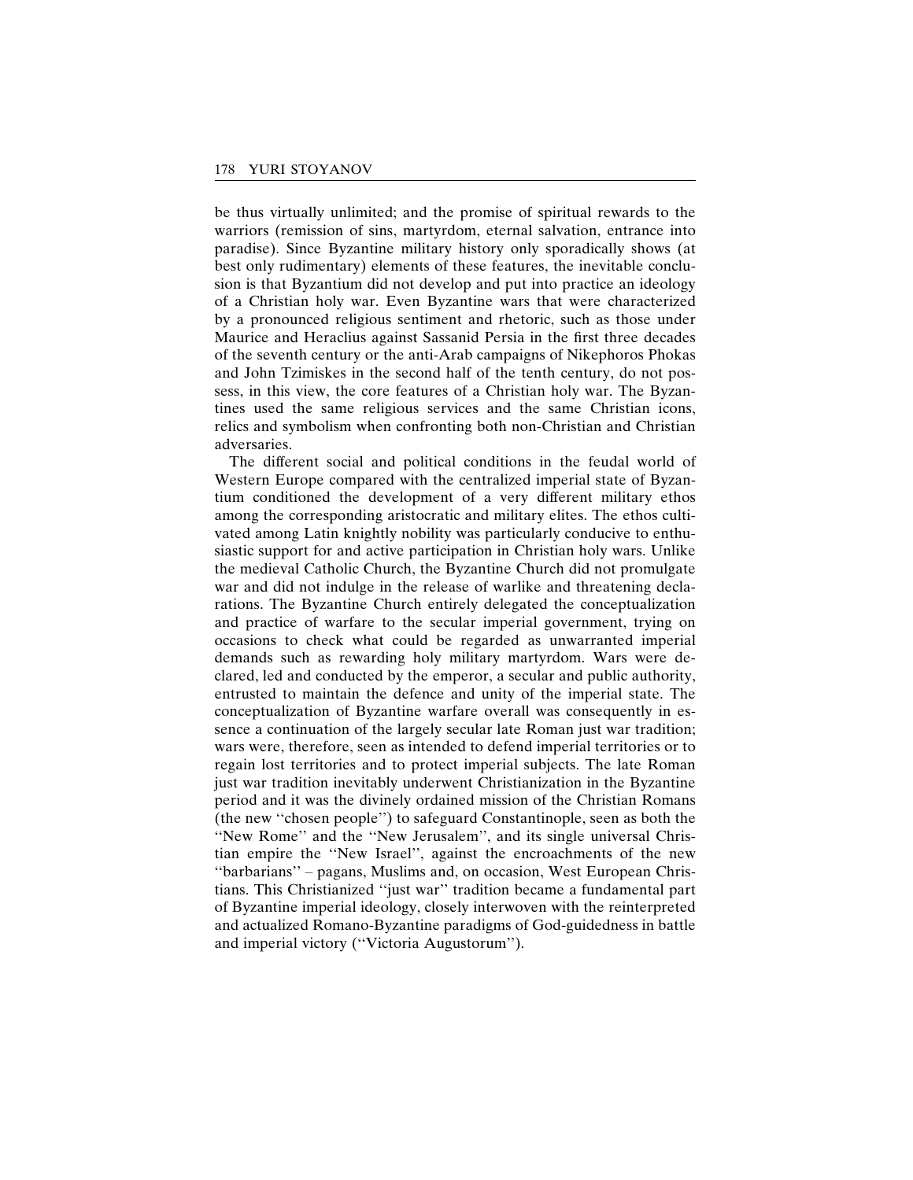be thus virtually unlimited; and the promise of spiritual rewards to the warriors (remission of sins, martyrdom, eternal salvation, entrance into paradise). Since Byzantine military history only sporadically shows (at best only rudimentary) elements of these features, the inevitable conclusion is that Byzantium did not develop and put into practice an ideology of a Christian holy war. Even Byzantine wars that were characterized by a pronounced religious sentiment and rhetoric, such as those under Maurice and Heraclius against Sassanid Persia in the first three decades of the seventh century or the anti-Arab campaigns of Nikephoros Phokas and John Tzimiskes in the second half of the tenth century, do not possess, in this view, the core features of a Christian holy war. The Byzantines used the same religious services and the same Christian icons, relics and symbolism when confronting both non-Christian and Christian adversaries.

The different social and political conditions in the feudal world of Western Europe compared with the centralized imperial state of Byzantium conditioned the development of a very different military ethos among the corresponding aristocratic and military elites. The ethos cultivated among Latin knightly nobility was particularly conducive to enthusiastic support for and active participation in Christian holy wars. Unlike the medieval Catholic Church, the Byzantine Church did not promulgate war and did not indulge in the release of warlike and threatening declarations. The Byzantine Church entirely delegated the conceptualization and practice of warfare to the secular imperial government, trying on occasions to check what could be regarded as unwarranted imperial demands such as rewarding holy military martyrdom. Wars were declared, led and conducted by the emperor, a secular and public authority, entrusted to maintain the defence and unity of the imperial state. The conceptualization of Byzantine warfare overall was consequently in essence a continuation of the largely secular late Roman just war tradition; wars were, therefore, seen as intended to defend imperial territories or to regain lost territories and to protect imperial subjects. The late Roman just war tradition inevitably underwent Christianization in the Byzantine period and it was the divinely ordained mission of the Christian Romans (the new "chosen people") to safeguard Constantinople, seen as both the "New Rome" and the "New Jerusalem", and its single universal Christian empire the "New Israel", against the encroachments of the new "barbarians" – pagans, Muslims and, on occasion, West European Christians. This Christianized "just war" tradition became a fundamental part of Byzantine imperial ideology, closely interwoven with the reinterpreted and actualized Romano-Byzantine paradigms of God-guidedness in battle and imperial victory ("Victoria Augustorum").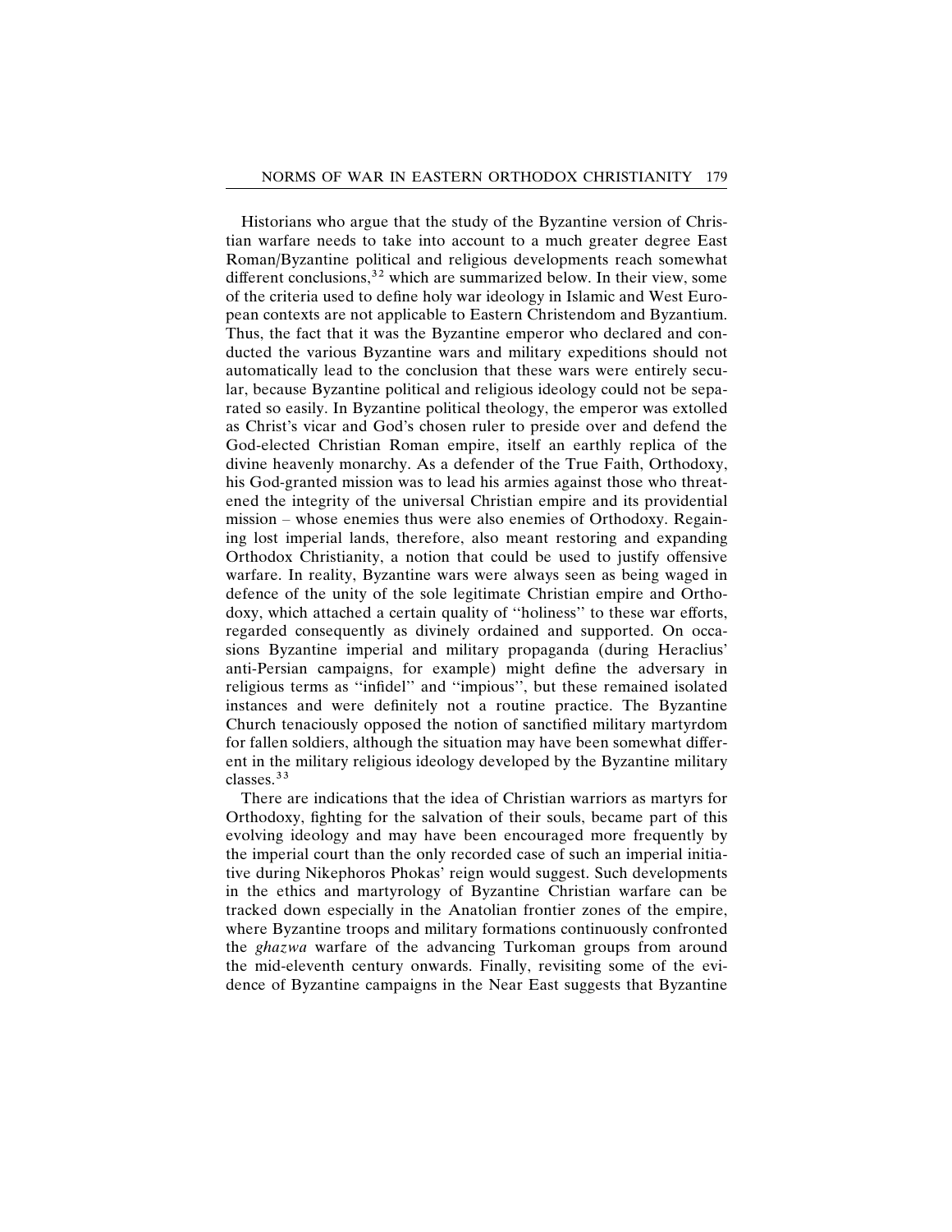Historians who argue that the study of the Byzantine version of Christian warfare needs to take into account to a much greater degree East Roman/Byzantine political and religious developments reach somewhat different conclusions,[32] which are summarized below. In their view, some of the criteria used to define holy war ideology in Islamic and West European contexts are not applicable to Eastern Christendom and Byzantium. Thus, the fact that it was the Byzantine emperor who declared and conducted the various Byzantine wars and military expeditions should not automatically lead to the conclusion that these wars were entirely secular, because Byzantine political and religious ideology could not be separated so easily. In Byzantine political theology, the emperor was extolled as Christ's vicar and God's chosen ruler to preside over and defend the God-elected Christian Roman empire, itself an earthly replica of the divine heavenly monarchy. As a defender of the True Faith, Orthodoxy, his God-granted mission was to lead his armies against those who threatened the integrity of the universal Christian empire and its providential mission – whose enemies thus were also enemies of Orthodoxy. Regaining lost imperial lands, therefore, also meant restoring and expanding Orthodox Christianity, a notion that could be used to justify offensive warfare. In reality, Byzantine wars were always seen as being waged in defence of the unity of the sole legitimate Christian empire and Orthodoxy, which attached a certain quality of ''holiness'' to these war efforts, regarded consequently as divinely ordained and supported. On occasions Byzantine imperial and military propaganda (during Heraclius' anti-Persian campaigns, for example) might define the adversary in religious terms as ''infidel'' and ''impious'', but these remained isolated instances and were definitely not a routine practice. The Byzantine Church tenaciously opposed the notion of sanctified military martyrdom for fallen soldiers, although the situation may have been somewhat different in the military religious ideology developed by the Byzantine military classes.[33]

There are indications that the idea of Christian warriors as martyrs for Orthodoxy, fighting for the salvation of their souls, became part of this evolving ideology and may have been encouraged more frequently by the imperial court than the only recorded case of such an imperial initiative during Nikephoros Phokas' reign would suggest. Such developments in the ethics and martyrology of Byzantine Christian warfare can be tracked down especially in the Anatolian frontier zones of the empire, where Byzantine troops and military formations continuously confronted the *ghazwa* warfare of the advancing Turkoman groups from around the mid-eleventh century onwards. Finally, revisiting some of the evidence of Byzantine campaigns in the Near East suggests that Byzantine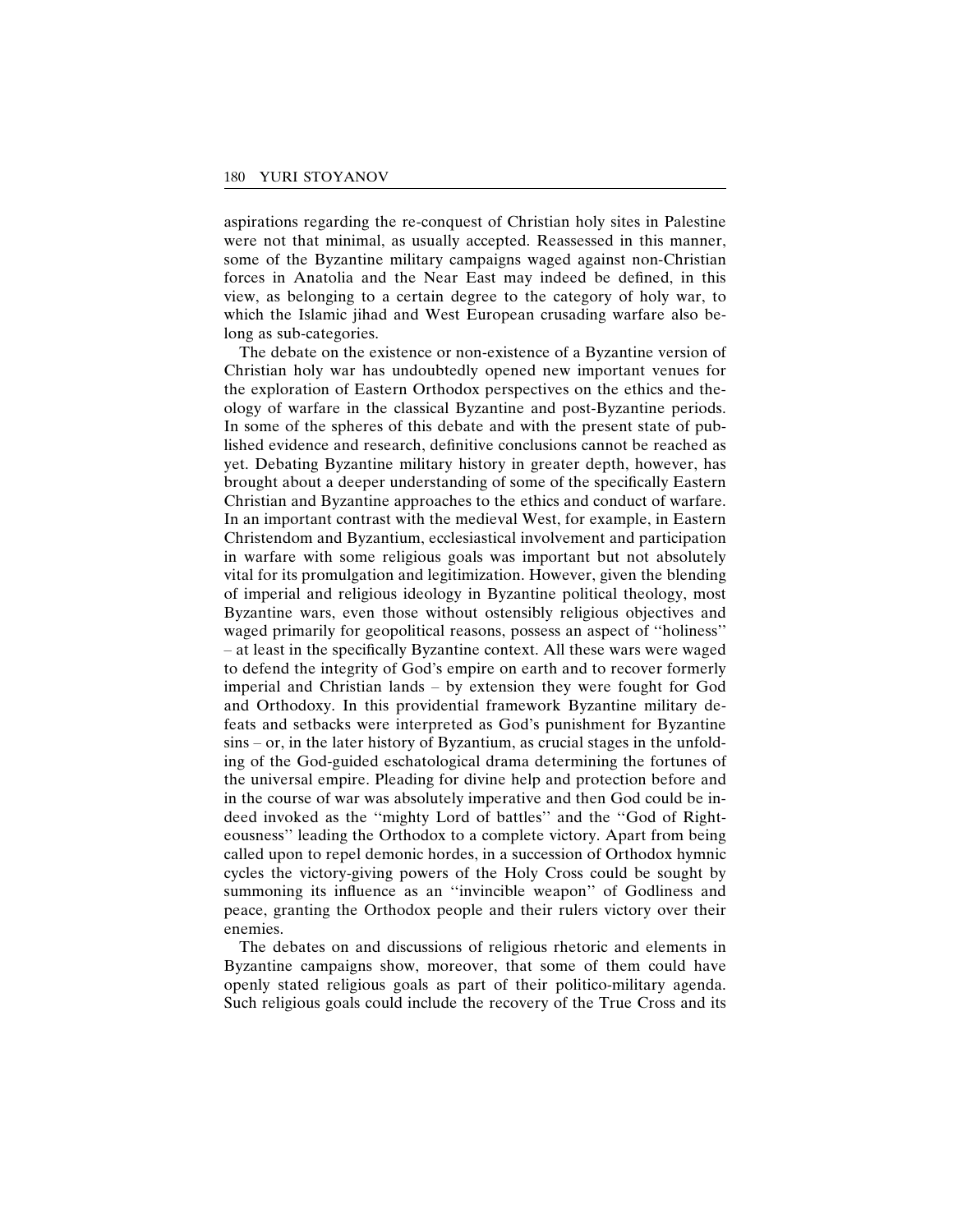aspirations regarding the re-conquest of Christian holy sites in Palestine were not that minimal, as usually accepted. Reassessed in this manner, some of the Byzantine military campaigns waged against non-Christian forces in Anatolia and the Near East may indeed be defined, in this view, as belonging to a certain degree to the category of holy war, to which the Islamic jihad and West European crusading warfare also belong as sub-categories.

The debate on the existence or non-existence of a Byzantine version of Christian holy war has undoubtedly opened new important venues for the exploration of Eastern Orthodox perspectives on the ethics and theology of warfare in the classical Byzantine and post-Byzantine periods. In some of the spheres of this debate and with the present state of published evidence and research, definitive conclusions cannot be reached as yet. Debating Byzantine military history in greater depth, however, has brought about a deeper understanding of some of the specifically Eastern Christian and Byzantine approaches to the ethics and conduct of warfare. In an important contrast with the medieval West, for example, in Eastern Christendom and Byzantium, ecclesiastical involvement and participation in warfare with some religious goals was important but not absolutely vital for its promulgation and legitimization. However, given the blending of imperial and religious ideology in Byzantine political theology, most Byzantine wars, even those without ostensibly religious objectives and waged primarily for geopolitical reasons, possess an aspect of ''holiness'' – at least in the specifically Byzantine context. All these wars were waged to defend the integrity of God's empire on earth and to recover formerly imperial and Christian lands – by extension they were fought for God and Orthodoxy. In this providential framework Byzantine military defeats and setbacks were interpreted as God's punishment for Byzantine sins – or, in the later history of Byzantium, as crucial stages in the unfolding of the God-guided eschatological drama determining the fortunes of the universal empire. Pleading for divine help and protection before and in the course of war was absolutely imperative and then God could be indeed invoked as the ''mighty Lord of battles'' and the ''God of Righteousness'' leading the Orthodox to a complete victory. Apart from being called upon to repel demonic hordes, in a succession of Orthodox hymnic cycles the victory-giving powers of the Holy Cross could be sought by summoning its influence as an ''invincible weapon'' of Godliness and peace, granting the Orthodox people and their rulers victory over their enemies.

The debates on and discussions of religious rhetoric and elements in Byzantine campaigns show, moreover, that some of them could have openly stated religious goals as part of their politico-military agenda. Such religious goals could include the recovery of the True Cross and its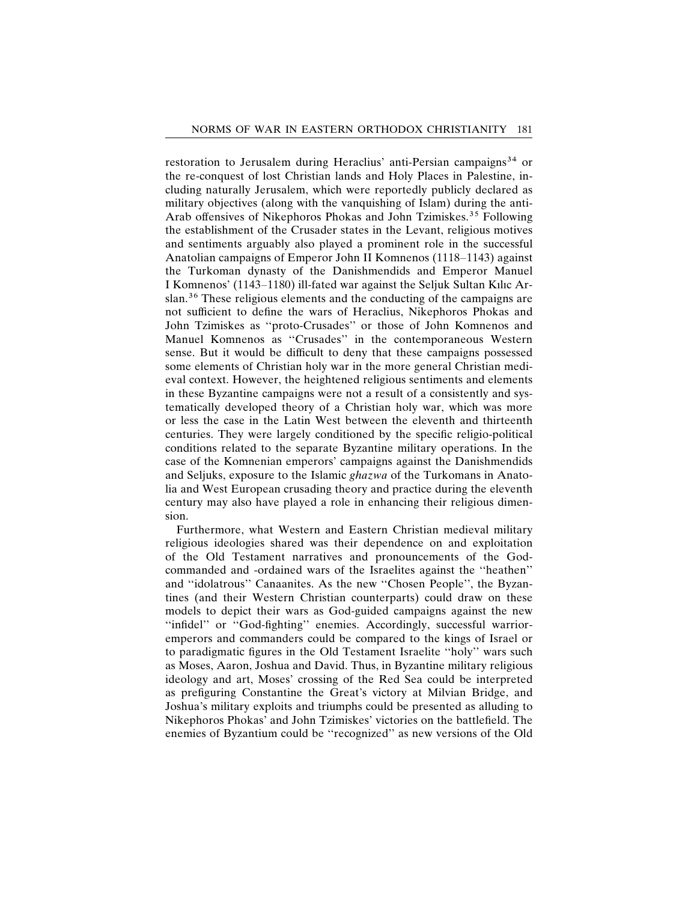restoration to Jerusalem during Heraclius' anti-Persian campaigns[34] or the re-conquest of lost Christian lands and Holy Places in Palestine, including naturally Jerusalem, which were reportedly publicly declared as military objectives (along with the vanquishing of Islam) during the anti-Arab offensives of Nikephoros Phokas and John Tzimiskes.[35] Following the establishment of the Crusader states in the Levant, religious motives and sentiments arguably also played a prominent role in the successful Anatolian campaigns of Emperor John II Komnenos (1118–1143) against the Turkoman dynasty of the Danishmendids and Emperor Manuel I Komnenos' (1143–1180) ill-fated war against the Seljuk Sultan Kılıc Arslan.[36] These religious elements and the conducting of the campaigns are not sufficient to define the wars of Heraclius, Nikephoros Phokas and John Tzimiskes as ''proto-Crusades'' or those of John Komnenos and Manuel Komnenos as ''Crusades'' in the contemporaneous Western sense. But it would be difficult to deny that these campaigns possessed some elements of Christian holy war in the more general Christian medieval context. However, the heightened religious sentiments and elements in these Byzantine campaigns were not a result of a consistently and systematically developed theory of a Christian holy war, which was more or less the case in the Latin West between the eleventh and thirteenth centuries. They were largely conditioned by the specific religio-political conditions related to the separate Byzantine military operations. In the case of the Komnenian emperors' campaigns against the Danishmendids and Seljuks, exposure to the Islamic *ghazwa* of the Turkomans in Anatolia and West European crusading theory and practice during the eleventh century may also have played a role in enhancing their religious dimension.

Furthermore, what Western and Eastern Christian medieval military religious ideologies shared was their dependence on and exploitation of the Old Testament narratives and pronouncements of the God-commanded and -ordained wars of the Israelites against the ''heathen'' and ''idolatrous'' Canaanites. As the new ''Chosen People'', the Byzantines (and their Western Christian counterparts) could draw on these models to depict their wars as God-guided campaigns against the new ''infidel'' or ''God-fighting'' enemies. Accordingly, successful warrior-emperors and commanders could be compared to the kings of Israel or to paradigmatic figures in the Old Testament Israelite ''holy'' wars such as Moses, Aaron, Joshua and David. Thus, in Byzantine military religious ideology and art, Moses' crossing of the Red Sea could be interpreted as prefiguring Constantine the Great's victory at Milvian Bridge, and Joshua's military exploits and triumphs could be presented as alluding to Nikephoros Phokas' and John Tzimiskes' victories on the battlefield. The enemies of Byzantium could be ''recognized'' as new versions of the Old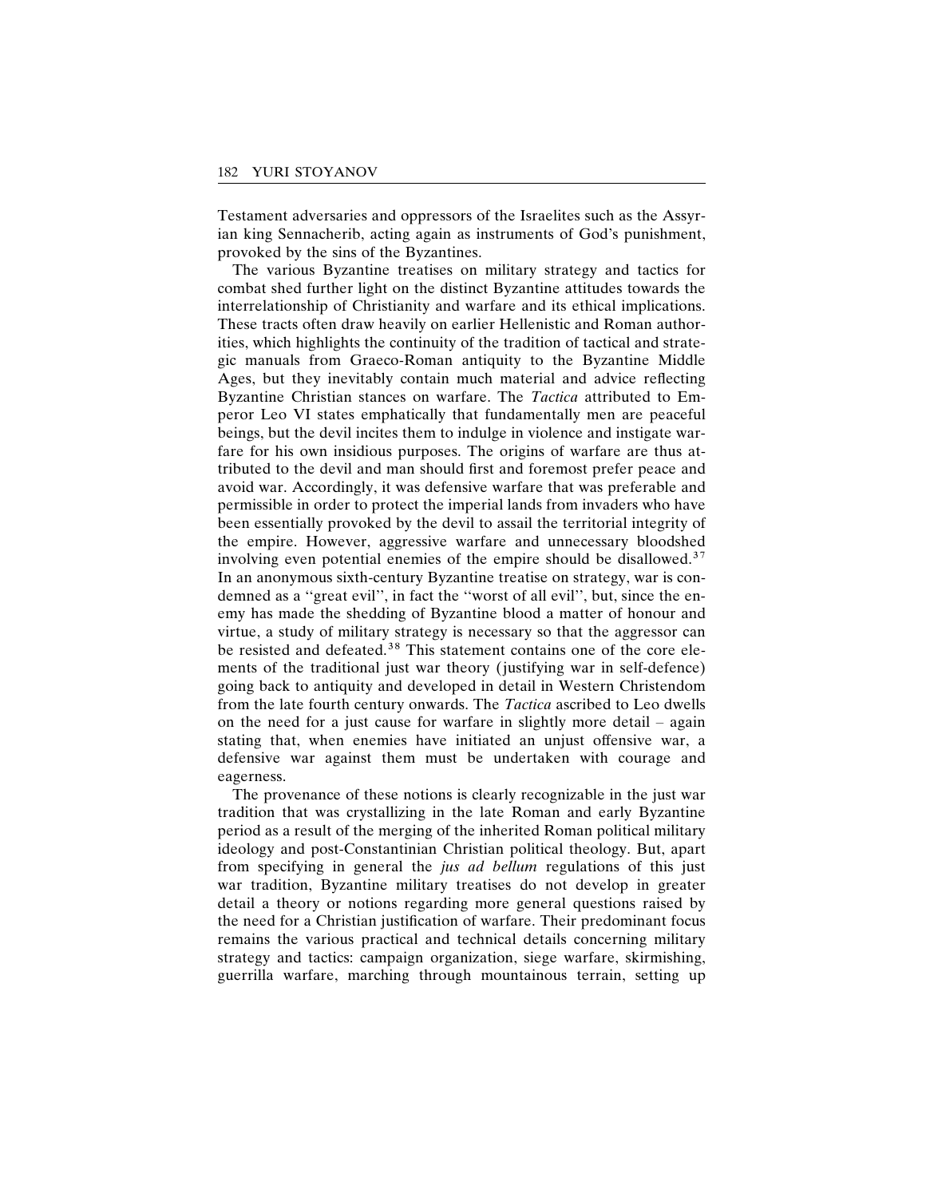Testament adversaries and oppressors of the Israelites such as the Assyrian king Sennacherib, acting again as instruments of God's punishment, provoked by the sins of the Byzantines.

The various Byzantine treatises on military strategy and tactics for combat shed further light on the distinct Byzantine attitudes towards the interrelationship of Christianity and warfare and its ethical implications. These tracts often draw heavily on earlier Hellenistic and Roman authorities, which highlights the continuity of the tradition of tactical and strategic manuals from Graeco-Roman antiquity to the Byzantine Middle Ages, but they inevitably contain much material and advice reflecting Byzantine Christian stances on warfare. The *Tactica* attributed to Emperor Leo VI states emphatically that fundamentally men are peaceful beings, but the devil incites them to indulge in violence and instigate warfare for his own insidious purposes. The origins of warfare are thus attributed to the devil and man should first and foremost prefer peace and avoid war. Accordingly, it was defensive warfare that was preferable and permissible in order to protect the imperial lands from invaders who have been essentially provoked by the devil to assail the territorial integrity of the empire. However, aggressive warfare and unnecessary bloodshed involving even potential enemies of the empire should be disallowed.[37] In an anonymous sixth-century Byzantine treatise on strategy, war is condemned as a "great evil", in fact the "worst of all evil", but, since the enemy has made the shedding of Byzantine blood a matter of honour and virtue, a study of military strategy is necessary so that the aggressor can be resisted and defeated.[38] This statement contains one of the core elements of the traditional just war theory (justifying war in self-defence) going back to antiquity and developed in detail in Western Christendom from the late fourth century onwards. The *Tactica* ascribed to Leo dwells on the need for a just cause for warfare in slightly more detail – again stating that, when enemies have initiated an unjust offensive war, a defensive war against them must be undertaken with courage and eagerness.

The provenance of these notions is clearly recognizable in the just war tradition that was crystallizing in the late Roman and early Byzantine period as a result of the merging of the inherited Roman political military ideology and post-Constantinian Christian political theology. But, apart from specifying in general the *jus ad bellum* regulations of this just war tradition, Byzantine military treatises do not develop in greater detail a theory or notions regarding more general questions raised by the need for a Christian justification of warfare. Their predominant focus remains the various practical and technical details concerning military strategy and tactics: campaign organization, siege warfare, skirmishing, guerrilla warfare, marching through mountainous terrain, setting up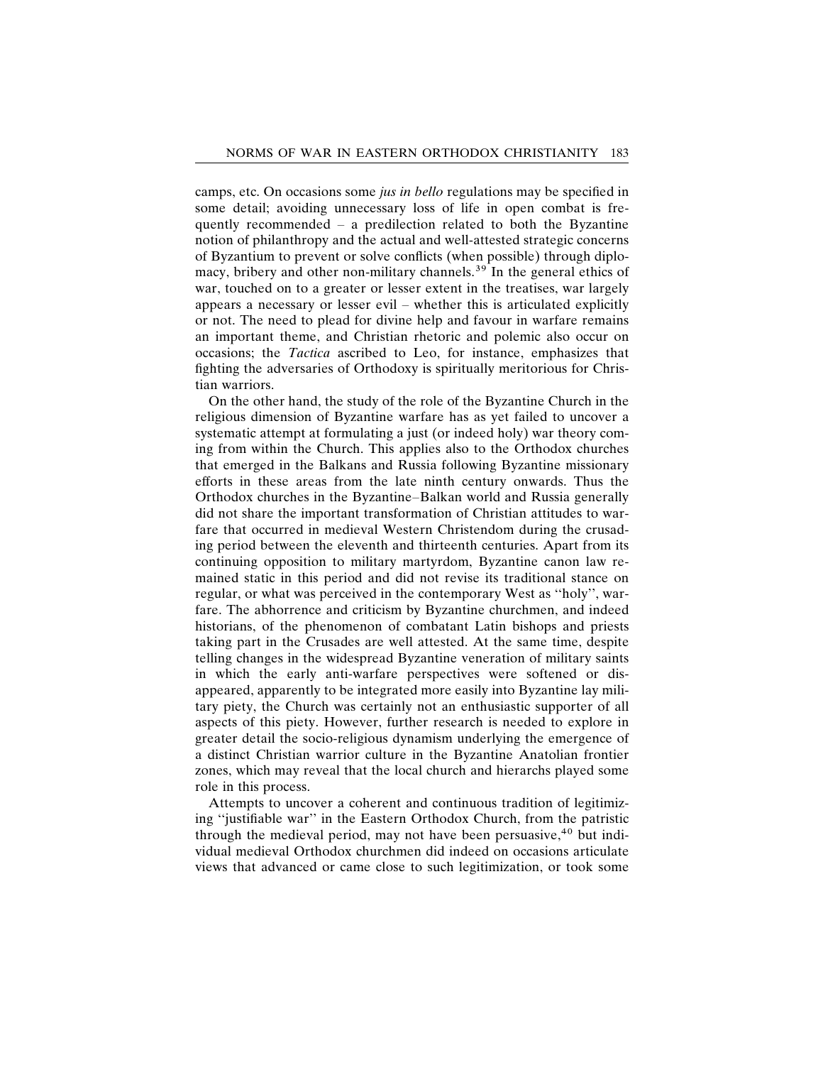camps, etc. On occasions some *jus in bello* regulations may be specified in some detail; avoiding unnecessary loss of life in open combat is frequently recommended – a predilection related to both the Byzantine notion of philanthropy and the actual and well-attested strategic concerns of Byzantium to prevent or solve conflicts (when possible) through diplomacy, bribery and other non-military channels.[39] In the general ethics of war, touched on to a greater or lesser extent in the treatises, war largely appears a necessary or lesser evil – whether this is articulated explicitly or not. The need to plead for divine help and favour in warfare remains an important theme, and Christian rhetoric and polemic also occur on occasions; the *Tactica* ascribed to Leo, for instance, emphasizes that fighting the adversaries of Orthodoxy is spiritually meritorious for Christian warriors.

On the other hand, the study of the role of the Byzantine Church in the religious dimension of Byzantine warfare has as yet failed to uncover a systematic attempt at formulating a just (or indeed holy) war theory coming from within the Church. This applies also to the Orthodox churches that emerged in the Balkans and Russia following Byzantine missionary efforts in these areas from the late ninth century onwards. Thus the Orthodox churches in the Byzantine–Balkan world and Russia generally did not share the important transformation of Christian attitudes to warfare that occurred in medieval Western Christendom during the crusading period between the eleventh and thirteenth centuries. Apart from its continuing opposition to military martyrdom, Byzantine canon law remained static in this period and did not revise its traditional stance on regular, or what was perceived in the contemporary West as "holy", warfare. The abhorrence and criticism by Byzantine churchmen, and indeed historians, of the phenomenon of combatant Latin bishops and priests taking part in the Crusades are well attested. At the same time, despite telling changes in the widespread Byzantine veneration of military saints in which the early anti-warfare perspectives were softened or disappeared, apparently to be integrated more easily into Byzantine lay military piety, the Church was certainly not an enthusiastic supporter of all aspects of this piety. However, further research is needed to explore in greater detail the socio-religious dynamism underlying the emergence of a distinct Christian warrior culture in the Byzantine Anatolian frontier zones, which may reveal that the local church and hierarchs played some role in this process.

Attempts to uncover a coherent and continuous tradition of legitimizing "justifiable war" in the Eastern Orthodox Church, from the patristic through the medieval period, may not have been persuasive,[40] but individual medieval Orthodox churchmen did indeed on occasions articulate views that advanced or came close to such legitimization, or took some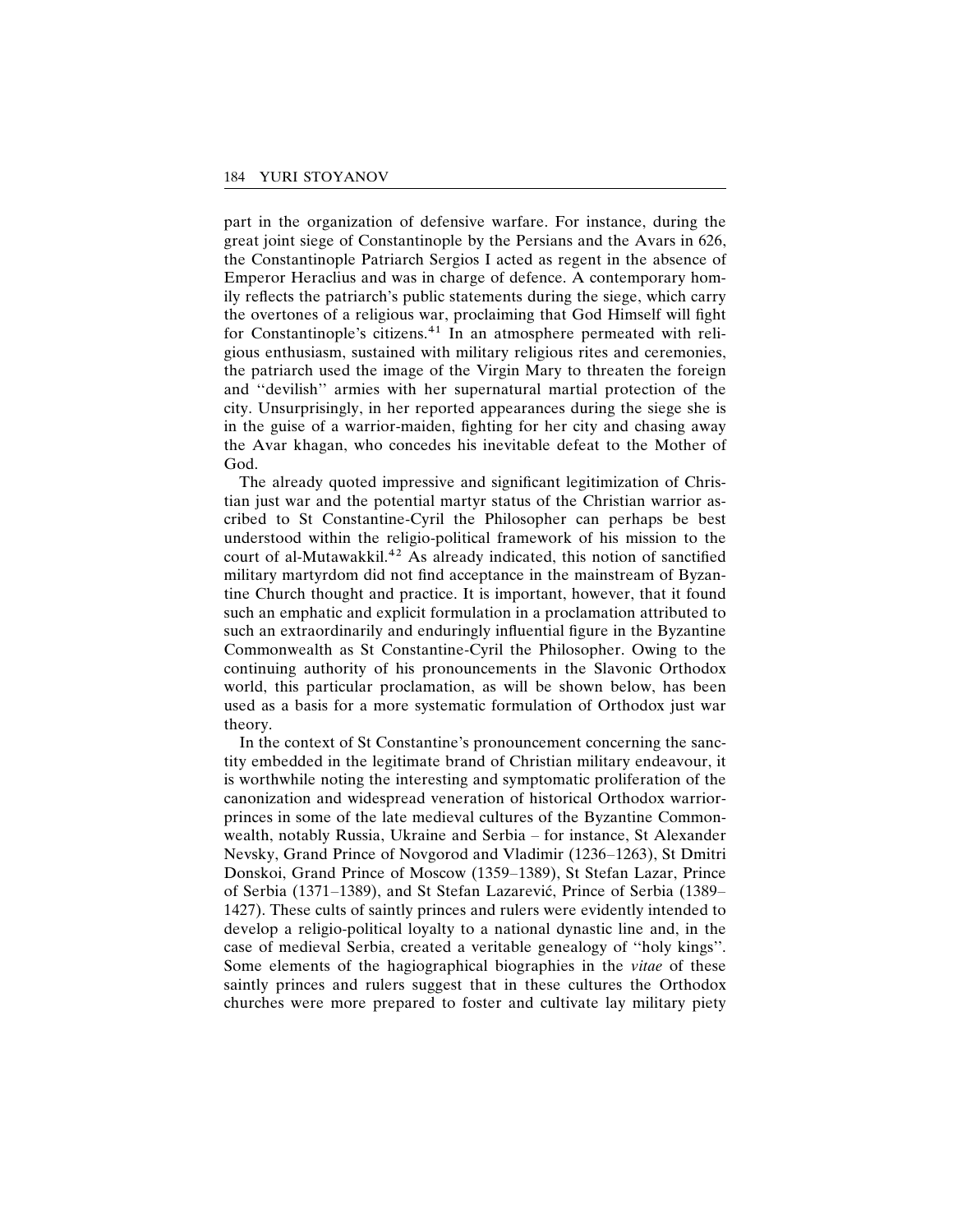part in the organization of defensive warfare. For instance, during the great joint siege of Constantinople by the Persians and the Avars in 626, the Constantinople Patriarch Sergios I acted as regent in the absence of Emperor Heraclius and was in charge of defence. A contemporary homily reflects the patriarch's public statements during the siege, which carry the overtones of a religious war, proclaiming that God Himself will fight for Constantinople's citizens.[41] In an atmosphere permeated with religious enthusiasm, sustained with military religious rites and ceremonies, the patriarch used the image of the Virgin Mary to threaten the foreign and ''devilish'' armies with her supernatural martial protection of the city. Unsurprisingly, in her reported appearances during the siege she is in the guise of a warrior-maiden, fighting for her city and chasing away the Avar khagan, who concedes his inevitable defeat to the Mother of God.

The already quoted impressive and significant legitimization of Christian just war and the potential martyr status of the Christian warrior ascribed to St Constantine-Cyril the Philosopher can perhaps be best understood within the religio-political framework of his mission to the court of al-Mutawakkil.[42] As already indicated, this notion of sanctified military martyrdom did not find acceptance in the mainstream of Byzantine Church thought and practice. It is important, however, that it found such an emphatic and explicit formulation in a proclamation attributed to such an extraordinarily and enduringly influential figure in the Byzantine Commonwealth as St Constantine-Cyril the Philosopher. Owing to the continuing authority of his pronouncements in the Slavonic Orthodox world, this particular proclamation, as will be shown below, has been used as a basis for a more systematic formulation of Orthodox just war theory.

In the context of St Constantine's pronouncement concerning the sanctity embedded in the legitimate brand of Christian military endeavour, it is worthwhile noting the interesting and symptomatic proliferation of the canonization and widespread veneration of historical Orthodox warrior-princes in some of the late medieval cultures of the Byzantine Commonwealth, notably Russia, Ukraine and Serbia – for instance, St Alexander Nevsky, Grand Prince of Novgorod and Vladimir (1236–1263), St Dmitri Donskoi, Grand Prince of Moscow (1359–1389), St Stefan Lazar, Prince of Serbia (1371–1389), and St Stefan Lazarević, Prince of Serbia (1389–1427). These cults of saintly princes and rulers were evidently intended to develop a religio-political loyalty to a national dynastic line and, in the case of medieval Serbia, created a veritable genealogy of ''holy kings''. Some elements of the hagiographical biographies in the *vitae* of these saintly princes and rulers suggest that in these cultures the Orthodox churches were more prepared to foster and cultivate lay military piety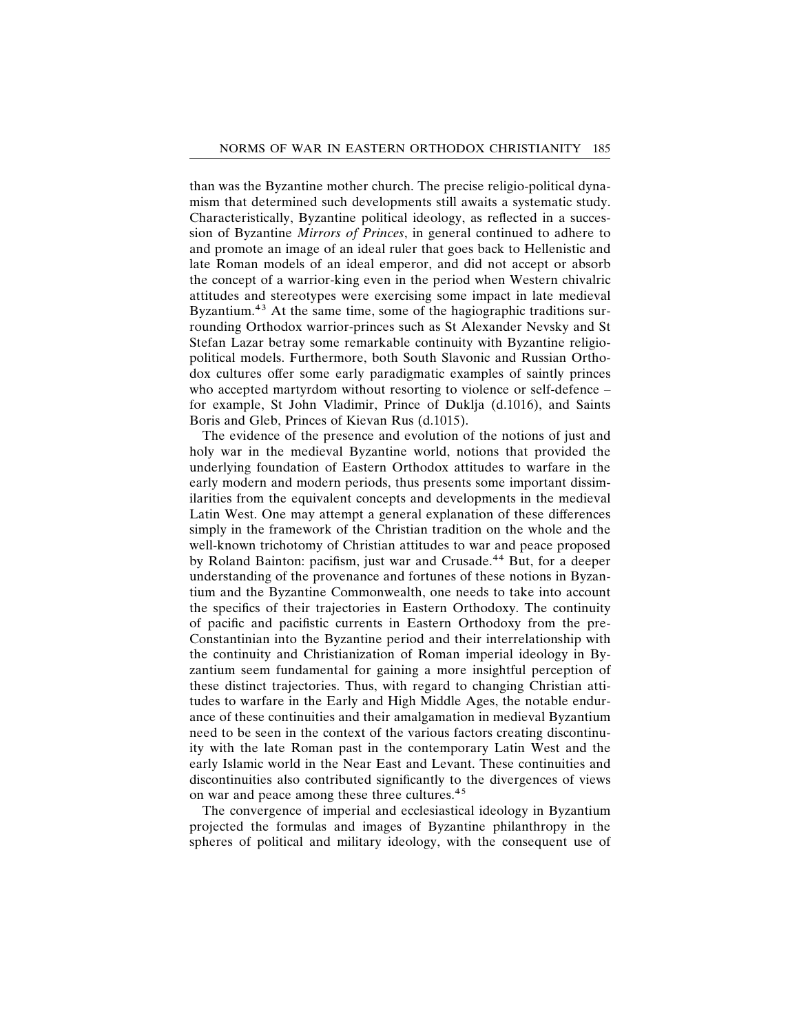than was the Byzantine mother church. The precise religio-political dynamism that determined such developments still awaits a systematic study. Characteristically, Byzantine political ideology, as reflected in a succession of Byzantine *Mirrors of Princes*, in general continued to adhere to and promote an image of an ideal ruler that goes back to Hellenistic and late Roman models of an ideal emperor, and did not accept or absorb the concept of a warrior-king even in the period when Western chivalric attitudes and stereotypes were exercising some impact in late medieval Byzantium.[43] At the same time, some of the hagiographic traditions surrounding Orthodox warrior-princes such as St Alexander Nevsky and St Stefan Lazar betray some remarkable continuity with Byzantine religio-political models. Furthermore, both South Slavonic and Russian Orthodox cultures offer some early paradigmatic examples of saintly princes who accepted martyrdom without resorting to violence or self-defence – for example, St John Vladimir, Prince of Duklja (d.1016), and Saints Boris and Gleb, Princes of Kievan Rus (d.1015).

The evidence of the presence and evolution of the notions of just and holy war in the medieval Byzantine world, notions that provided the underlying foundation of Eastern Orthodox attitudes to warfare in the early modern and modern periods, thus presents some important dissimilarities from the equivalent concepts and developments in the medieval Latin West. One may attempt a general explanation of these differences simply in the framework of the Christian tradition on the whole and the well-known trichotomy of Christian attitudes to war and peace proposed by Roland Bainton: pacifism, just war and Crusade.[44] But, for a deeper understanding of the provenance and fortunes of these notions in Byzantium and the Byzantine Commonwealth, one needs to take into account the specifics of their trajectories in Eastern Orthodoxy. The continuity of pacific and pacifistic currents in Eastern Orthodoxy from the pre-Constantinian into the Byzantine period and their interrelationship with the continuity and Christianization of Roman imperial ideology in Byzantium seem fundamental for gaining a more insightful perception of these distinct trajectories. Thus, with regard to changing Christian attitudes to warfare in the Early and High Middle Ages, the notable endurance of these continuities and their amalgamation in medieval Byzantium need to be seen in the context of the various factors creating discontinuity with the late Roman past in the contemporary Latin West and the early Islamic world in the Near East and Levant. These continuities and discontinuities also contributed significantly to the divergences of views on war and peace among these three cultures.[45]

The convergence of imperial and ecclesiastical ideology in Byzantium projected the formulas and images of Byzantine philanthropy in the spheres of political and military ideology, with the consequent use of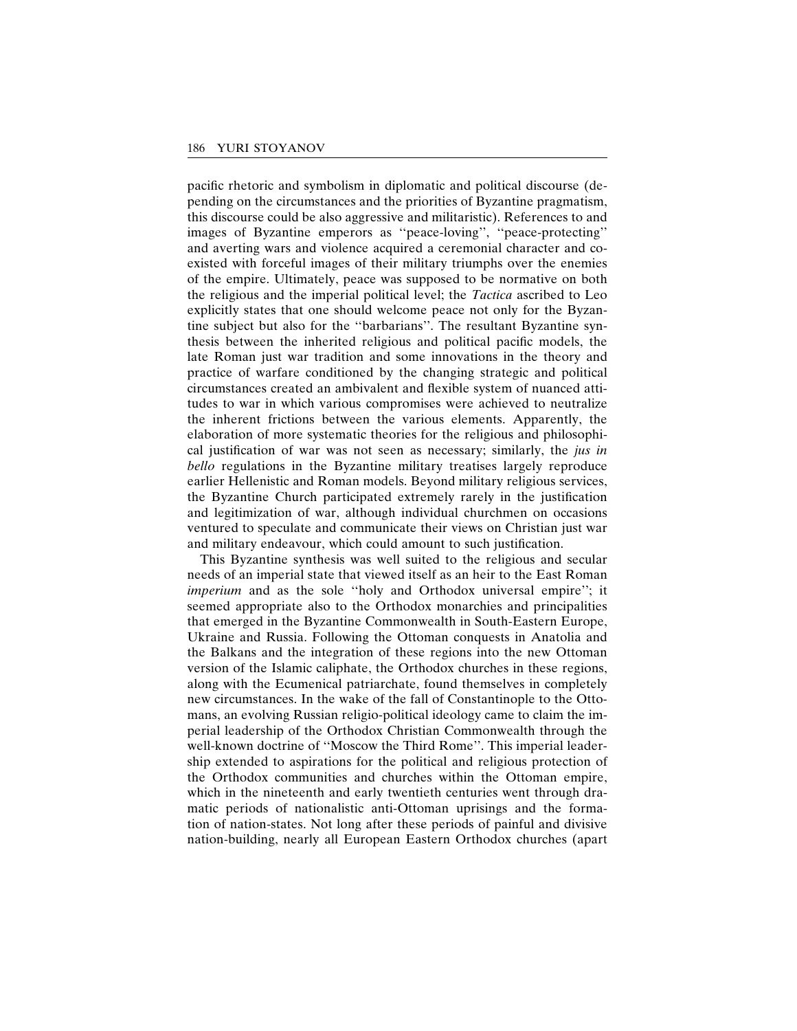pacific rhetoric and symbolism in diplomatic and political discourse (depending on the circumstances and the priorities of Byzantine pragmatism, this discourse could be also aggressive and militaristic). References to and images of Byzantine emperors as ''peace-loving'', ''peace-protecting'' and averting wars and violence acquired a ceremonial character and coexisted with forceful images of their military triumphs over the enemies of the empire. Ultimately, peace was supposed to be normative on both the religious and the imperial political level; the *Tactica* ascribed to Leo explicitly states that one should welcome peace not only for the Byzantine subject but also for the ''barbarians''. The resultant Byzantine synthesis between the inherited religious and political pacific models, the late Roman just war tradition and some innovations in the theory and practice of warfare conditioned by the changing strategic and political circumstances created an ambivalent and flexible system of nuanced attitudes to war in which various compromises were achieved to neutralize the inherent frictions between the various elements. Apparently, the elaboration of more systematic theories for the religious and philosophical justification of war was not seen as necessary; similarly, the *jus in bello* regulations in the Byzantine military treatises largely reproduce earlier Hellenistic and Roman models. Beyond military religious services, the Byzantine Church participated extremely rarely in the justification and legitimization of war, although individual churchmen on occasions ventured to speculate and communicate their views on Christian just war and military endeavour, which could amount to such justification.

This Byzantine synthesis was well suited to the religious and secular needs of an imperial state that viewed itself as an heir to the East Roman *imperium* and as the sole ''holy and Orthodox universal empire''; it seemed appropriate also to the Orthodox monarchies and principalities that emerged in the Byzantine Commonwealth in South-Eastern Europe, Ukraine and Russia. Following the Ottoman conquests in Anatolia and the Balkans and the integration of these regions into the new Ottoman version of the Islamic caliphate, the Orthodox churches in these regions, along with the Ecumenical patriarchate, found themselves in completely new circumstances. In the wake of the fall of Constantinople to the Ottomans, an evolving Russian religio-political ideology came to claim the imperial leadership of the Orthodox Christian Commonwealth through the well-known doctrine of ''Moscow the Third Rome''. This imperial leadership extended to aspirations for the political and religious protection of the Orthodox communities and churches within the Ottoman empire, which in the nineteenth and early twentieth centuries went through dramatic periods of nationalistic anti-Ottoman uprisings and the formation of nation-states. Not long after these periods of painful and divisive nation-building, nearly all European Eastern Orthodox churches (apart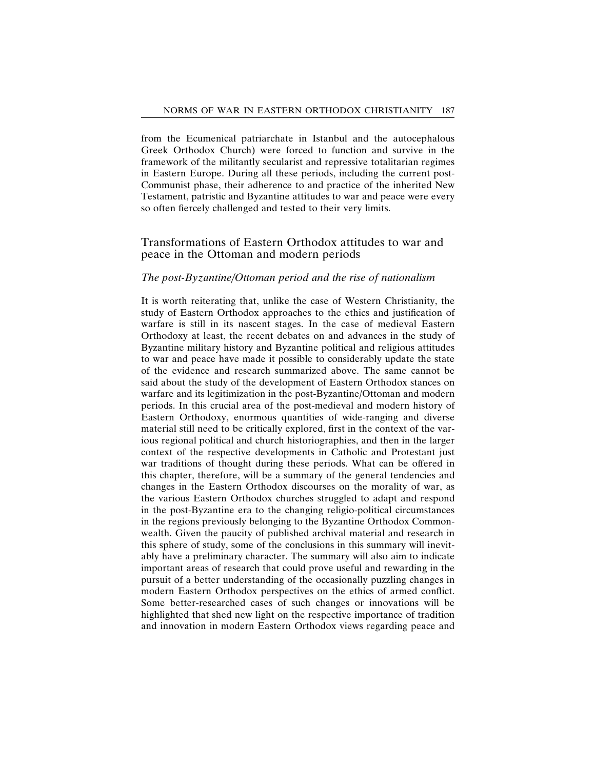from the Ecumenical patriarchate in Istanbul and the autocephalous Greek Orthodox Church) were forced to function and survive in the framework of the militantly secularist and repressive totalitarian regimes in Eastern Europe. During all these periods, including the current post-Communist phase, their adherence to and practice of the inherited New Testament, patristic and Byzantine attitudes to war and peace were every so often fiercely challenged and tested to their very limits.

## Transformations of Eastern Orthodox attitudes to war and peace in the Ottoman and modern periods

### *The post-Byzantine/Ottoman period and the rise of nationalism*

It is worth reiterating that, unlike the case of Western Christianity, the study of Eastern Orthodox approaches to the ethics and justification of warfare is still in its nascent stages. In the case of medieval Eastern Orthodoxy at least, the recent debates on and advances in the study of Byzantine military history and Byzantine political and religious attitudes to war and peace have made it possible to considerably update the state of the evidence and research summarized above. The same cannot be said about the study of the development of Eastern Orthodox stances on warfare and its legitimization in the post-Byzantine/Ottoman and modern periods. In this crucial area of the post-medieval and modern history of Eastern Orthodoxy, enormous quantities of wide-ranging and diverse material still need to be critically explored, first in the context of the various regional political and church historiographies, and then in the larger context of the respective developments in Catholic and Protestant just war traditions of thought during these periods. What can be offered in this chapter, therefore, will be a summary of the general tendencies and changes in the Eastern Orthodox discourses on the morality of war, as the various Eastern Orthodox churches struggled to adapt and respond in the post-Byzantine era to the changing religio-political circumstances in the regions previously belonging to the Byzantine Orthodox Commonwealth. Given the paucity of published archival material and research in this sphere of study, some of the conclusions in this summary will inevitably have a preliminary character. The summary will also aim to indicate important areas of research that could prove useful and rewarding in the pursuit of a better understanding of the occasionally puzzling changes in modern Eastern Orthodox perspectives on the ethics of armed conflict. Some better-researched cases of such changes or innovations will be highlighted that shed new light on the respective importance of tradition and innovation in modern Eastern Orthodox views regarding peace and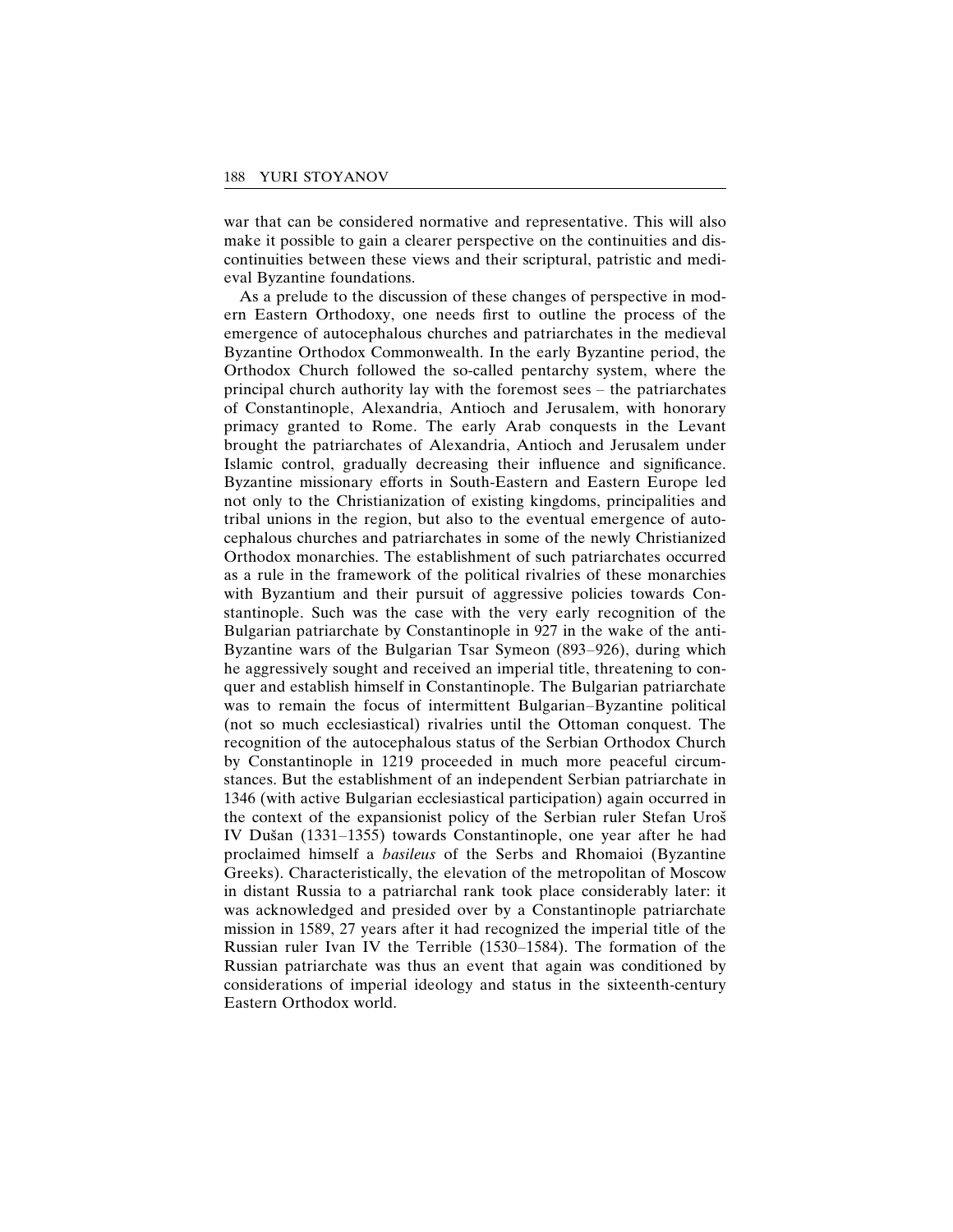war that can be considered normative and representative. This will also make it possible to gain a clearer perspective on the continuities and discontinuities between these views and their scriptural, patristic and medieval Byzantine foundations.

As a prelude to the discussion of these changes of perspective in modern Eastern Orthodoxy, one needs first to outline the process of the emergence of autocephalous churches and patriarchates in the medieval Byzantine Orthodox Commonwealth. In the early Byzantine period, the Orthodox Church followed the so-called pentarchy system, where the principal church authority lay with the foremost sees – the patriarchates of Constantinople, Alexandria, Antioch and Jerusalem, with honorary primacy granted to Rome. The early Arab conquests in the Levant brought the patriarchates of Alexandria, Antioch and Jerusalem under Islamic control, gradually decreasing their influence and significance. Byzantine missionary efforts in South-Eastern and Eastern Europe led not only to the Christianization of existing kingdoms, principalities and tribal unions in the region, but also to the eventual emergence of autocephalous churches and patriarchates in some of the newly Christianized Orthodox monarchies. The establishment of such patriarchates occurred as a rule in the framework of the political rivalries of these monarchies with Byzantium and their pursuit of aggressive policies towards Constantinople. Such was the case with the very early recognition of the Bulgarian patriarchate by Constantinople in 927 in the wake of the anti-Byzantine wars of the Bulgarian Tsar Symeon (893–926), during which he aggressively sought and received an imperial title, threatening to conquer and establish himself in Constantinople. The Bulgarian patriarchate was to remain the focus of intermittent Bulgarian–Byzantine political (not so much ecclesiastical) rivalries until the Ottoman conquest. The recognition of the autocephalous status of the Serbian Orthodox Church by Constantinople in 1219 proceeded in much more peaceful circumstances. But the establishment of an independent Serbian patriarchate in 1346 (with active Bulgarian ecclesiastical participation) again occurred in the context of the expansionist policy of the Serbian ruler Stefan Uroš IV Dušan (1331–1355) towards Constantinople, one year after he had proclaimed himself a *basileus* of the Serbs and Rhomaioi (Byzantine Greeks). Characteristically, the elevation of the metropolitan of Moscow in distant Russia to a patriarchal rank took place considerably later: it was acknowledged and presided over by a Constantinople patriarchate mission in 1589, 27 years after it had recognized the imperial title of the Russian ruler Ivan IV the Terrible (1530–1584). The formation of the Russian patriarchate was thus an event that again was conditioned by considerations of imperial ideology and status in the sixteenth-century Eastern Orthodox world.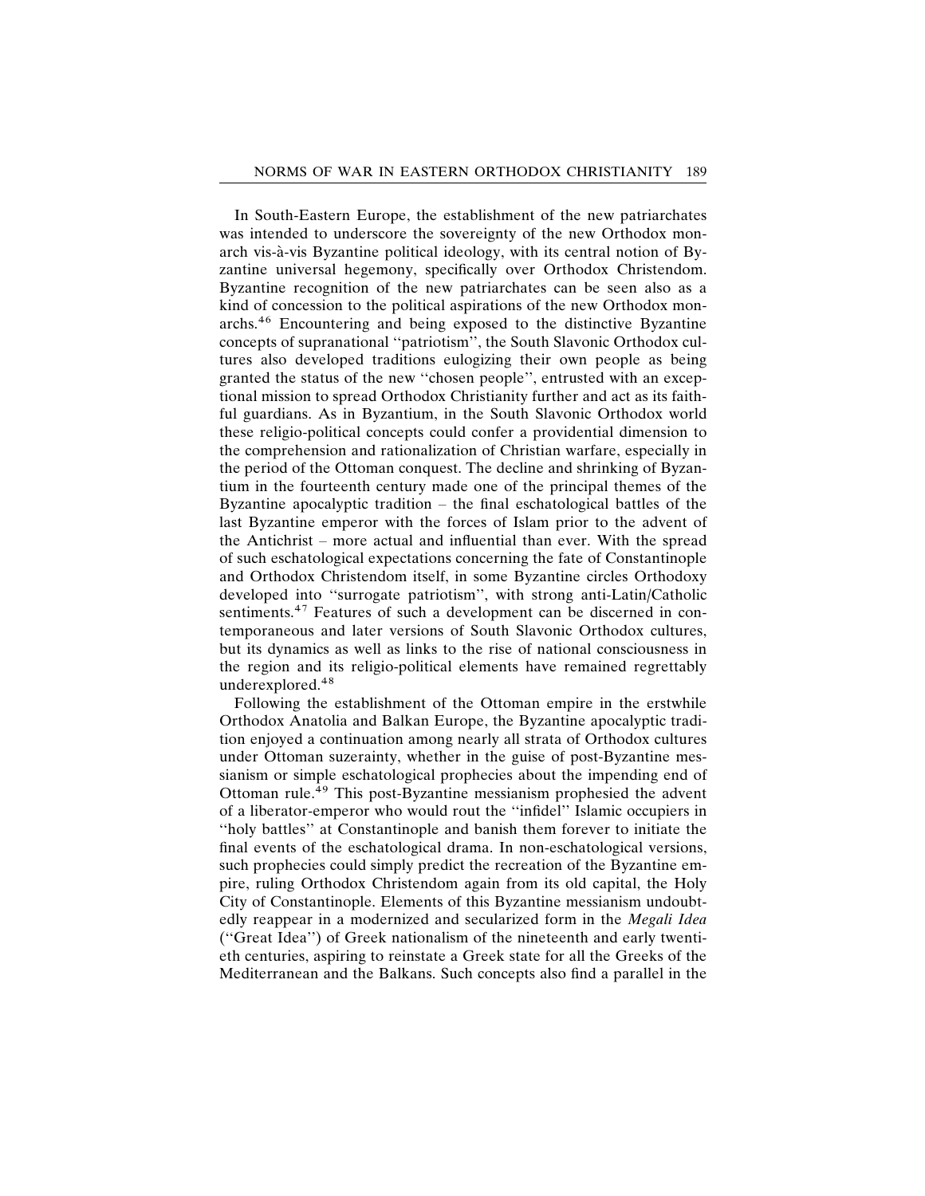In South-Eastern Europe, the establishment of the new patriarchates was intended to underscore the sovereignty of the new Orthodox monarch vis-à-vis Byzantine political ideology, with its central notion of Byzantine universal hegemony, specifically over Orthodox Christendom. Byzantine recognition of the new patriarchates can be seen also as a kind of concession to the political aspirations of the new Orthodox monarchs.[46] Encountering and being exposed to the distinctive Byzantine concepts of supranational ''patriotism'', the South Slavonic Orthodox cultures also developed traditions eulogizing their own people as being granted the status of the new ''chosen people'', entrusted with an exceptional mission to spread Orthodox Christianity further and act as its faithful guardians. As in Byzantium, in the South Slavonic Orthodox world these religio-political concepts could confer a providential dimension to the comprehension and rationalization of Christian warfare, especially in the period of the Ottoman conquest. The decline and shrinking of Byzantium in the fourteenth century made one of the principal themes of the Byzantine apocalyptic tradition – the final eschatological battles of the last Byzantine emperor with the forces of Islam prior to the advent of the Antichrist – more actual and influential than ever. With the spread of such eschatological expectations concerning the fate of Constantinople and Orthodox Christendom itself, in some Byzantine circles Orthodoxy developed into ''surrogate patriotism'', with strong anti-Latin/Catholic sentiments.[47] Features of such a development can be discerned in contemporaneous and later versions of South Slavonic Orthodox cultures, but its dynamics as well as links to the rise of national consciousness in the region and its religio-political elements have remained regrettably underexplored.[48]

Following the establishment of the Ottoman empire in the erstwhile Orthodox Anatolia and Balkan Europe, the Byzantine apocalyptic tradition enjoyed a continuation among nearly all strata of Orthodox cultures under Ottoman suzerainty, whether in the guise of post-Byzantine messianism or simple eschatological prophecies about the impending end of Ottoman rule.[49] This post-Byzantine messianism prophesied the advent of a liberator-emperor who would rout the ''infidel'' Islamic occupiers in ''holy battles'' at Constantinople and banish them forever to initiate the final events of the eschatological drama. In non-eschatological versions, such prophecies could simply predict the recreation of the Byzantine empire, ruling Orthodox Christendom again from its old capital, the Holy City of Constantinople. Elements of this Byzantine messianism undoubtedly reappear in a modernized and secularized form in the *Megali Idea* (''Great Idea'') of Greek nationalism of the nineteenth and early twentieth centuries, aspiring to reinstate a Greek state for all the Greeks of the Mediterranean and the Balkans. Such concepts also find a parallel in the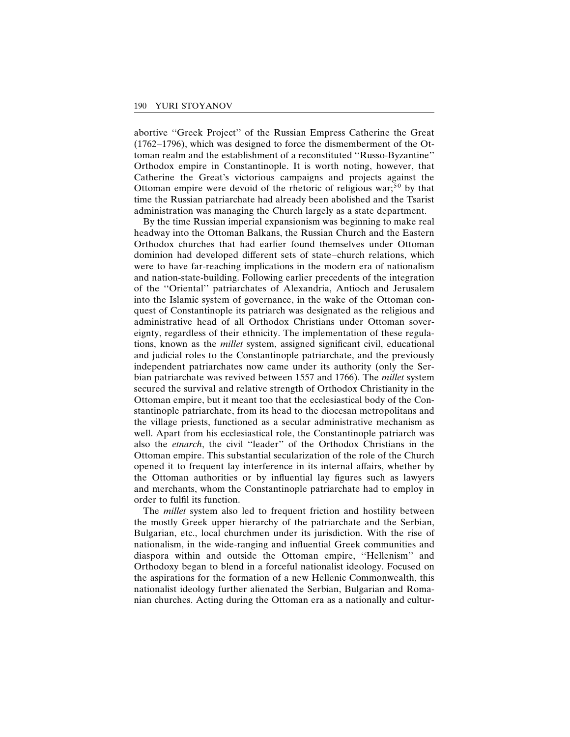abortive ''Greek Project'' of the Russian Empress Catherine the Great (1762–1796), which was designed to force the dismemberment of the Ottoman realm and the establishment of a reconstituted ''Russo-Byzantine'' Orthodox empire in Constantinople. It is worth noting, however, that Catherine the Great's victorious campaigns and projects against the Ottoman empire were devoid of the rhetoric of religious war;[50] by that time the Russian patriarchate had already been abolished and the Tsarist administration was managing the Church largely as a state department.

By the time Russian imperial expansionism was beginning to make real headway into the Ottoman Balkans, the Russian Church and the Eastern Orthodox churches that had earlier found themselves under Ottoman dominion had developed different sets of state–church relations, which were to have far-reaching implications in the modern era of nationalism and nation-state-building. Following earlier precedents of the integration of the ''Oriental'' patriarchates of Alexandria, Antioch and Jerusalem into the Islamic system of governance, in the wake of the Ottoman conquest of Constantinople its patriarch was designated as the religious and administrative head of all Orthodox Christians under Ottoman sovereignty, regardless of their ethnicity. The implementation of these regulations, known as the *millet* system, assigned significant civil, educational and judicial roles to the Constantinople patriarchate, and the previously independent patriarchates now came under its authority (only the Serbian patriarchate was revived between 1557 and 1766). The *millet* system secured the survival and relative strength of Orthodox Christianity in the Ottoman empire, but it meant too that the ecclesiastical body of the Constantinople patriarchate, from its head to the diocesan metropolitans and the village priests, functioned as a secular administrative mechanism as well. Apart from his ecclesiastical role, the Constantinople patriarch was also the *etnarch*, the civil ''leader'' of the Orthodox Christians in the Ottoman empire. This substantial secularization of the role of the Church opened it to frequent lay interference in its internal affairs, whether by the Ottoman authorities or by influential lay figures such as lawyers and merchants, whom the Constantinople patriarchate had to employ in order to fulfil its function.

The *millet* system also led to frequent friction and hostility between the mostly Greek upper hierarchy of the patriarchate and the Serbian, Bulgarian, etc., local churchmen under its jurisdiction. With the rise of nationalism, in the wide-ranging and influential Greek communities and diaspora within and outside the Ottoman empire, ''Hellenism'' and Orthodoxy began to blend in a forceful nationalist ideology. Focused on the aspirations for the formation of a new Hellenic Commonwealth, this nationalist ideology further alienated the Serbian, Bulgarian and Romanian churches. Acting during the Ottoman era as a nationally and cultur-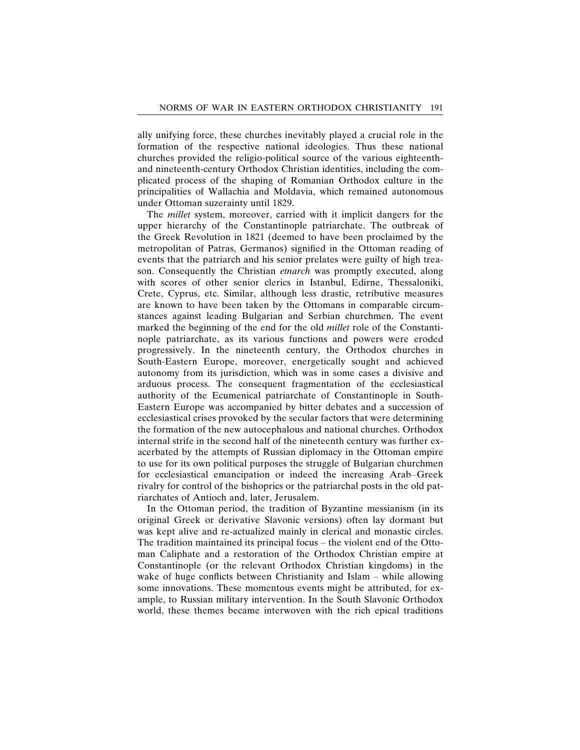ally unifying force, these churches inevitably played a crucial role in the formation of the respective national ideologies. Thus these national churches provided the religio-political source of the various eighteenth- and nineteenth-century Orthodox Christian identities, including the complicated process of the shaping of Romanian Orthodox culture in the principalities of Wallachia and Moldavia, which remained autonomous under Ottoman suzerainty until 1829.

The *millet* system, moreover, carried with it implicit dangers for the upper hierarchy of the Constantinople patriarchate. The outbreak of the Greek Revolution in 1821 (deemed to have been proclaimed by the metropolitan of Patras, Germanos) signified in the Ottoman reading of events that the patriarch and his senior prelates were guilty of high treason. Consequently the Christian *etnarch* was promptly executed, along with scores of other senior clerics in Istanbul, Edirne, Thessaloniki, Crete, Cyprus, etc. Similar, although less drastic, retributive measures are known to have been taken by the Ottomans in comparable circumstances against leading Bulgarian and Serbian churchmen. The event marked the beginning of the end for the old *millet* role of the Constantinople patriarchate, as its various functions and powers were eroded progressively. In the nineteenth century, the Orthodox churches in South-Eastern Europe, moreover, energetically sought and achieved autonomy from its jurisdiction, which was in some cases a divisive and arduous process. The consequent fragmentation of the ecclesiastical authority of the Ecumenical patriarchate of Constantinople in South-Eastern Europe was accompanied by bitter debates and a succession of ecclesiastical crises provoked by the secular factors that were determining the formation of the new autocephalous and national churches. Orthodox internal strife in the second half of the nineteenth century was further exacerbated by the attempts of Russian diplomacy in the Ottoman empire to use for its own political purposes the struggle of Bulgarian churchmen for ecclesiastical emancipation or indeed the increasing Arab–Greek rivalry for control of the bishoprics or the patriarchal posts in the old patriarchates of Antioch and, later, Jerusalem.

In the Ottoman period, the tradition of Byzantine messianism (in its original Greek or derivative Slavonic versions) often lay dormant but was kept alive and re-actualized mainly in clerical and monastic circles. The tradition maintained its principal focus – the violent end of the Ottoman Caliphate and a restoration of the Orthodox Christian empire at Constantinople (or the relevant Orthodox Christian kingdoms) in the wake of huge conflicts between Christianity and Islam – while allowing some innovations. These momentous events might be attributed, for example, to Russian military intervention. In the South Slavonic Orthodox world, these themes became interwoven with the rich epical traditions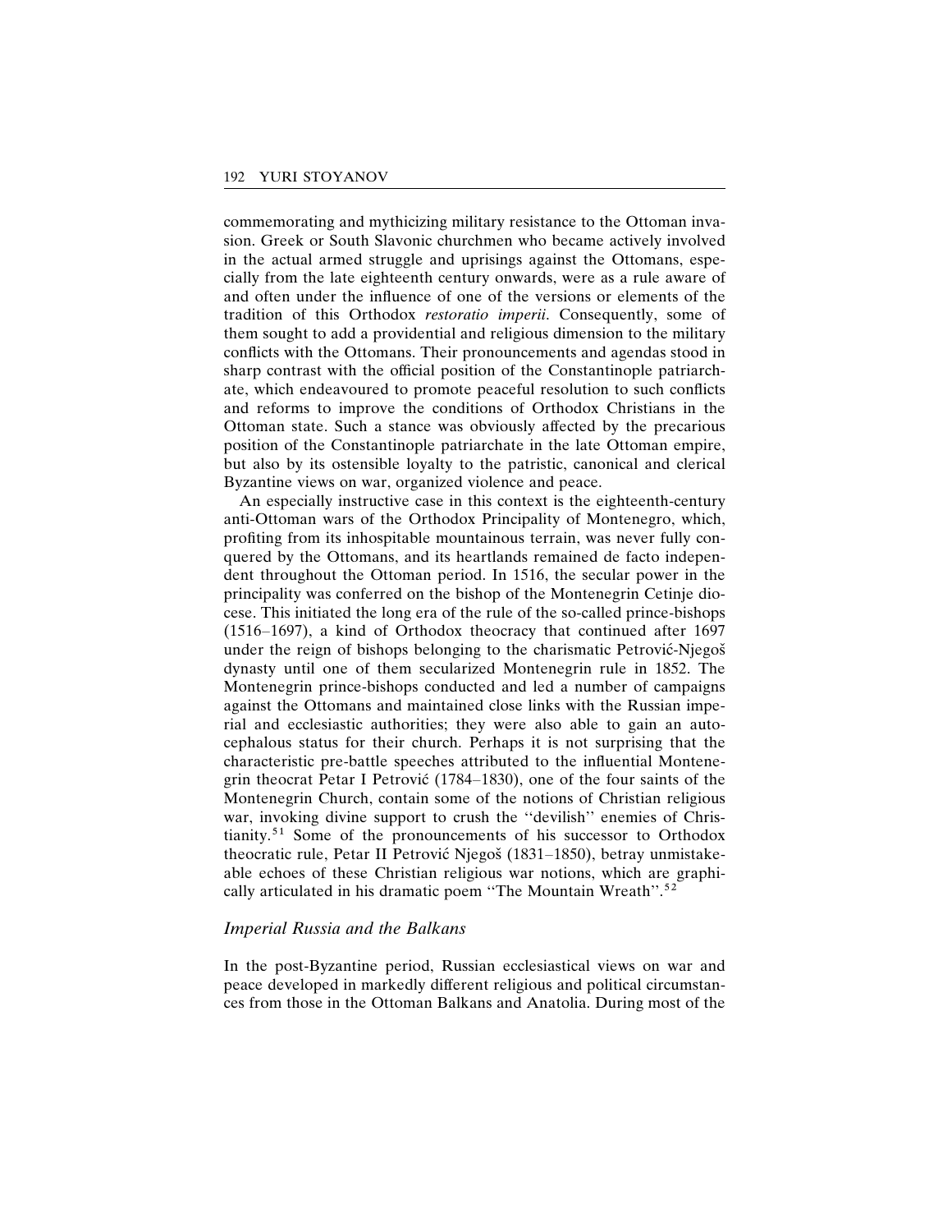commemorating and mythicizing military resistance to the Ottoman invasion. Greek or South Slavonic churchmen who became actively involved in the actual armed struggle and uprisings against the Ottomans, especially from the late eighteenth century onwards, were as a rule aware of and often under the influence of one of the versions or elements of the tradition of this Orthodox *restoratio imperii*. Consequently, some of them sought to add a providential and religious dimension to the military conflicts with the Ottomans. Their pronouncements and agendas stood in sharp contrast with the official position of the Constantinople patriarchate, which endeavoured to promote peaceful resolution to such conflicts and reforms to improve the conditions of Orthodox Christians in the Ottoman state. Such a stance was obviously affected by the precarious position of the Constantinople patriarchate in the late Ottoman empire, but also by its ostensible loyalty to the patristic, canonical and clerical Byzantine views on war, organized violence and peace.

An especially instructive case in this context is the eighteenth-century anti-Ottoman wars of the Orthodox Principality of Montenegro, which, profiting from its inhospitable mountainous terrain, was never fully conquered by the Ottomans, and its heartlands remained de facto independent throughout the Ottoman period. In 1516, the secular power in the principality was conferred on the bishop of the Montenegrin Cetinje diocese. This initiated the long era of the rule of the so-called prince-bishops (1516–1697), a kind of Orthodox theocracy that continued after 1697 under the reign of bishops belonging to the charismatic Petrović-Njegoš dynasty until one of them secularized Montenegrin rule in 1852. The Montenegrin prince-bishops conducted and led a number of campaigns against the Ottomans and maintained close links with the Russian imperial and ecclesiastic authorities; they were also able to gain an autocephalous status for their church. Perhaps it is not surprising that the characteristic pre-battle speeches attributed to the influential Montenegrin theocrat Petar I Petrović (1784–1830), one of the four saints of the Montenegrin Church, contain some of the notions of Christian religious war, invoking divine support to crush the ''devilish'' enemies of Christianity.[51] Some of the pronouncements of his successor to Orthodox theocratic rule, Petar II Petrović Njegoš (1831–1850), betray unmistakeable echoes of these Christian religious war notions, which are graphically articulated in his dramatic poem ''The Mountain Wreath''.[52]

### *Imperial Russia and the Balkans*

In the post-Byzantine period, Russian ecclesiastical views on war and peace developed in markedly different religious and political circumstances from those in the Ottoman Balkans and Anatolia. During most of the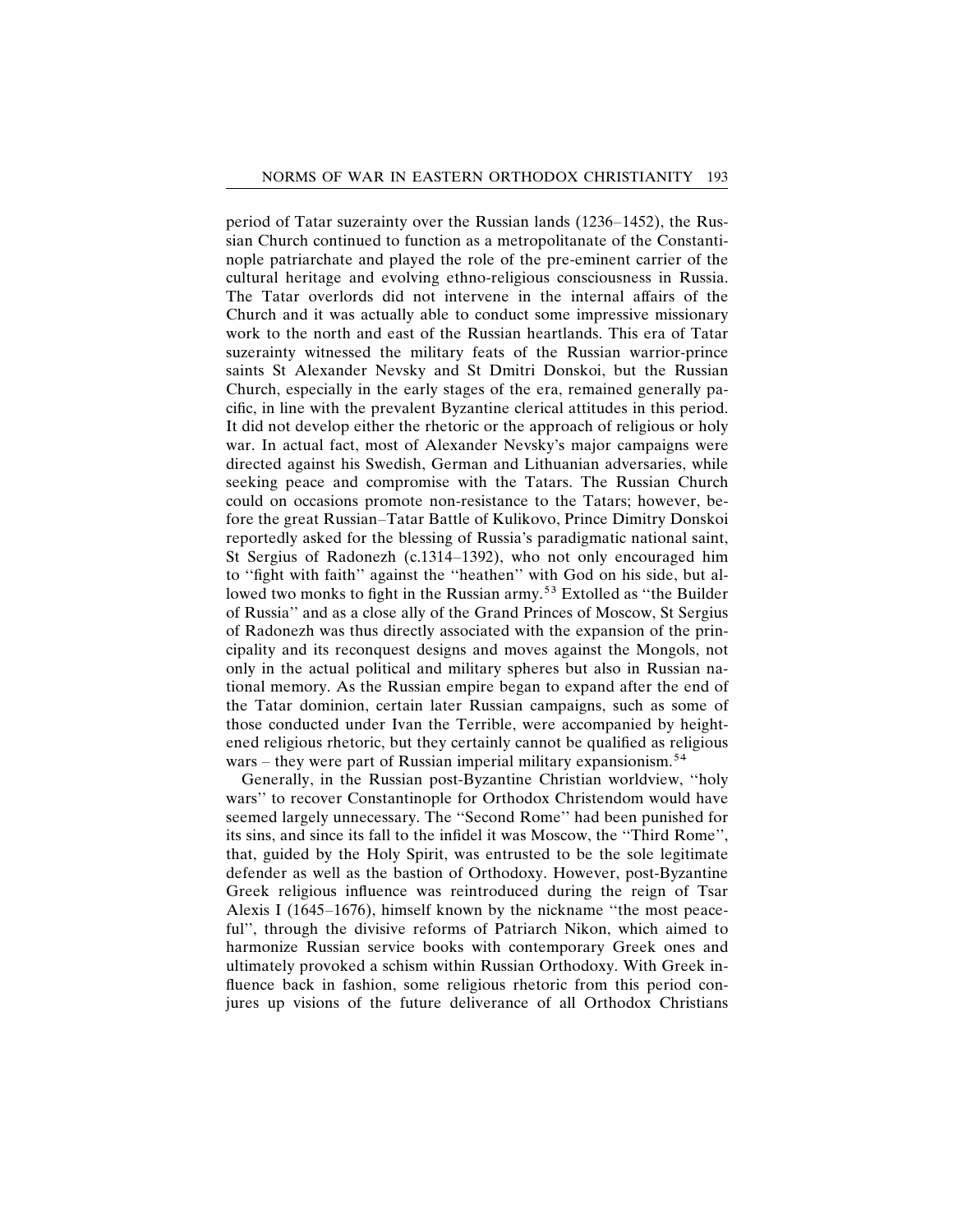period of Tatar suzerainty over the Russian lands (1236–1452), the Russian Church continued to function as a metropolitanate of the Constantinople patriarchate and played the role of the pre-eminent carrier of the cultural heritage and evolving ethno-religious consciousness in Russia. The Tatar overlords did not intervene in the internal affairs of the Church and it was actually able to conduct some impressive missionary work to the north and east of the Russian heartlands. This era of Tatar suzerainty witnessed the military feats of the Russian warrior-prince saints St Alexander Nevsky and St Dmitri Donskoi, but the Russian Church, especially in the early stages of the era, remained generally pacific, in line with the prevalent Byzantine clerical attitudes in this period. It did not develop either the rhetoric or the approach of religious or holy war. In actual fact, most of Alexander Nevsky's major campaigns were directed against his Swedish, German and Lithuanian adversaries, while seeking peace and compromise with the Tatars. The Russian Church could on occasions promote non-resistance to the Tatars; however, before the great Russian–Tatar Battle of Kulikovo, Prince Dimitry Donskoi reportedly asked for the blessing of Russia's paradigmatic national saint, St Sergius of Radonezh (c.1314–1392), who not only encouraged him to "fight with faith" against the "heathen" with God on his side, but allowed two monks to fight in the Russian army.[53] Extolled as "the Builder of Russia" and as a close ally of the Grand Princes of Moscow, St Sergius of Radonezh was thus directly associated with the expansion of the principality and its reconquest designs and moves against the Mongols, not only in the actual political and military spheres but also in Russian national memory. As the Russian empire began to expand after the end of the Tatar dominion, certain later Russian campaigns, such as some of those conducted under Ivan the Terrible, were accompanied by heightened religious rhetoric, but they certainly cannot be qualified as religious wars – they were part of Russian imperial military expansionism.[54]

Generally, in the Russian post-Byzantine Christian worldview, "holy wars" to recover Constantinople for Orthodox Christendom would have seemed largely unnecessary. The "Second Rome" had been punished for its sins, and since its fall to the infidel it was Moscow, the "Third Rome", that, guided by the Holy Spirit, was entrusted to be the sole legitimate defender as well as the bastion of Orthodoxy. However, post-Byzantine Greek religious influence was reintroduced during the reign of Tsar Alexis I (1645–1676), himself known by the nickname "the most peaceful", through the divisive reforms of Patriarch Nikon, which aimed to harmonize Russian service books with contemporary Greek ones and ultimately provoked a schism within Russian Orthodoxy. With Greek influence back in fashion, some religious rhetoric from this period conjures up visions of the future deliverance of all Orthodox Christians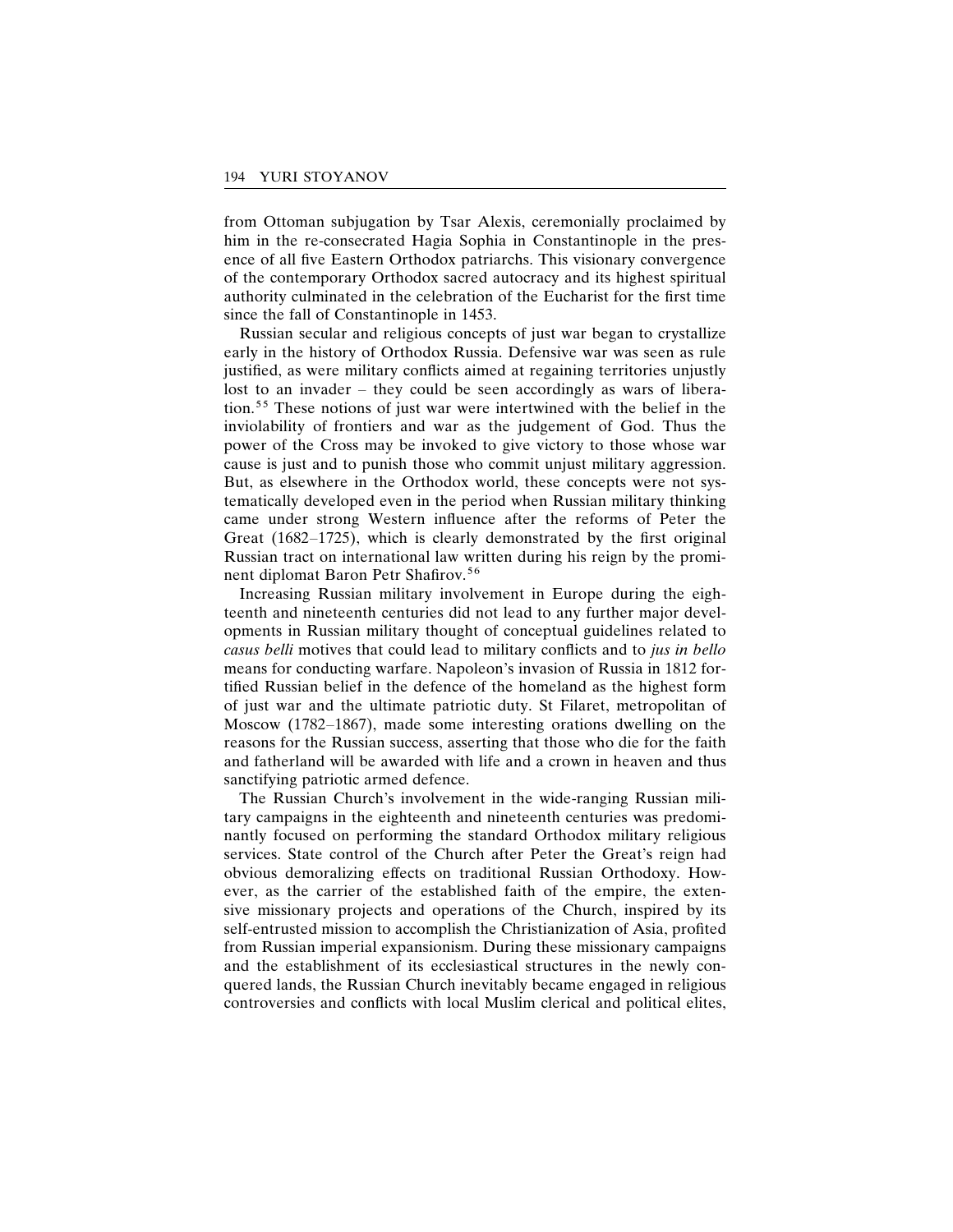from Ottoman subjugation by Tsar Alexis, ceremonially proclaimed by him in the re-consecrated Hagia Sophia in Constantinople in the presence of all five Eastern Orthodox patriarchs. This visionary convergence of the contemporary Orthodox sacred autocracy and its highest spiritual authority culminated in the celebration of the Eucharist for the first time since the fall of Constantinople in 1453.

Russian secular and religious concepts of just war began to crystallize early in the history of Orthodox Russia. Defensive war was seen as rule justified, as were military conflicts aimed at regaining territories unjustly lost to an invader – they could be seen accordingly as wars of liberation.[55] These notions of just war were intertwined with the belief in the inviolability of frontiers and war as the judgement of God. Thus the power of the Cross may be invoked to give victory to those whose war cause is just and to punish those who commit unjust military aggression. But, as elsewhere in the Orthodox world, these concepts were not systematically developed even in the period when Russian military thinking came under strong Western influence after the reforms of Peter the Great (1682–1725), which is clearly demonstrated by the first original Russian tract on international law written during his reign by the prominent diplomat Baron Petr Shafirov.[56]

Increasing Russian military involvement in Europe during the eighteenth and nineteenth centuries did not lead to any further major developments in Russian military thought of conceptual guidelines related to *casus belli* motives that could lead to military conflicts and to *jus in bello* means for conducting warfare. Napoleon's invasion of Russia in 1812 fortified Russian belief in the defence of the homeland as the highest form of just war and the ultimate patriotic duty. St Filaret, metropolitan of Moscow (1782–1867), made some interesting orations dwelling on the reasons for the Russian success, asserting that those who die for the faith and fatherland will be awarded with life and a crown in heaven and thus sanctifying patriotic armed defence.

The Russian Church's involvement in the wide-ranging Russian military campaigns in the eighteenth and nineteenth centuries was predominantly focused on performing the standard Orthodox military religious services. State control of the Church after Peter the Great's reign had obvious demoralizing effects on traditional Russian Orthodoxy. However, as the carrier of the established faith of the empire, the extensive missionary projects and operations of the Church, inspired by its self-entrusted mission to accomplish the Christianization of Asia, profited from Russian imperial expansionism. During these missionary campaigns and the establishment of its ecclesiastical structures in the newly conquered lands, the Russian Church inevitably became engaged in religious controversies and conflicts with local Muslim clerical and political elites,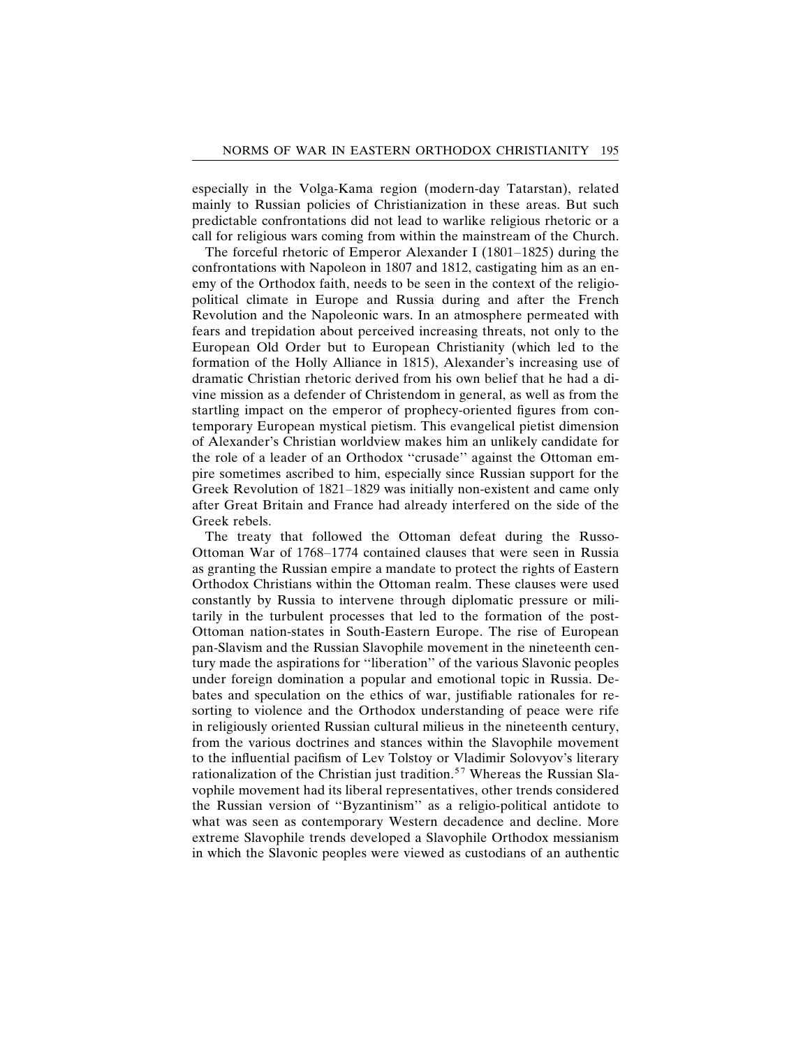especially in the Volga-Kama region (modern-day Tatarstan), related mainly to Russian policies of Christianization in these areas. But such predictable confrontations did not lead to warlike religious rhetoric or a call for religious wars coming from within the mainstream of the Church.

The forceful rhetoric of Emperor Alexander I (1801–1825) during the confrontations with Napoleon in 1807 and 1812, castigating him as an enemy of the Orthodox faith, needs to be seen in the context of the religio-political climate in Europe and Russia during and after the French Revolution and the Napoleonic wars. In an atmosphere permeated with fears and trepidation about perceived increasing threats, not only to the European Old Order but to European Christianity (which led to the formation of the Holly Alliance in 1815), Alexander's increasing use of dramatic Christian rhetoric derived from his own belief that he had a divine mission as a defender of Christendom in general, as well as from the startling impact on the emperor of prophecy-oriented figures from contemporary European mystical pietism. This evangelical pietist dimension of Alexander's Christian worldview makes him an unlikely candidate for the role of a leader of an Orthodox "crusade" against the Ottoman empire sometimes ascribed to him, especially since Russian support for the Greek Revolution of 1821–1829 was initially non-existent and came only after Great Britain and France had already interfered on the side of the Greek rebels.

The treaty that followed the Ottoman defeat during the Russo-Ottoman War of 1768–1774 contained clauses that were seen in Russia as granting the Russian empire a mandate to protect the rights of Eastern Orthodox Christians within the Ottoman realm. These clauses were used constantly by Russia to intervene through diplomatic pressure or militarily in the turbulent processes that led to the formation of the post-Ottoman nation-states in South-Eastern Europe. The rise of European pan-Slavism and the Russian Slavophile movement in the nineteenth century made the aspirations for "liberation" of the various Slavonic peoples under foreign domination a popular and emotional topic in Russia. Debates and speculation on the ethics of war, justifiable rationales for resorting to violence and the Orthodox understanding of peace were rife in religiously oriented Russian cultural milieus in the nineteenth century, from the various doctrines and stances within the Slavophile movement to the influential pacifism of Lev Tolstoy or Vladimir Solovyov's literary rationalization of the Christian just tradition.[57] Whereas the Russian Slavophile movement had its liberal representatives, other trends considered the Russian version of "Byzantinism" as a religio-political antidote to what was seen as contemporary Western decadence and decline. More extreme Slavophile trends developed a Slavophile Orthodox messianism in which the Slavonic peoples were viewed as custodians of an authentic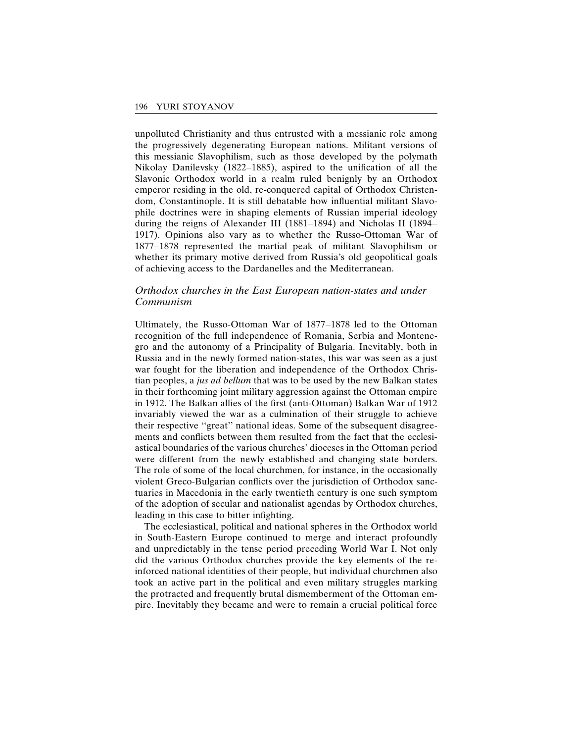unpolluted Christianity and thus entrusted with a messianic role among the progressively degenerating European nations. Militant versions of this messianic Slavophilism, such as those developed by the polymath Nikolay Danilevsky (1822–1885), aspired to the unification of all the Slavonic Orthodox world in a realm ruled benignly by an Orthodox emperor residing in the old, re-conquered capital of Orthodox Christendom, Constantinople. It is still debatable how influential militant Slavophile doctrines were in shaping elements of Russian imperial ideology during the reigns of Alexander III (1881–1894) and Nicholas II (1894–1917). Opinions also vary as to whether the Russo-Ottoman War of 1877–1878 represented the martial peak of militant Slavophilism or whether its primary motive derived from Russia's old geopolitical goals of achieving access to the Dardanelles and the Mediterranean.

### *Orthodox churches in the East European nation-states and under Communism*

Ultimately, the Russo-Ottoman War of 1877–1878 led to the Ottoman recognition of the full independence of Romania, Serbia and Montenegro and the autonomy of a Principality of Bulgaria. Inevitably, both in Russia and in the newly formed nation-states, this war was seen as a just war fought for the liberation and independence of the Orthodox Christian peoples, a *jus ad bellum* that was to be used by the new Balkan states in their forthcoming joint military aggression against the Ottoman empire in 1912. The Balkan allies of the first (anti-Ottoman) Balkan War of 1912 invariably viewed the war as a culmination of their struggle to achieve their respective "great" national ideas. Some of the subsequent disagreements and conflicts between them resulted from the fact that the ecclesiastical boundaries of the various churches' dioceses in the Ottoman period were different from the newly established and changing state borders. The role of some of the local churchmen, for instance, in the occasionally violent Greco-Bulgarian conflicts over the jurisdiction of Orthodox sanctuaries in Macedonia in the early twentieth century is one such symptom of the adoption of secular and nationalist agendas by Orthodox churches, leading in this case to bitter infighting.

The ecclesiastical, political and national spheres in the Orthodox world in South-Eastern Europe continued to merge and interact profoundly and unpredictably in the tense period preceding World War I. Not only did the various Orthodox churches provide the key elements of the reinforced national identities of their people, but individual churchmen also took an active part in the political and even military struggles marking the protracted and frequently brutal dismemberment of the Ottoman empire. Inevitably they became and were to remain a crucial political force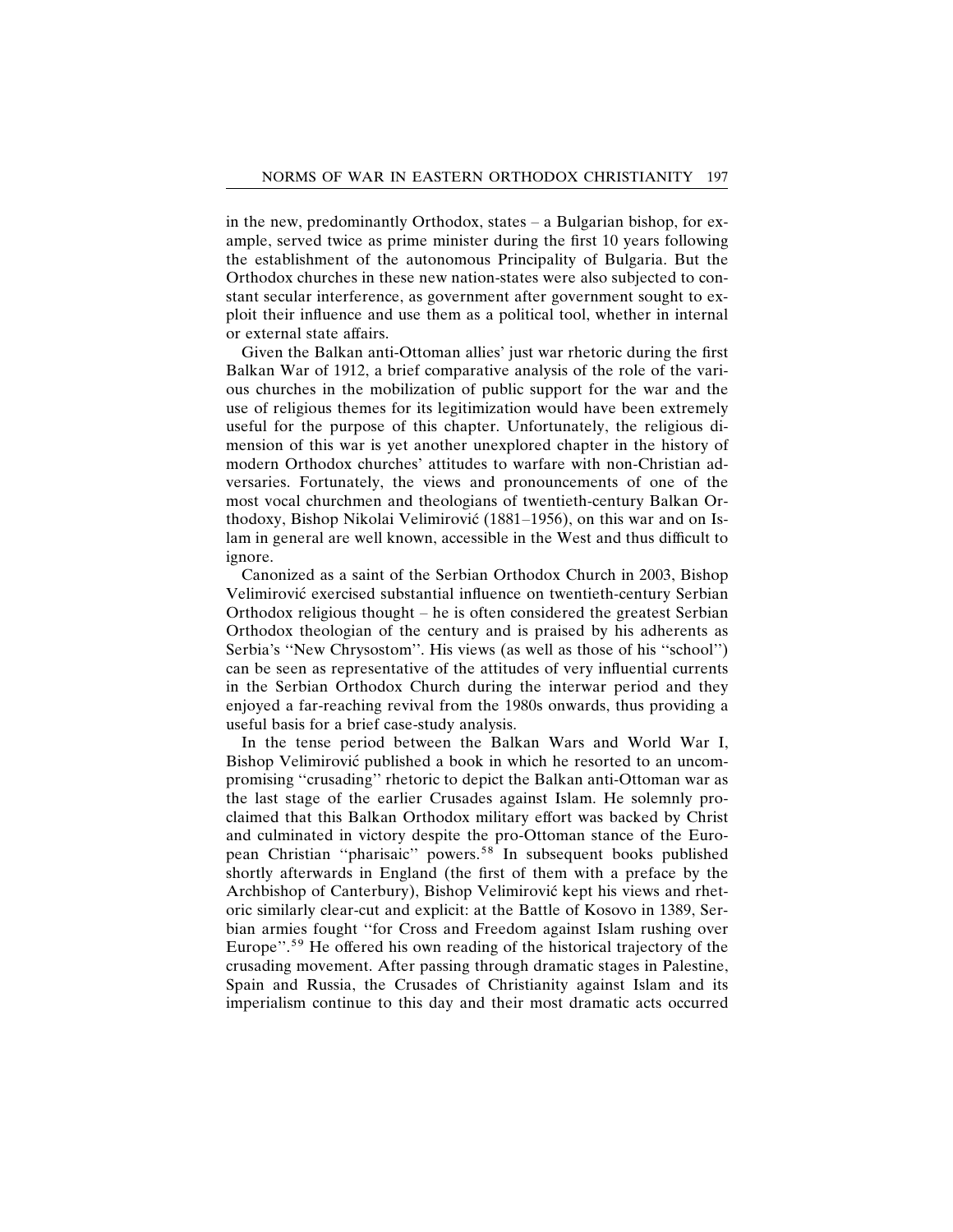in the new, predominantly Orthodox, states – a Bulgarian bishop, for example, served twice as prime minister during the first 10 years following the establishment of the autonomous Principality of Bulgaria. But the Orthodox churches in these new nation-states were also subjected to constant secular interference, as government after government sought to exploit their influence and use them as a political tool, whether in internal or external state affairs.

Given the Balkan anti-Ottoman allies' just war rhetoric during the first Balkan War of 1912, a brief comparative analysis of the role of the various churches in the mobilization of public support for the war and the use of religious themes for its legitimization would have been extremely useful for the purpose of this chapter. Unfortunately, the religious dimension of this war is yet another unexplored chapter in the history of modern Orthodox churches' attitudes to warfare with non-Christian adversaries. Fortunately, the views and pronouncements of one of the most vocal churchmen and theologians of twentieth-century Balkan Orthodoxy, Bishop Nikolai Velimirović (1881–1956), on this war and on Islam in general are well known, accessible in the West and thus difficult to ignore.

Canonized as a saint of the Serbian Orthodox Church in 2003, Bishop Velimirović exercised substantial influence on twentieth-century Serbian Orthodox religious thought – he is often considered the greatest Serbian Orthodox theologian of the century and is praised by his adherents as Serbia's ''New Chrysostom''. His views (as well as those of his ''school'') can be seen as representative of the attitudes of very influential currents in the Serbian Orthodox Church during the interwar period and they enjoyed a far-reaching revival from the 1980s onwards, thus providing a useful basis for a brief case-study analysis.

In the tense period between the Balkan Wars and World War I, Bishop Velimirović published a book in which he resorted to an uncompromising ''crusading'' rhetoric to depict the Balkan anti-Ottoman war as the last stage of the earlier Crusades against Islam. He solemnly proclaimed that this Balkan Orthodox military effort was backed by Christ and culminated in victory despite the pro-Ottoman stance of the European Christian ''pharisaic'' powers.[58] In subsequent books published shortly afterwards in England (the first of them with a preface by the Archbishop of Canterbury), Bishop Velimirović kept his views and rhetoric similarly clear-cut and explicit: at the Battle of Kosovo in 1389, Serbian armies fought ''for Cross and Freedom against Islam rushing over Europe''.[59] He offered his own reading of the historical trajectory of the crusading movement. After passing through dramatic stages in Palestine, Spain and Russia, the Crusades of Christianity against Islam and its imperialism continue to this day and their most dramatic acts occurred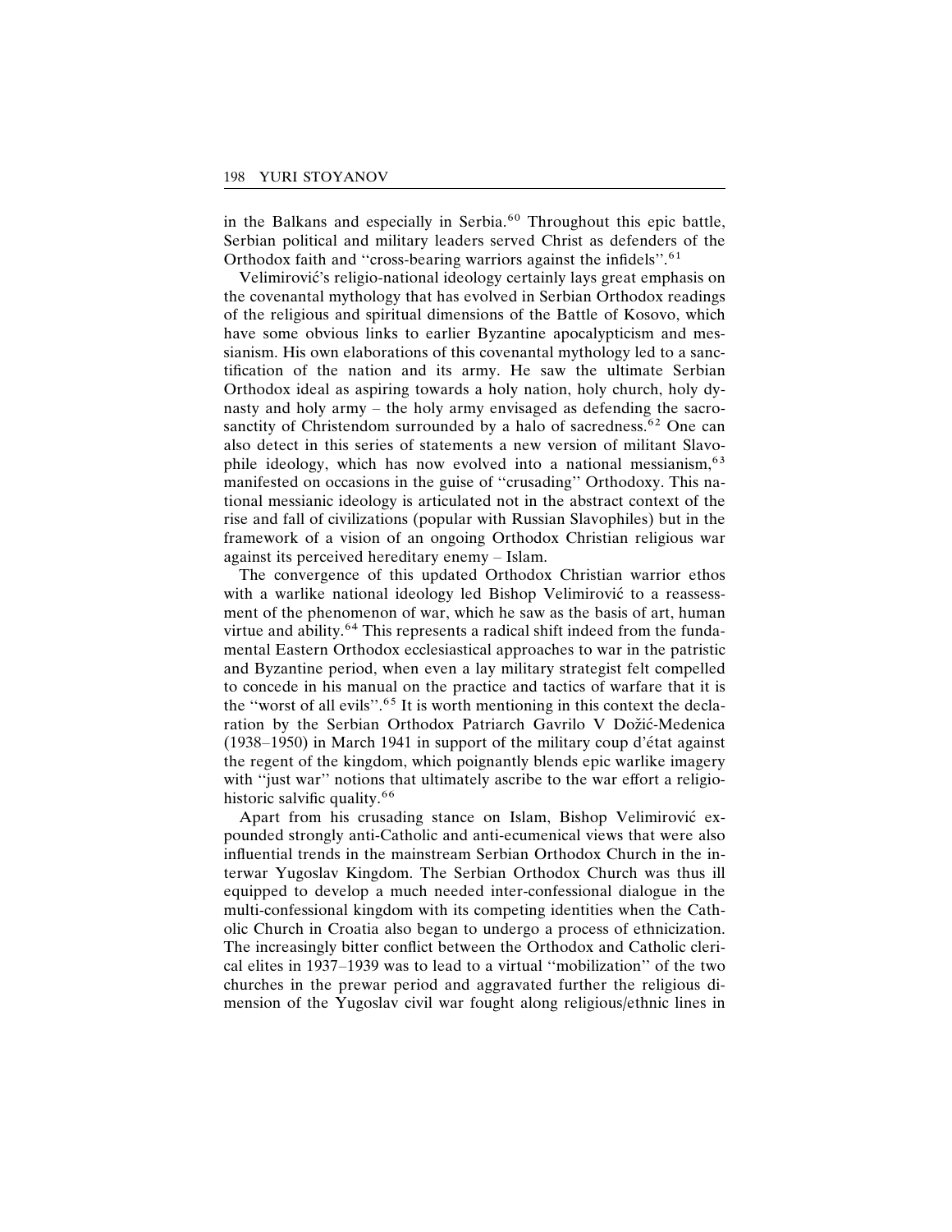in the Balkans and especially in Serbia.[60] Throughout this epic battle, Serbian political and military leaders served Christ as defenders of the Orthodox faith and "cross-bearing warriors against the infidels".[61]

Velimirović's religio-national ideology certainly lays great emphasis on the covenantal mythology that has evolved in Serbian Orthodox readings of the religious and spiritual dimensions of the Battle of Kosovo, which have some obvious links to earlier Byzantine apocalypticism and messianism. His own elaborations of this covenantal mythology led to a sanctification of the nation and its army. He saw the ultimate Serbian Orthodox ideal as aspiring towards a holy nation, holy church, holy dynasty and holy army – the holy army envisaged as defending the sacrosanctity of Christendom surrounded by a halo of sacredness.[62] One can also detect in this series of statements a new version of militant Slavophile ideology, which has now evolved into a national messianism,[63] manifested on occasions in the guise of "crusading" Orthodoxy. This national messianic ideology is articulated not in the abstract context of the rise and fall of civilizations (popular with Russian Slavophiles) but in the framework of a vision of an ongoing Orthodox Christian religious war against its perceived hereditary enemy – Islam.

The convergence of this updated Orthodox Christian warrior ethos with a warlike national ideology led Bishop Velimirović to a reassessment of the phenomenon of war, which he saw as the basis of art, human virtue and ability.[64] This represents a radical shift indeed from the fundamental Eastern Orthodox ecclesiastical approaches to war in the patristic and Byzantine period, when even a lay military strategist felt compelled to concede in his manual on the practice and tactics of warfare that it is the "worst of all evils".[65] It is worth mentioning in this context the declaration by the Serbian Orthodox Patriarch Gavrilo V Dožić-Medenica (1938–1950) in March 1941 in support of the military coup d'état against the regent of the kingdom, which poignantly blends epic warlike imagery with "just war" notions that ultimately ascribe to the war effort a religio-historic salvific quality.[66]

Apart from his crusading stance on Islam, Bishop Velimirović expounded strongly anti-Catholic and anti-ecumenical views that were also influential trends in the mainstream Serbian Orthodox Church in the interwar Yugoslav Kingdom. The Serbian Orthodox Church was thus ill equipped to develop a much needed inter-confessional dialogue in the multi-confessional kingdom with its competing identities when the Catholic Church in Croatia also began to undergo a process of ethnicization. The increasingly bitter conflict between the Orthodox and Catholic clerical elites in 1937–1939 was to lead to a virtual "mobilization" of the two churches in the prewar period and aggravated further the religious dimension of the Yugoslav civil war fought along religious/ethnic lines in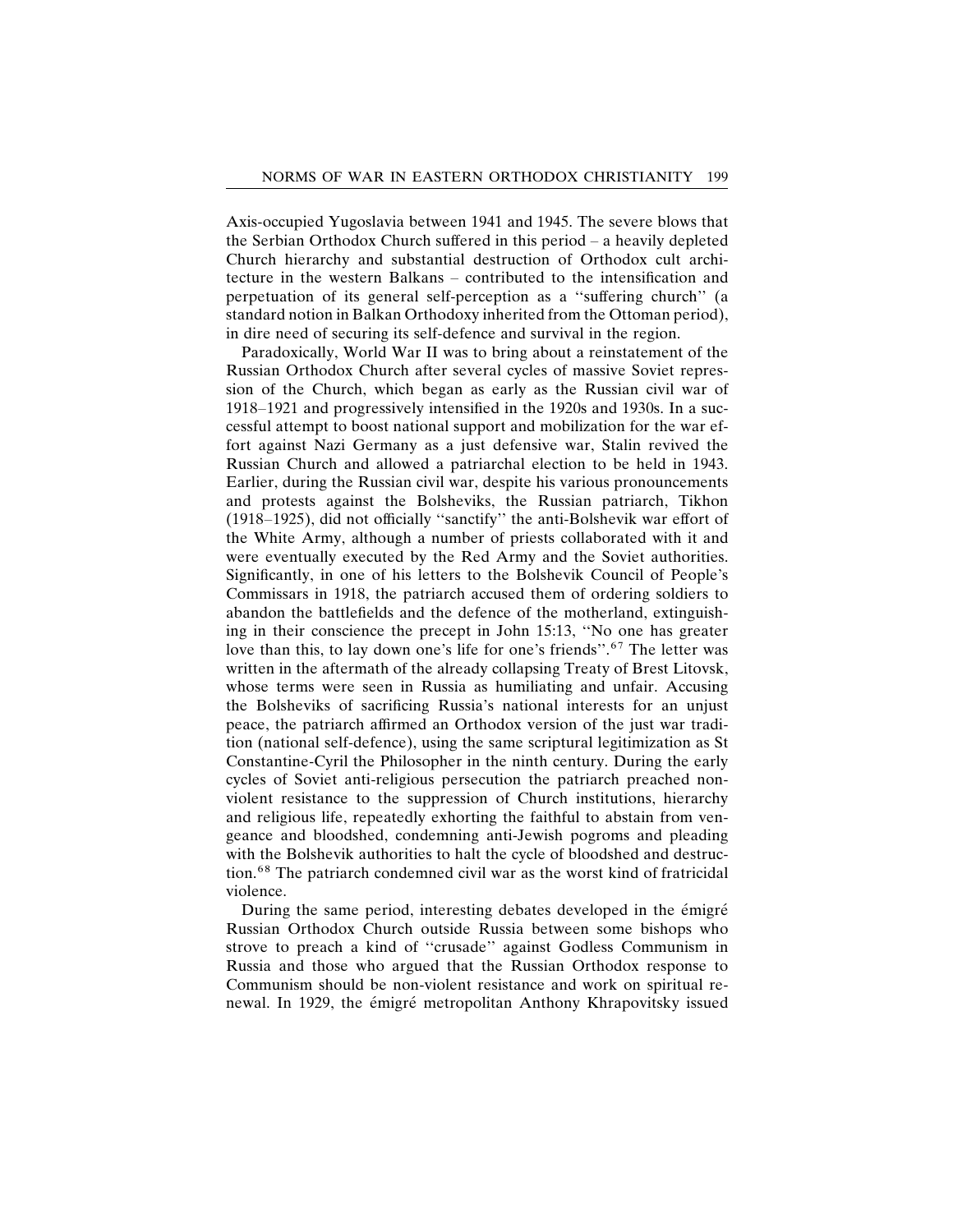Axis-occupied Yugoslavia between 1941 and 1945. The severe blows that the Serbian Orthodox Church suffered in this period – a heavily depleted Church hierarchy and substantial destruction of Orthodox cult architecture in the western Balkans – contributed to the intensification and perpetuation of its general self-perception as a ''suffering church'' (a standard notion in Balkan Orthodoxy inherited from the Ottoman period), in dire need of securing its self-defence and survival in the region.

Paradoxically, World War II was to bring about a reinstatement of the Russian Orthodox Church after several cycles of massive Soviet repression of the Church, which began as early as the Russian civil war of 1918–1921 and progressively intensified in the 1920s and 1930s. In a successful attempt to boost national support and mobilization for the war effort against Nazi Germany as a just defensive war, Stalin revived the Russian Church and allowed a patriarchal election to be held in 1943. Earlier, during the Russian civil war, despite his various pronouncements and protests against the Bolsheviks, the Russian patriarch, Tikhon (1918–1925), did not officially ''sanctify'' the anti-Bolshevik war effort of the White Army, although a number of priests collaborated with it and were eventually executed by the Red Army and the Soviet authorities. Significantly, in one of his letters to the Bolshevik Council of People's Commissars in 1918, the patriarch accused them of ordering soldiers to abandon the battlefields and the defence of the motherland, extinguishing in their conscience the precept in John 15:13, ''No one has greater love than this, to lay down one's life for one's friends''.[67] The letter was written in the aftermath of the already collapsing Treaty of Brest Litovsk, whose terms were seen in Russia as humiliating and unfair. Accusing the Bolsheviks of sacrificing Russia's national interests for an unjust peace, the patriarch affirmed an Orthodox version of the just war tradition (national self-defence), using the same scriptural legitimization as St Constantine-Cyril the Philosopher in the ninth century. During the early cycles of Soviet anti-religious persecution the patriarch preached non-violent resistance to the suppression of Church institutions, hierarchy and religious life, repeatedly exhorting the faithful to abstain from vengeance and bloodshed, condemning anti-Jewish pogroms and pleading with the Bolshevik authorities to halt the cycle of bloodshed and destruction.[68] The patriarch condemned civil war as the worst kind of fratricidal violence.

During the same period, interesting debates developed in the émigré Russian Orthodox Church outside Russia between some bishops who strove to preach a kind of ''crusade'' against Godless Communism in Russia and those who argued that the Russian Orthodox response to Communism should be non-violent resistance and work on spiritual renewal. In 1929, the émigré metropolitan Anthony Khrapovitsky issued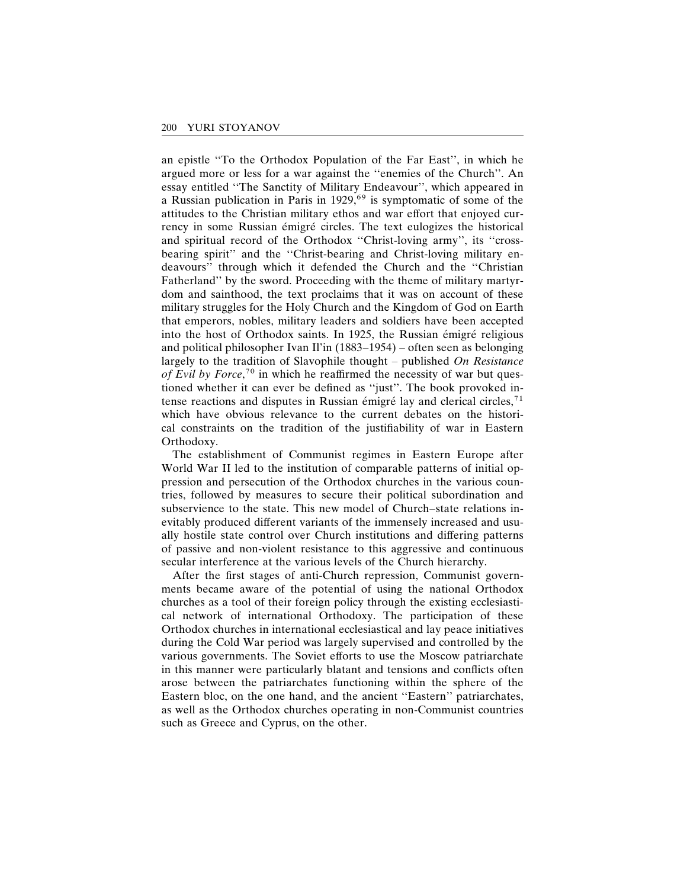an epistle ''To the Orthodox Population of the Far East'', in which he argued more or less for a war against the ''enemies of the Church''. An essay entitled ''The Sanctity of Military Endeavour'', which appeared in a Russian publication in Paris in 1929,[69] is symptomatic of some of the attitudes to the Christian military ethos and war effort that enjoyed currency in some Russian émigré circles. The text eulogizes the historical and spiritual record of the Orthodox ''Christ-loving army'', its ''cross-bearing spirit'' and the ''Christ-bearing and Christ-loving military endeavours'' through which it defended the Church and the ''Christian Fatherland'' by the sword. Proceeding with the theme of military martyrdom and sainthood, the text proclaims that it was on account of these military struggles for the Holy Church and the Kingdom of God on Earth that emperors, nobles, military leaders and soldiers have been accepted into the host of Orthodox saints. In 1925, the Russian émigré religious and political philosopher Ivan Il'in (1883–1954) – often seen as belonging largely to the tradition of Slavophile thought – published *On Resistance of Evil by Force*,[70] in which he reaffirmed the necessity of war but questioned whether it can ever be defined as ''just''. The book provoked intense reactions and disputes in Russian émigré lay and clerical circles,[71] which have obvious relevance to the current debates on the historical constraints on the tradition of the justifiability of war in Eastern Orthodoxy.

The establishment of Communist regimes in Eastern Europe after World War II led to the institution of comparable patterns of initial oppression and persecution of the Orthodox churches in the various countries, followed by measures to secure their political subordination and subservience to the state. This new model of Church–state relations inevitably produced different variants of the immensely increased and usually hostile state control over Church institutions and differing patterns of passive and non-violent resistance to this aggressive and continuous secular interference at the various levels of the Church hierarchy.

After the first stages of anti-Church repression, Communist governments became aware of the potential of using the national Orthodox churches as a tool of their foreign policy through the existing ecclesiastical network of international Orthodoxy. The participation of these Orthodox churches in international ecclesiastical and lay peace initiatives during the Cold War period was largely supervised and controlled by the various governments. The Soviet efforts to use the Moscow patriarchate in this manner were particularly blatant and tensions and conflicts often arose between the patriarchates functioning within the sphere of the Eastern bloc, on the one hand, and the ancient ''Eastern'' patriarchates, as well as the Orthodox churches operating in non-Communist countries such as Greece and Cyprus, on the other.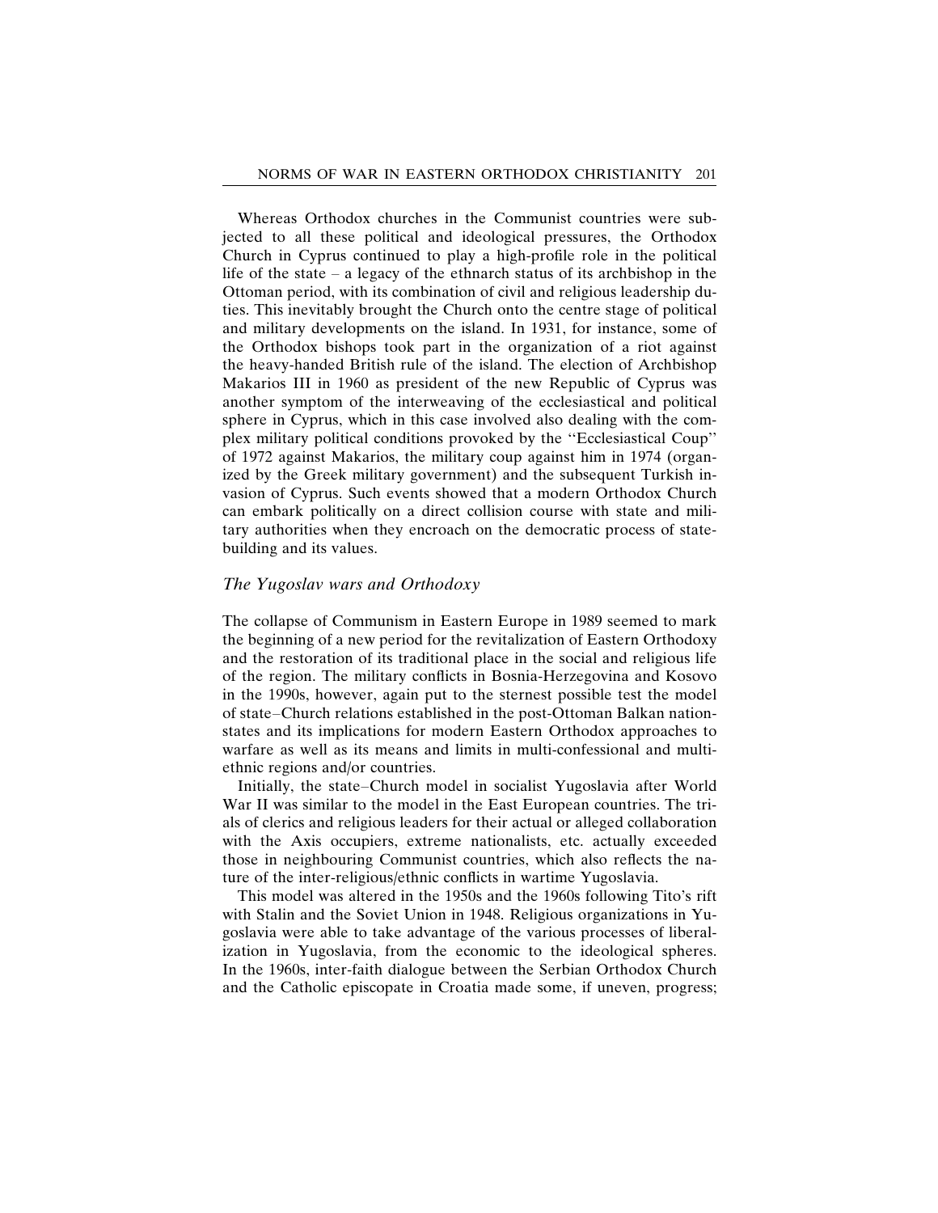Whereas Orthodox churches in the Communist countries were subjected to all these political and ideological pressures, the Orthodox Church in Cyprus continued to play a high-profile role in the political life of the state – a legacy of the ethnarch status of its archbishop in the Ottoman period, with its combination of civil and religious leadership duties. This inevitably brought the Church onto the centre stage of political and military developments on the island. In 1931, for instance, some of the Orthodox bishops took part in the organization of a riot against the heavy-handed British rule of the island. The election of Archbishop Makarios III in 1960 as president of the new Republic of Cyprus was another symptom of the interweaving of the ecclesiastical and political sphere in Cyprus, which in this case involved also dealing with the complex military political conditions provoked by the ''Ecclesiastical Coup'' of 1972 against Makarios, the military coup against him in 1974 (organized by the Greek military government) and the subsequent Turkish invasion of Cyprus. Such events showed that a modern Orthodox Church can embark politically on a direct collision course with state and military authorities when they encroach on the democratic process of state-building and its values.

### *The Yugoslav wars and Orthodoxy*

The collapse of Communism in Eastern Europe in 1989 seemed to mark the beginning of a new period for the revitalization of Eastern Orthodoxy and the restoration of its traditional place in the social and religious life of the region. The military conflicts in Bosnia-Herzegovina and Kosovo in the 1990s, however, again put to the sternest possible test the model of state–Church relations established in the post-Ottoman Balkan nation-states and its implications for modern Eastern Orthodox approaches to warfare as well as its means and limits in multi-confessional and multi-ethnic regions and/or countries.

Initially, the state–Church model in socialist Yugoslavia after World War II was similar to the model in the East European countries. The trials of clerics and religious leaders for their actual or alleged collaboration with the Axis occupiers, extreme nationalists, etc. actually exceeded those in neighbouring Communist countries, which also reflects the nature of the inter-religious/ethnic conflicts in wartime Yugoslavia.

This model was altered in the 1950s and the 1960s following Tito's rift with Stalin and the Soviet Union in 1948. Religious organizations in Yugoslavia were able to take advantage of the various processes of liberalization in Yugoslavia, from the economic to the ideological spheres. In the 1960s, inter-faith dialogue between the Serbian Orthodox Church and the Catholic episcopate in Croatia made some, if uneven, progress;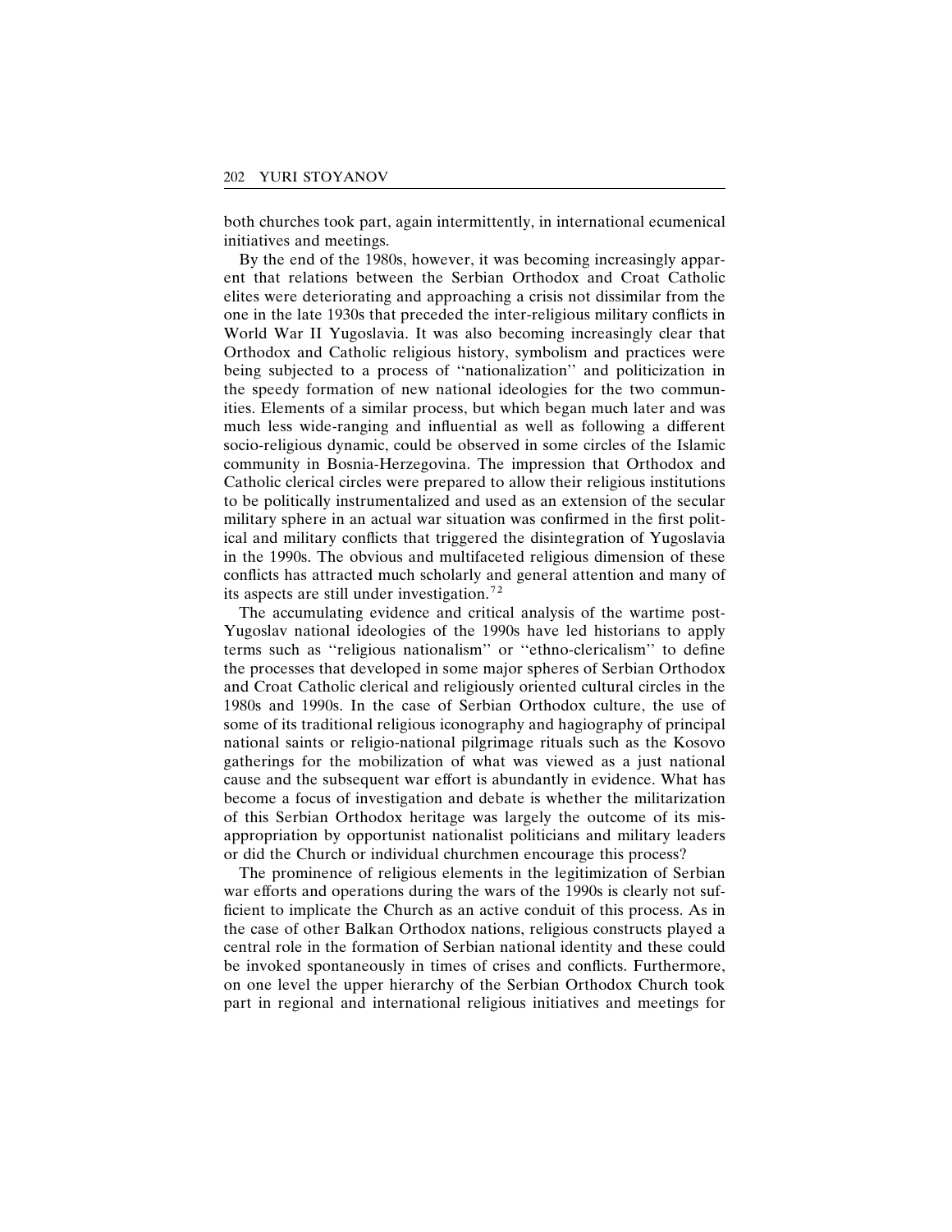both churches took part, again intermittently, in international ecumenical initiatives and meetings.

By the end of the 1980s, however, it was becoming increasingly apparent that relations between the Serbian Orthodox and Croat Catholic elites were deteriorating and approaching a crisis not dissimilar from the one in the late 1930s that preceded the inter-religious military conflicts in World War II Yugoslavia. It was also becoming increasingly clear that Orthodox and Catholic religious history, symbolism and practices were being subjected to a process of "nationalization" and politicization in the speedy formation of new national ideologies for the two communities. Elements of a similar process, but which began much later and was much less wide-ranging and influential as well as following a different socio-religious dynamic, could be observed in some circles of the Islamic community in Bosnia-Herzegovina. The impression that Orthodox and Catholic clerical circles were prepared to allow their religious institutions to be politically instrumentalized and used as an extension of the secular military sphere in an actual war situation was confirmed in the first political and military conflicts that triggered the disintegration of Yugoslavia in the 1990s. The obvious and multifaceted religious dimension of these conflicts has attracted much scholarly and general attention and many of its aspects are still under investigation.[72]

The accumulating evidence and critical analysis of the wartime post-Yugoslav national ideologies of the 1990s have led historians to apply terms such as "religious nationalism" or "ethno-clericalism" to define the processes that developed in some major spheres of Serbian Orthodox and Croat Catholic clerical and religiously oriented cultural circles in the 1980s and 1990s. In the case of Serbian Orthodox culture, the use of some of its traditional religious iconography and hagiography of principal national saints or religio-national pilgrimage rituals such as the Kosovo gatherings for the mobilization of what was viewed as a just national cause and the subsequent war effort is abundantly in evidence. What has become a focus of investigation and debate is whether the militarization of this Serbian Orthodox heritage was largely the outcome of its misappropriation by opportunist nationalist politicians and military leaders or did the Church or individual churchmen encourage this process?

The prominence of religious elements in the legitimization of Serbian war efforts and operations during the wars of the 1990s is clearly not sufficient to implicate the Church as an active conduit of this process. As in the case of other Balkan Orthodox nations, religious constructs played a central role in the formation of Serbian national identity and these could be invoked spontaneously in times of crises and conflicts. Furthermore, on one level the upper hierarchy of the Serbian Orthodox Church took part in regional and international religious initiatives and meetings for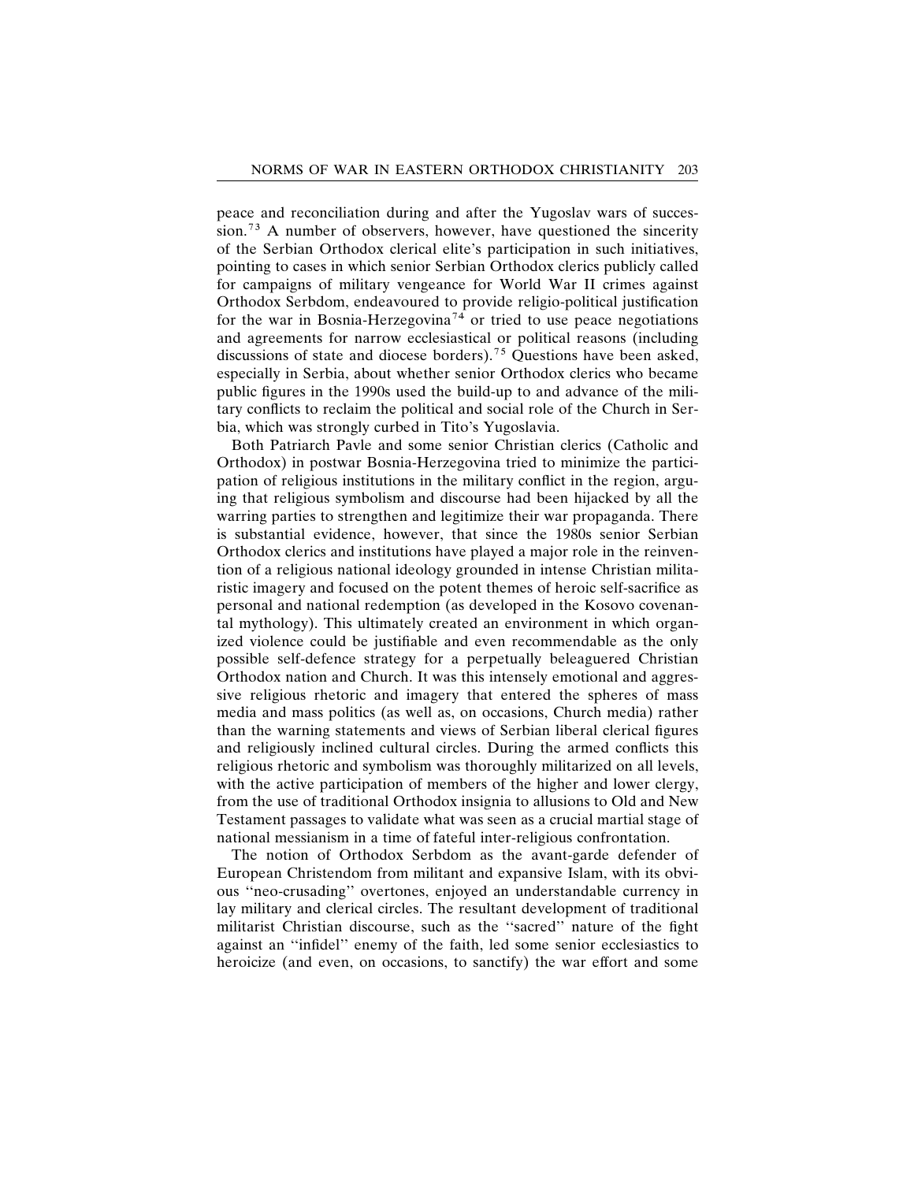peace and reconciliation during and after the Yugoslav wars of succession.[73] A number of observers, however, have questioned the sincerity of the Serbian Orthodox clerical elite's participation in such initiatives, pointing to cases in which senior Serbian Orthodox clerics publicly called for campaigns of military vengeance for World War II crimes against Orthodox Serbdom, endeavoured to provide religio-political justification for the war in Bosnia-Herzegovina[74] or tried to use peace negotiations and agreements for narrow ecclesiastical or political reasons (including discussions of state and diocese borders).[75] Questions have been asked, especially in Serbia, about whether senior Orthodox clerics who became public figures in the 1990s used the build-up to and advance of the military conflicts to reclaim the political and social role of the Church in Serbia, which was strongly curbed in Tito's Yugoslavia.

Both Patriarch Pavle and some senior Christian clerics (Catholic and Orthodox) in postwar Bosnia-Herzegovina tried to minimize the participation of religious institutions in the military conflict in the region, arguing that religious symbolism and discourse had been hijacked by all the warring parties to strengthen and legitimize their war propaganda. There is substantial evidence, however, that since the 1980s senior Serbian Orthodox clerics and institutions have played a major role in the reinvention of a religious national ideology grounded in intense Christian militaristic imagery and focused on the potent themes of heroic self-sacrifice as personal and national redemption (as developed in the Kosovo covenantal mythology). This ultimately created an environment in which organized violence could be justifiable and even recommendable as the only possible self-defence strategy for a perpetually beleaguered Christian Orthodox nation and Church. It was this intensely emotional and aggressive religious rhetoric and imagery that entered the spheres of mass media and mass politics (as well as, on occasions, Church media) rather than the warning statements and views of Serbian liberal clerical figures and religiously inclined cultural circles. During the armed conflicts this religious rhetoric and symbolism was thoroughly militarized on all levels, with the active participation of members of the higher and lower clergy, from the use of traditional Orthodox insignia to allusions to Old and New Testament passages to validate what was seen as a crucial martial stage of national messianism in a time of fateful inter-religious confrontation.

The notion of Orthodox Serbdom as the avant-garde defender of European Christendom from militant and expansive Islam, with its obvious "neo-crusading" overtones, enjoyed an understandable currency in lay military and clerical circles. The resultant development of traditional militarist Christian discourse, such as the "sacred" nature of the fight against an "infidel" enemy of the faith, led some senior ecclesiastics to heroicize (and even, on occasions, to sanctify) the war effort and some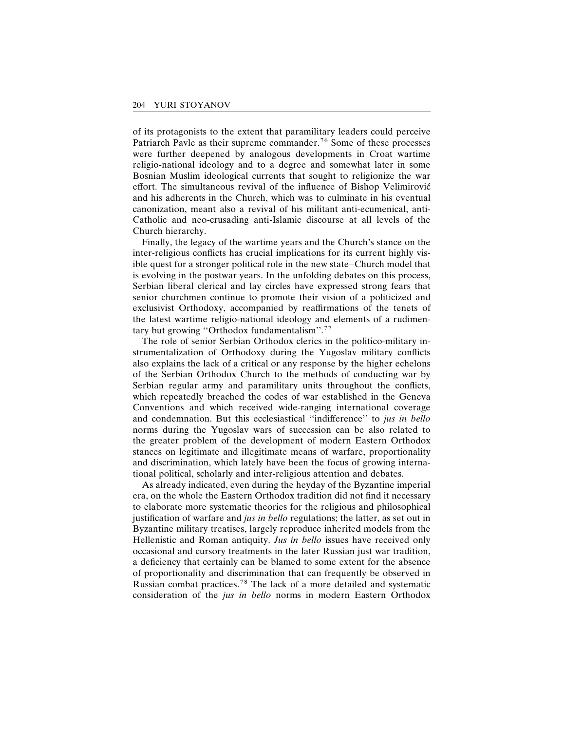of its protagonists to the extent that paramilitary leaders could perceive Patriarch Pavle as their supreme commander.[76] Some of these processes were further deepened by analogous developments in Croat wartime religio-national ideology and to a degree and somewhat later in some Bosnian Muslim ideological currents that sought to religionize the war effort. The simultaneous revival of the influence of Bishop Velimirović and his adherents in the Church, which was to culminate in his eventual canonization, meant also a revival of his militant anti-ecumenical, anti-Catholic and neo-crusading anti-Islamic discourse at all levels of the Church hierarchy.

Finally, the legacy of the wartime years and the Church's stance on the inter-religious conflicts has crucial implications for its current highly visible quest for a stronger political role in the new state–Church model that is evolving in the postwar years. In the unfolding debates on this process, Serbian liberal clerical and lay circles have expressed strong fears that senior churchmen continue to promote their vision of a politicized and exclusivist Orthodoxy, accompanied by reaffirmations of the tenets of the latest wartime religio-national ideology and elements of a rudimentary but growing ''Orthodox fundamentalism''.[77]

The role of senior Serbian Orthodox clerics in the politico-military instrumentalization of Orthodoxy during the Yugoslav military conflicts also explains the lack of a critical or any response by the higher echelons of the Serbian Orthodox Church to the methods of conducting war by Serbian regular army and paramilitary units throughout the conflicts, which repeatedly breached the codes of war established in the Geneva Conventions and which received wide-ranging international coverage and condemnation. But this ecclesiastical ''indifference'' to *jus in bello* norms during the Yugoslav wars of succession can be also related to the greater problem of the development of modern Eastern Orthodox stances on legitimate and illegitimate means of warfare, proportionality and discrimination, which lately have been the focus of growing international political, scholarly and inter-religious attention and debates.

As already indicated, even during the heyday of the Byzantine imperial era, on the whole the Eastern Orthodox tradition did not find it necessary to elaborate more systematic theories for the religious and philosophical justification of warfare and *jus in bello* regulations; the latter, as set out in Byzantine military treatises, largely reproduce inherited models from the Hellenistic and Roman antiquity. *Jus in bello* issues have received only occasional and cursory treatments in the later Russian just war tradition, a deficiency that certainly can be blamed to some extent for the absence of proportionality and discrimination that can frequently be observed in Russian combat practices.[78] The lack of a more detailed and systematic consideration of the *jus in bello* norms in modern Eastern Orthodox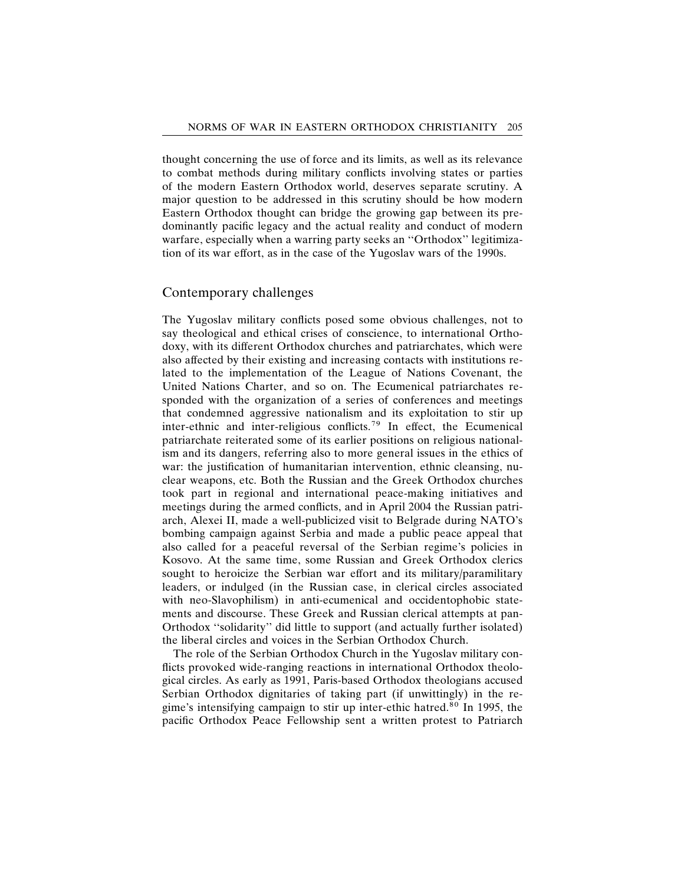thought concerning the use of force and its limits, as well as its relevance to combat methods during military conflicts involving states or parties of the modern Eastern Orthodox world, deserves separate scrutiny. A major question to be addressed in this scrutiny should be how modern Eastern Orthodox thought can bridge the growing gap between its predominantly pacific legacy and the actual reality and conduct of modern warfare, especially when a warring party seeks an "Orthodox" legitimization of its war effort, as in the case of the Yugoslav wars of the 1990s.

## Contemporary challenges

The Yugoslav military conflicts posed some obvious challenges, not to say theological and ethical crises of conscience, to international Orthodoxy, with its different Orthodox churches and patriarchates, which were also affected by their existing and increasing contacts with institutions related to the implementation of the League of Nations Covenant, the United Nations Charter, and so on. The Ecumenical patriarchates responded with the organization of a series of conferences and meetings that condemned aggressive nationalism and its exploitation to stir up inter-ethnic and inter-religious conflicts.[79] In effect, the Ecumenical patriarchate reiterated some of its earlier positions on religious nationalism and its dangers, referring also to more general issues in the ethics of war: the justification of humanitarian intervention, ethnic cleansing, nuclear weapons, etc. Both the Russian and the Greek Orthodox churches took part in regional and international peace-making initiatives and meetings during the armed conflicts, and in April 2004 the Russian patriarch, Alexei II, made a well-publicized visit to Belgrade during NATO's bombing campaign against Serbia and made a public peace appeal that also called for a peaceful reversal of the Serbian regime's policies in Kosovo. At the same time, some Russian and Greek Orthodox clerics sought to heroicize the Serbian war effort and its military/paramilitary leaders, or indulged (in the Russian case, in clerical circles associated with neo-Slavophilism) in anti-ecumenical and occidentophobic statements and discourse. These Greek and Russian clerical attempts at pan-Orthodox "solidarity" did little to support (and actually further isolated) the liberal circles and voices in the Serbian Orthodox Church.

The role of the Serbian Orthodox Church in the Yugoslav military conflicts provoked wide-ranging reactions in international Orthodox theological circles. As early as 1991, Paris-based Orthodox theologians accused Serbian Orthodox dignitaries of taking part (if unwittingly) in the regime's intensifying campaign to stir up inter-ethic hatred.[80] In 1995, the pacific Orthodox Peace Fellowship sent a written protest to Patriarch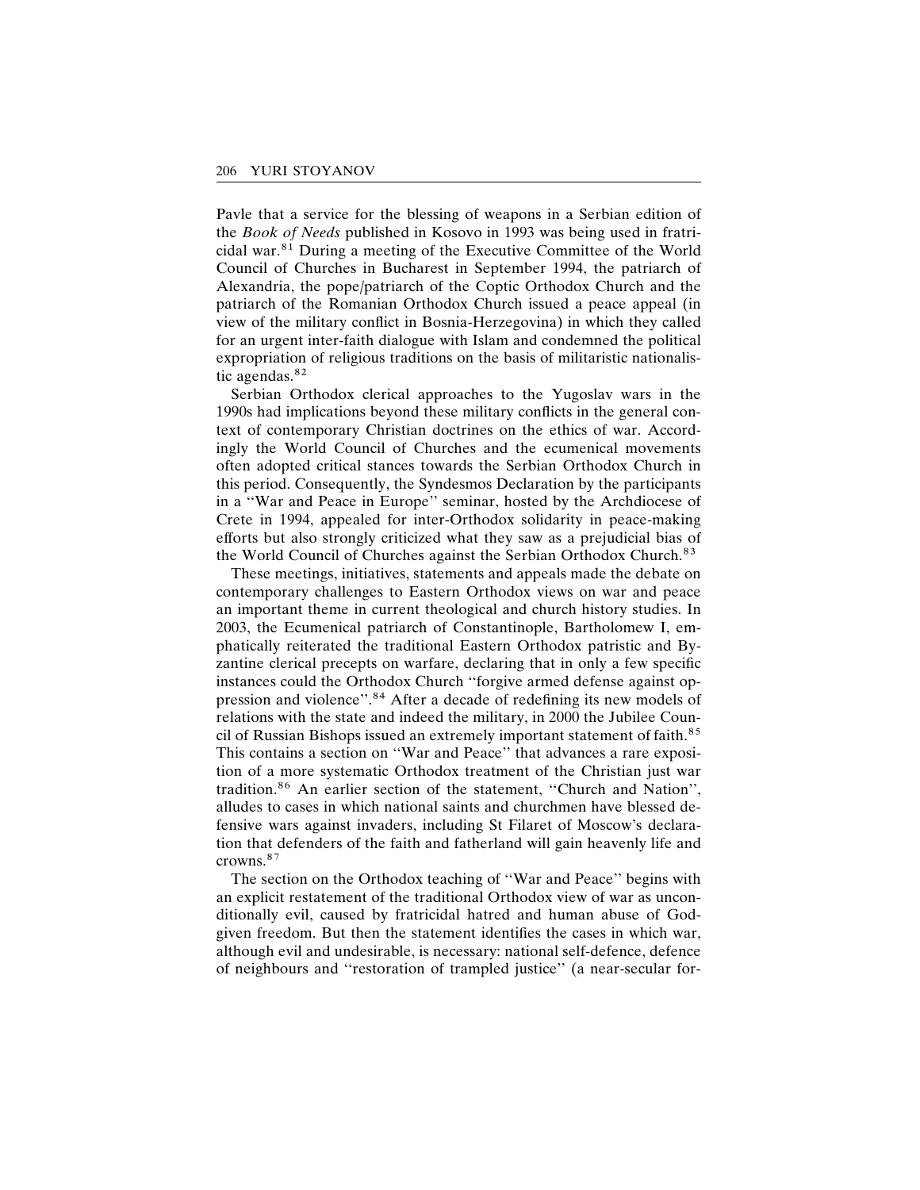Pavle that a service for the blessing of weapons in a Serbian edition of the *Book of Needs* published in Kosovo in 1993 was being used in fratricidal war.[81] During a meeting of the Executive Committee of the World Council of Churches in Bucharest in September 1994, the patriarch of Alexandria, the pope/patriarch of the Coptic Orthodox Church and the patriarch of the Romanian Orthodox Church issued a peace appeal (in view of the military conflict in Bosnia-Herzegovina) in which they called for an urgent inter-faith dialogue with Islam and condemned the political expropriation of religious traditions on the basis of militaristic nationalistic agendas.[82]

Serbian Orthodox clerical approaches to the Yugoslav wars in the 1990s had implications beyond these military conflicts in the general context of contemporary Christian doctrines on the ethics of war. Accordingly the World Council of Churches and the ecumenical movements often adopted critical stances towards the Serbian Orthodox Church in this period. Consequently, the Syndesmos Declaration by the participants in a ''War and Peace in Europe'' seminar, hosted by the Archdiocese of Crete in 1994, appealed for inter-Orthodox solidarity in peace-making efforts but also strongly criticized what they saw as a prejudicial bias of the World Council of Churches against the Serbian Orthodox Church.[83]

These meetings, initiatives, statements and appeals made the debate on contemporary challenges to Eastern Orthodox views on war and peace an important theme in current theological and church history studies. In 2003, the Ecumenical patriarch of Constantinople, Bartholomew I, emphatically reiterated the traditional Eastern Orthodox patristic and Byzantine clerical precepts on warfare, declaring that in only a few specific instances could the Orthodox Church ''forgive armed defense against oppression and violence''.[84] After a decade of redefining its new models of relations with the state and indeed the military, in 2000 the Jubilee Council of Russian Bishops issued an extremely important statement of faith.[85] This contains a section on ''War and Peace'' that advances a rare exposition of a more systematic Orthodox treatment of the Christian just war tradition.[86] An earlier section of the statement, ''Church and Nation'', alludes to cases in which national saints and churchmen have blessed defensive wars against invaders, including St Filaret of Moscow's declaration that defenders of the faith and fatherland will gain heavenly life and crowns.[87]

The section on the Orthodox teaching of ''War and Peace'' begins with an explicit restatement of the traditional Orthodox view of war as unconditionally evil, caused by fratricidal hatred and human abuse of God-given freedom. But then the statement identifies the cases in which war, although evil and undesirable, is necessary: national self-defence, defence of neighbours and ''restoration of trampled justice'' (a near-secular for-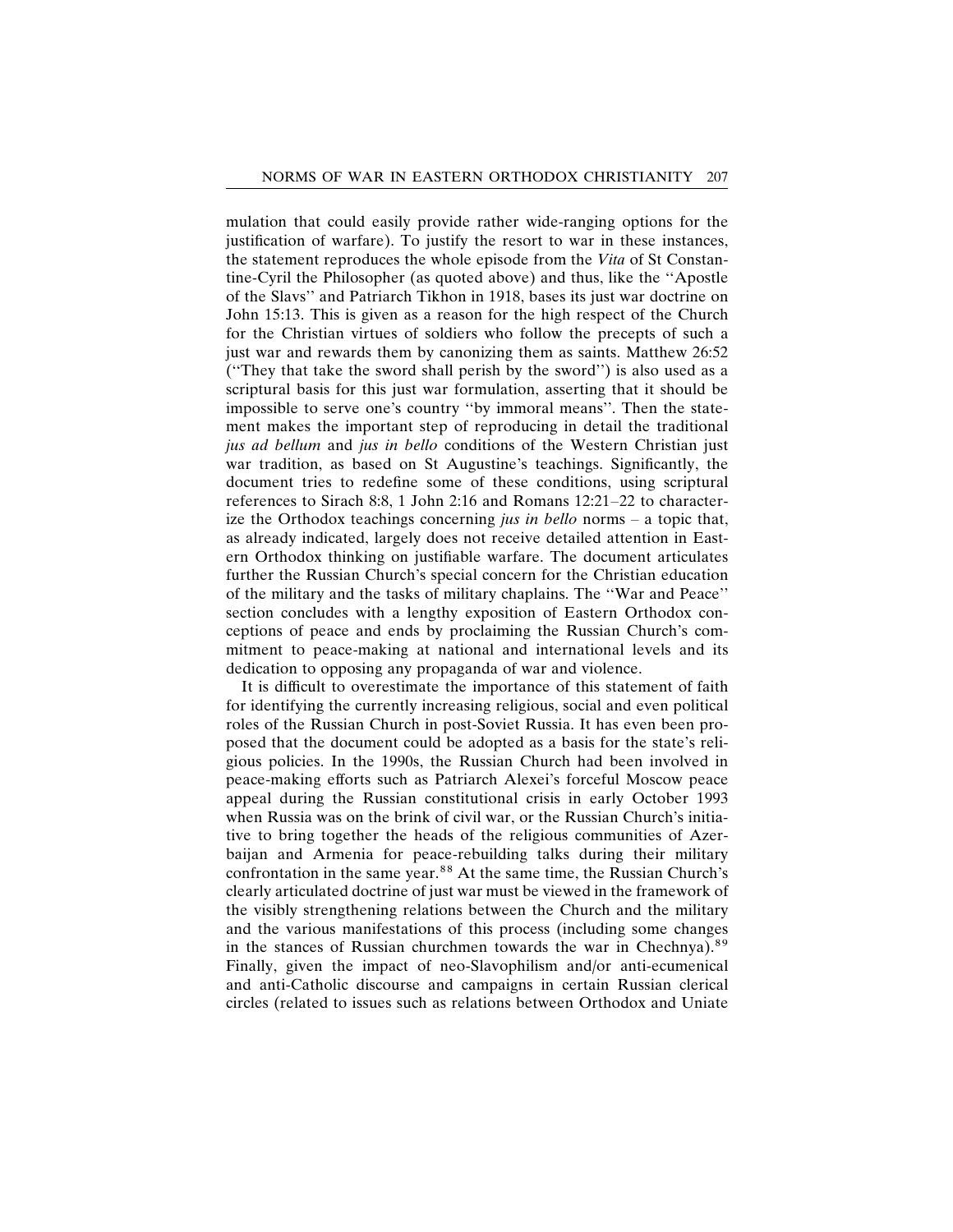mulation that could easily provide rather wide-ranging options for the justification of warfare). To justify the resort to war in these instances, the statement reproduces the whole episode from the *Vita* of St Constantine-Cyril the Philosopher (as quoted above) and thus, like the ''Apostle of the Slavs'' and Patriarch Tikhon in 1918, bases its just war doctrine on John 15:13. This is given as a reason for the high respect of the Church for the Christian virtues of soldiers who follow the precepts of such a just war and rewards them by canonizing them as saints. Matthew 26:52 (''They that take the sword shall perish by the sword'') is also used as a scriptural basis for this just war formulation, asserting that it should be impossible to serve one's country ''by immoral means''. Then the statement makes the important step of reproducing in detail the traditional *jus ad bellum* and *jus in bello* conditions of the Western Christian just war tradition, as based on St Augustine's teachings. Significantly, the document tries to redefine some of these conditions, using scriptural references to Sirach 8:8, 1 John 2:16 and Romans 12:21–22 to characterize the Orthodox teachings concerning *jus in bello* norms – a topic that, as already indicated, largely does not receive detailed attention in Eastern Orthodox thinking on justifiable warfare. The document articulates further the Russian Church's special concern for the Christian education of the military and the tasks of military chaplains. The ''War and Peace'' section concludes with a lengthy exposition of Eastern Orthodox conceptions of peace and ends by proclaiming the Russian Church's commitment to peace-making at national and international levels and its dedication to opposing any propaganda of war and violence.

It is difficult to overestimate the importance of this statement of faith for identifying the currently increasing religious, social and even political roles of the Russian Church in post-Soviet Russia. It has even been proposed that the document could be adopted as a basis for the state's religious policies. In the 1990s, the Russian Church had been involved in peace-making efforts such as Patriarch Alexei's forceful Moscow peace appeal during the Russian constitutional crisis in early October 1993 when Russia was on the brink of civil war, or the Russian Church's initiative to bring together the heads of the religious communities of Azerbaijan and Armenia for peace-rebuilding talks during their military confrontation in the same year.[88] At the same time, the Russian Church's clearly articulated doctrine of just war must be viewed in the framework of the visibly strengthening relations between the Church and the military and the various manifestations of this process (including some changes in the stances of Russian churchmen towards the war in Chechnya).[89] Finally, given the impact of neo-Slavophilism and/or anti-ecumenical and anti-Catholic discourse and campaigns in certain Russian clerical circles (related to issues such as relations between Orthodox and Uniate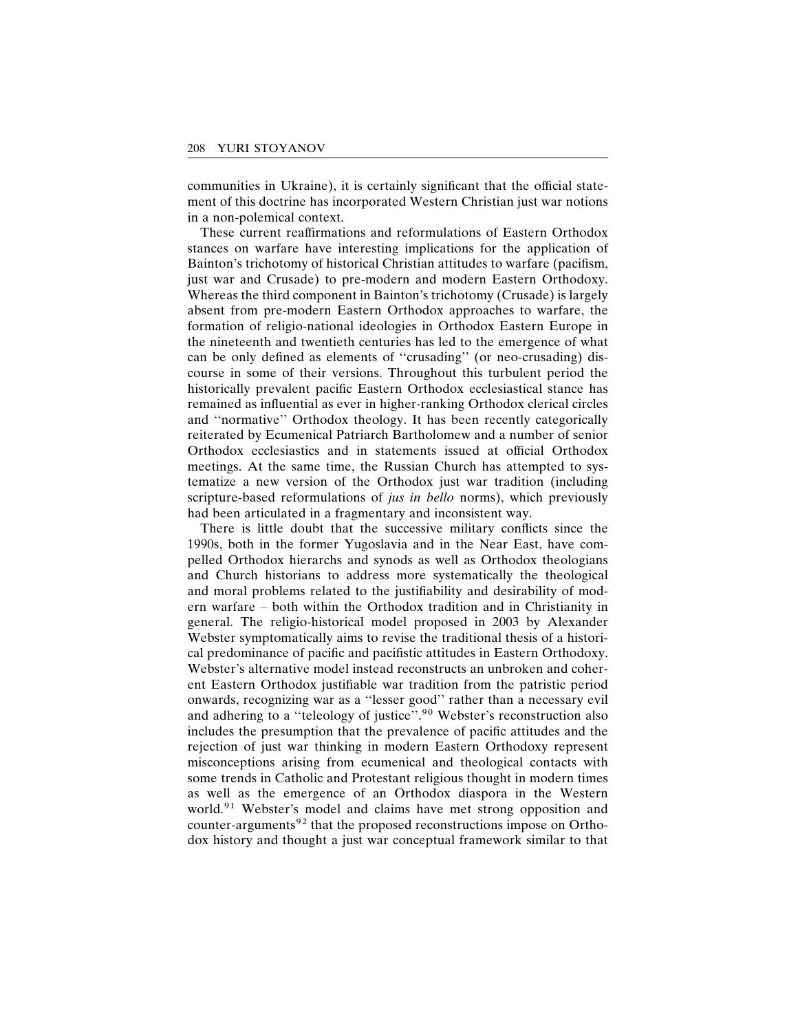communities in Ukraine), it is certainly significant that the official statement of this doctrine has incorporated Western Christian just war notions in a non-polemical context.

These current reaffirmations and reformulations of Eastern Orthodox stances on warfare have interesting implications for the application of Bainton's trichotomy of historical Christian attitudes to warfare (pacifism, just war and Crusade) to pre-modern and modern Eastern Orthodoxy. Whereas the third component in Bainton's trichotomy (Crusade) is largely absent from pre-modern Eastern Orthodox approaches to warfare, the formation of religio-national ideologies in Orthodox Eastern Europe in the nineteenth and twentieth centuries has led to the emergence of what can be only defined as elements of ''crusading'' (or neo-crusading) discourse in some of their versions. Throughout this turbulent period the historically prevalent pacific Eastern Orthodox ecclesiastical stance has remained as influential as ever in higher-ranking Orthodox clerical circles and ''normative'' Orthodox theology. It has been recently categorically reiterated by Ecumenical Patriarch Bartholomew and a number of senior Orthodox ecclesiastics and in statements issued at official Orthodox meetings. At the same time, the Russian Church has attempted to systematize a new version of the Orthodox just war tradition (including scripture-based reformulations of *jus in bello* norms), which previously had been articulated in a fragmentary and inconsistent way.

There is little doubt that the successive military conflicts since the 1990s, both in the former Yugoslavia and in the Near East, have compelled Orthodox hierarchs and synods as well as Orthodox theologians and Church historians to address more systematically the theological and moral problems related to the justifiability and desirability of modern warfare – both within the Orthodox tradition and in Christianity in general. The religio-historical model proposed in 2003 by Alexander Webster symptomatically aims to revise the traditional thesis of a historical predominance of pacific and pacifistic attitudes in Eastern Orthodoxy. Webster's alternative model instead reconstructs an unbroken and coherent Eastern Orthodox justifiable war tradition from the patristic period onwards, recognizing war as a ''lesser good'' rather than a necessary evil and adhering to a ''teleology of justice''.[90] Webster's reconstruction also includes the presumption that the prevalence of pacific attitudes and the rejection of just war thinking in modern Eastern Orthodoxy represent misconceptions arising from ecumenical and theological contacts with some trends in Catholic and Protestant religious thought in modern times as well as the emergence of an Orthodox diaspora in the Western world.[91] Webster's model and claims have met strong opposition and counter-arguments[92] that the proposed reconstructions impose on Orthodox history and thought a just war conceptual framework similar to that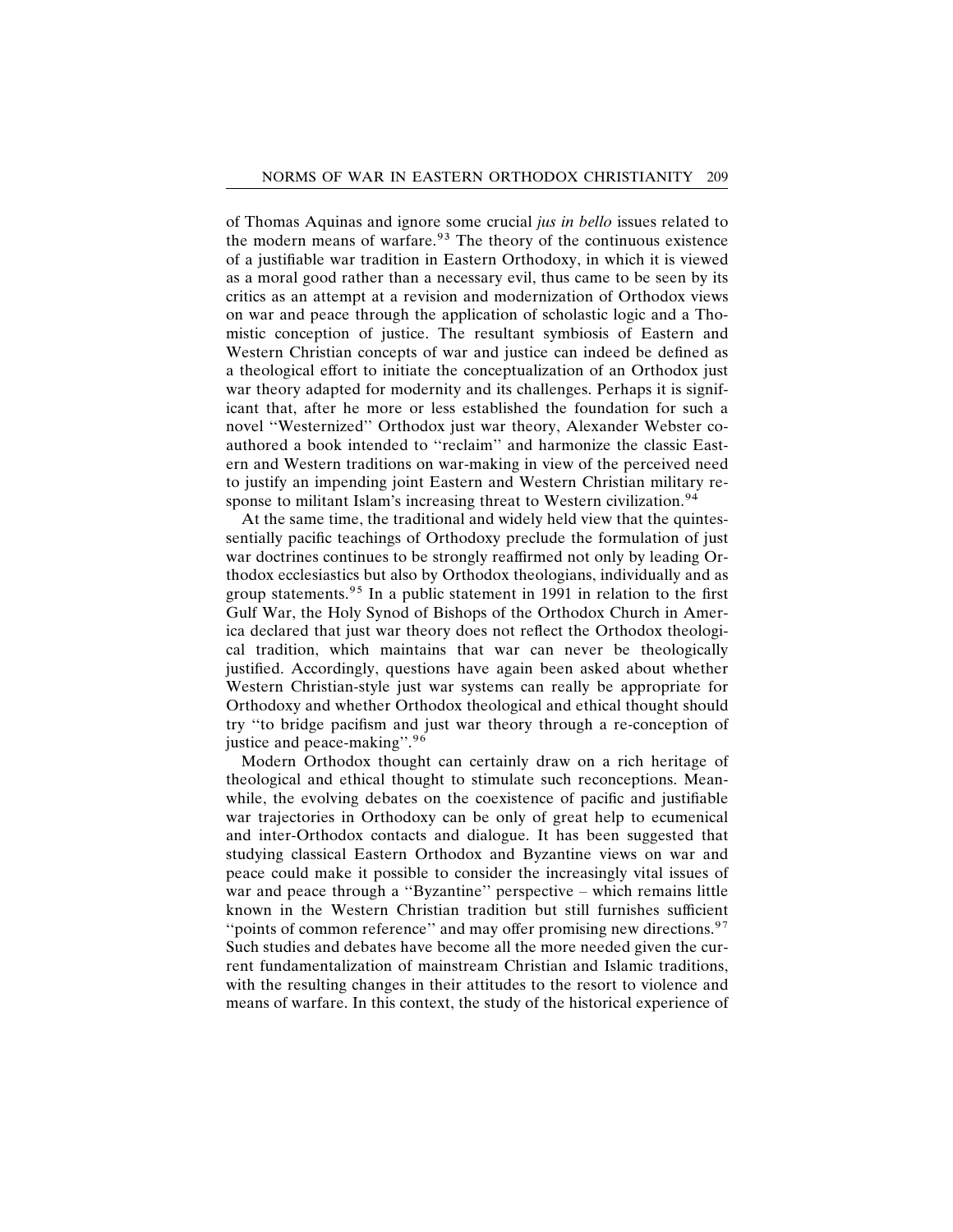of Thomas Aquinas and ignore some crucial *jus in bello* issues related to the modern means of warfare.[93] The theory of the continuous existence of a justifiable war tradition in Eastern Orthodoxy, in which it is viewed as a moral good rather than a necessary evil, thus came to be seen by its critics as an attempt at a revision and modernization of Orthodox views on war and peace through the application of scholastic logic and a Thomistic conception of justice. The resultant symbiosis of Eastern and Western Christian concepts of war and justice can indeed be defined as a theological effort to initiate the conceptualization of an Orthodox just war theory adapted for modernity and its challenges. Perhaps it is significant that, after he more or less established the foundation for such a novel ''Westernized'' Orthodox just war theory, Alexander Webster co-authored a book intended to ''reclaim'' and harmonize the classic Eastern and Western traditions on war-making in view of the perceived need to justify an impending joint Eastern and Western Christian military response to militant Islam's increasing threat to Western civilization.[94]

At the same time, the traditional and widely held view that the quintessentially pacific teachings of Orthodoxy preclude the formulation of just war doctrines continues to be strongly reaffirmed not only by leading Orthodox ecclesiastics but also by Orthodox theologians, individually and as group statements.[95] In a public statement in 1991 in relation to the first Gulf War, the Holy Synod of Bishops of the Orthodox Church in America declared that just war theory does not reflect the Orthodox theological tradition, which maintains that war can never be theologically justified. Accordingly, questions have again been asked about whether Western Christian-style just war systems can really be appropriate for Orthodoxy and whether Orthodox theological and ethical thought should try ''to bridge pacifism and just war theory through a re-conception of justice and peace-making''.[96]

Modern Orthodox thought can certainly draw on a rich heritage of theological and ethical thought to stimulate such reconceptions. Meanwhile, the evolving debates on the coexistence of pacific and justifiable war trajectories in Orthodoxy can be only of great help to ecumenical and inter-Orthodox contacts and dialogue. It has been suggested that studying classical Eastern Orthodox and Byzantine views on war and peace could make it possible to consider the increasingly vital issues of war and peace through a ''Byzantine'' perspective – which remains little known in the Western Christian tradition but still furnishes sufficient ''points of common reference'' and may offer promising new directions.[97] Such studies and debates have become all the more needed given the current fundamentalization of mainstream Christian and Islamic traditions, with the resulting changes in their attitudes to the resort to violence and means of warfare. In this context, the study of the historical experience of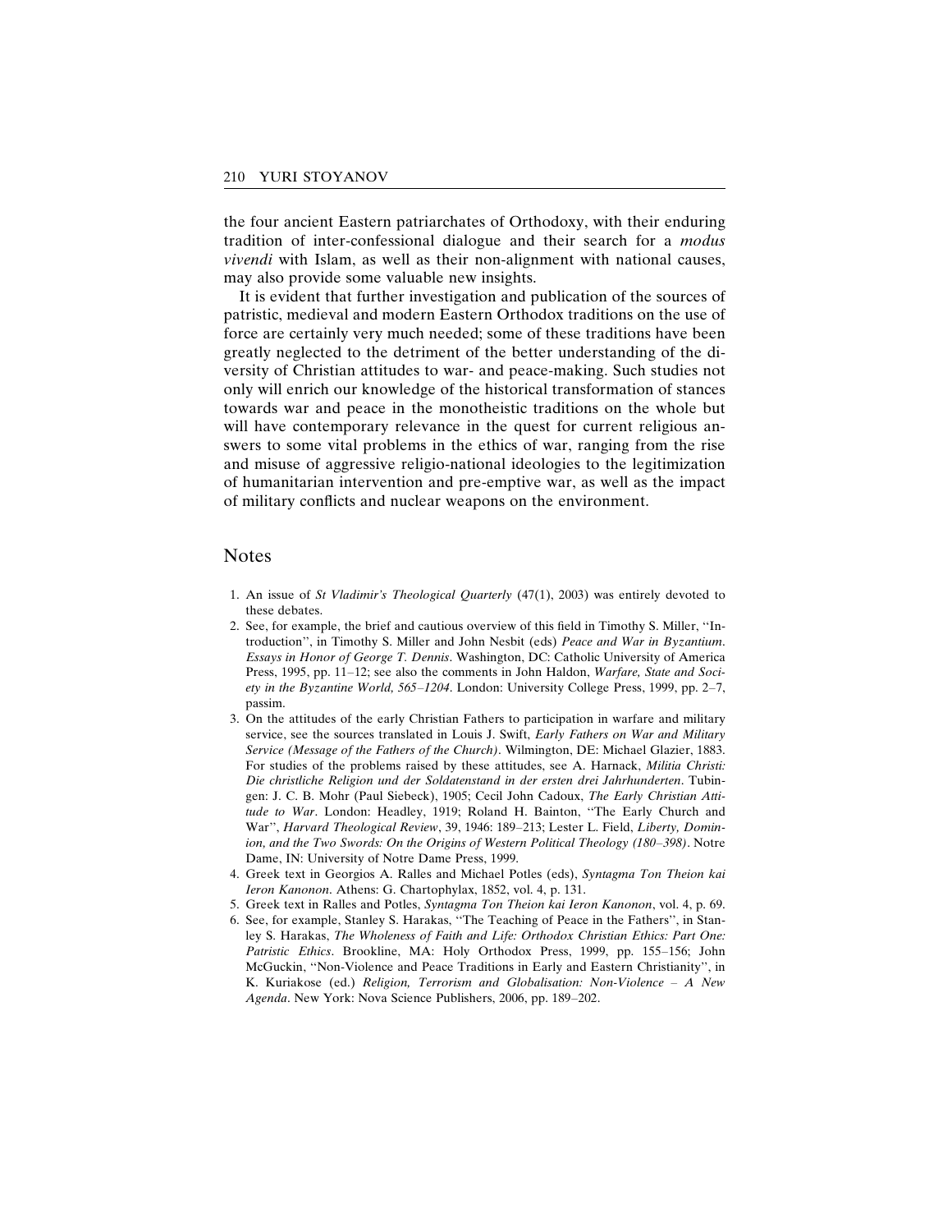the four ancient Eastern patriarchates of Orthodoxy, with their enduring tradition of inter-confessional dialogue and their search for a *modus vivendi* with Islam, as well as their non-alignment with national causes, may also provide some valuable new insights.

It is evident that further investigation and publication of the sources of patristic, medieval and modern Eastern Orthodox traditions on the use of force are certainly very much needed; some of these traditions have been greatly neglected to the detriment of the better understanding of the diversity of Christian attitudes to war- and peace-making. Such studies not only will enrich our knowledge of the historical transformation of stances towards war and peace in the monotheistic traditions on the whole but will have contemporary relevance in the quest for current religious answers to some vital problems in the ethics of war, ranging from the rise and misuse of aggressive religio-national ideologies to the legitimization of humanitarian intervention and pre-emptive war, as well as the impact of military conflicts and nuclear weapons on the environment.

## Notes

1. An issue of *St Vladimir's Theological Quarterly* (47(1), 2003) was entirely devoted to these debates.
2. See, for example, the brief and cautious overview of this field in Timothy S. Miller, "Introduction", in Timothy S. Miller and John Nesbit (eds) *Peace and War in Byzantium. Essays in Honor of George T. Dennis*. Washington, DC: Catholic University of America Press, 1995, pp. 11–12; see also the comments in John Haldon, *Warfare, State and Society in the Byzantine World, 565–1204*. London: University College Press, 1999, pp. 2–7, passim.
3. On the attitudes of the early Christian Fathers to participation in warfare and military service, see the sources translated in Louis J. Swift, *Early Fathers on War and Military Service (Message of the Fathers of the Church)*. Wilmington, DE: Michael Glazier, 1883. For studies of the problems raised by these attitudes, see A. Harnack, *Militia Christi: Die christliche Religion und der Soldatenstand in der ersten drei Jahrhunderten*. Tubingen: J. C. B. Mohr (Paul Siebeck), 1905; Cecil John Cadoux, *The Early Christian Attitude to War*. London: Headley, 1919; Roland H. Bainton, "The Early Church and War", *Harvard Theological Review*, 39, 1946: 189–213; Lester L. Field, *Liberty, Dominion, and the Two Swords: On the Origins of Western Political Theology (180–398)*. Notre Dame, IN: University of Notre Dame Press, 1999.
4. Greek text in Georgios A. Ralles and Michael Potles (eds), *Syntagma Ton Theion kai Ieron Kanonon*. Athens: G. Chartophylax, 1852, vol. 4, p. 131.
5. Greek text in Ralles and Potles, *Syntagma Ton Theion kai Ieron Kanonon*, vol. 4, p. 69.
6. See, for example, Stanley S. Harakas, "The Teaching of Peace in the Fathers", in Stanley S. Harakas, *The Wholeness of Faith and Life: Orthodox Christian Ethics: Part One: Patristic Ethics*. Brookline, MA: Holy Orthodox Press, 1999, pp. 155–156; John McGuckin, "Non-Violence and Peace Traditions in Early and Eastern Christianity", in K. Kuriakose (ed.) *Religion, Terrorism and Globalisation: Non-Violence – A New Agenda*. New York: Nova Science Publishers, 2006, pp. 189–202.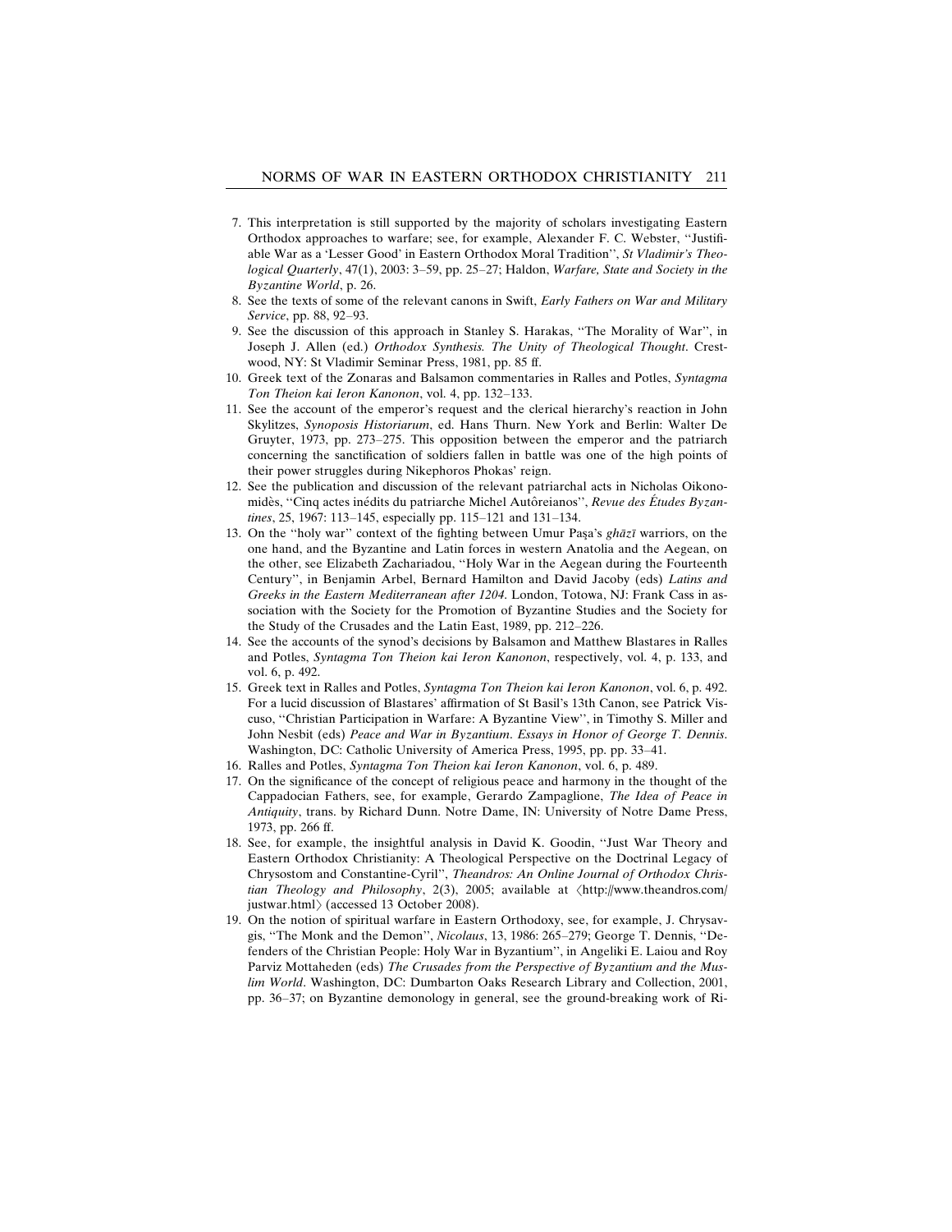7. This interpretation is still supported by the majority of scholars investigating Eastern Orthodox approaches to warfare; see, for example, Alexander F. C. Webster, ''Justifiable War as a 'Lesser Good' in Eastern Orthodox Moral Tradition'', *St Vladimir's Theological Quarterly*, 47(1), 2003: 3–59, pp. 25–27; Haldon, *Warfare, State and Society in the Byzantine World*, p. 26.
8. See the texts of some of the relevant canons in Swift, *Early Fathers on War and Military Service*, pp. 88, 92–93.
9. See the discussion of this approach in Stanley S. Harakas, ''The Morality of War'', in Joseph J. Allen (ed.) *Orthodox Synthesis. The Unity of Theological Thought*. Crestwood, NY: St Vladimir Seminar Press, 1981, pp. 85 ff.
10. Greek text of the Zonaras and Balsamon commentaries in Ralles and Potles, *Syntagma Ton Theion kai Ieron Kanonon*, vol. 4, pp. 132–133.
11. See the account of the emperor's request and the clerical hierarchy's reaction in John Skylitzes, *Synopsis Historiarum*, ed. Hans Thurn. New York and Berlin: Walter De Gruyter, 1973, pp. 273–275. This opposition between the emperor and the patriarch concerning the sanctification of soldiers fallen in battle was one of the high points of their power struggles during Nikephoros Phokas' reign.
12. See the publication and discussion of the relevant patriarchal acts in Nicholas Oikonomidès, ''Cinq actes inédits du patriarche Michel Autôreianos'', *Revue des Études Byzantines*, 25, 1967: 113–145, especially pp. 115–121 and 131–134.
13. On the ''holy war'' context of the fighting between Umur Paşa's *ghāzī* warriors, on the one hand, and the Byzantine and Latin forces in western Anatolia and the Aegean, on the other, see Elizabeth Zachariadou, ''Holy War in the Aegean during the Fourteenth Century'', in Benjamin Arbel, Bernard Hamilton and David Jacoby (eds) *Latins and Greeks in the Eastern Mediterranean after 1204*. London, Totowa, NJ: Frank Cass in association with the Society for the Promotion of Byzantine Studies and the Society for the Study of the Crusades and the Latin East, 1989, pp. 212–226.
14. See the accounts of the synod's decisions by Balsamon and Matthew Blastares in Ralles and Potles, *Syntagma Ton Theion kai Ieron Kanonon*, respectively, vol. 4, p. 133, and vol. 6, p. 492.
15. Greek text in Ralles and Potles, *Syntagma Ton Theion kai Ieron Kanonon*, vol. 6, p. 492. For a lucid discussion of Blastares' affirmation of St Basil's 13th Canon, see Patrick Viscuso, ''Christian Participation in Warfare: A Byzantine View'', in Timothy S. Miller and John Nesbit (eds) *Peace and War in Byzantium. Essays in Honor of George T. Dennis*. Washington, DC: Catholic University of America Press, 1995, pp. 33–41.
16. Ralles and Potles, *Syntagma Ton Theion kai Ieron Kanonon*, vol. 6, p. 489.
17. On the significance of the concept of religious peace and harmony in the thought of the Cappadocian Fathers, see, for example, Gerardo Zampaglione, *The Idea of Peace in Antiquity*, trans. by Richard Dunn. Notre Dame, IN: University of Notre Dame Press, 1973, pp. 266 ff.
18. See, for example, the insightful analysis in David K. Goodin, ''Just War Theory and Eastern Orthodox Christianity: A Theological Perspective on the Doctrinal Legacy of Chrysostom and Constantine-Cyril'', *Theandros: An Online Journal of Orthodox Christian Theology and Philosophy*, 2(3), 2005; available at ⟨http://www.theandros.com/justwar.html⟩ (accessed 13 October 2008).
19. On the notion of spiritual warfare in Eastern Orthodoxy, see, for example, J. Chrysavgis, ''The Monk and the Demon'', *Nicolaus*, 13, 1986: 265–279; George T. Dennis, ''Defenders of the Christian People: Holy War in Byzantium'', in Angeliki E. Laiou and Roy Parviz Mottaheden (eds) *The Crusades from the Perspective of Byzantium and the Muslim World*. Washington, DC: Dumbarton Oaks Research Library and Collection, 2001, pp. 36–37; on Byzantine demonology in general, see the ground-breaking work of Ri-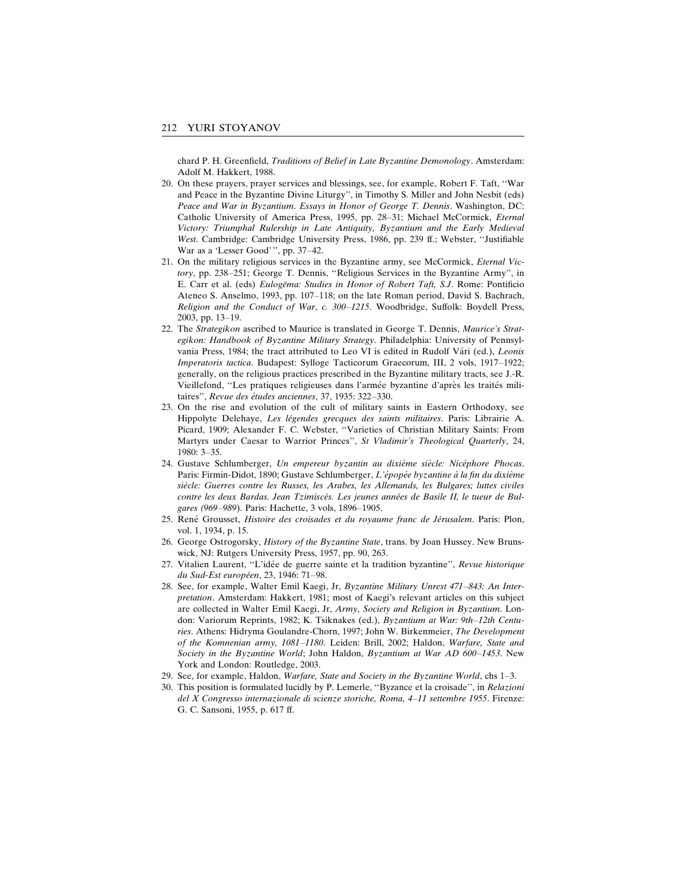chard P. H. Greenfield, *Traditions of Belief in Late Byzantine Demonology*. Amsterdam: Adolf M. Hakkert, 1988.

20. On these prayers, prayer services and blessings, see, for example, Robert F. Taft, "War and Peace in the Byzantine Divine Liturgy", in Timothy S. Miller and John Nesbit (eds) *Peace and War in Byzantium. Essays in Honor of George T. Dennis*. Washington, DC: Catholic University of America Press, 1995, pp. 28–31; Michael McCormick, *Eternal Victory: Triumphal Rulership in Late Antiquity, Byzantium and the Early Medieval West*. Cambridge: Cambridge University Press, 1986, pp. 239 ff.; Webster, "Justifiable War as a 'Lesser Good' ", pp. 37–42.
21. On the military religious services in the Byzantine army, see McCormick, *Eternal Victory*, pp. 238–251; George T. Dennis, "Religious Services in the Byzantine Army", in E. Carr et al. (eds) *Eulogēma: Studies in Honor of Robert Taft, S.J*. Rome: Pontificio Ateneo S. Anselmo, 1993, pp. 107–118; on the late Roman period, David S. Bachrach, *Religion and the Conduct of War, c. 300–1215*. Woodbridge, Suffolk: Boydell Press, 2003, pp. 13–19.
22. The *Strategikon* ascribed to Maurice is translated in George T. Dennis, *Maurice's Strategikon: Handbook of Byzantine Military Strategy*. Philadelphia: University of Pennsylvania Press, 1984; the tract attributed to Leo VI is edited in Rudolf Vári (ed.), *Leonis Imperatoris tactica*. Budapest: Sylloge Tacticorum Graecorum, III, 2 vols, 1917–1922; generally, on the religious practices prescribed in the Byzantine military tracts, see J.-R. Vieillefond, "Les pratiques religieuses dans l'armée byzantine d'après les traités militaires", *Revue des études anciennes*, 37, 1935: 322–330.
23. On the rise and evolution of the cult of military saints in Eastern Orthodoxy, see Hippolyte Delehaye, *Les légendes grecques des saints militaires*. Paris: Librairie A. Picard, 1909; Alexander F. C. Webster, "Varieties of Christian Military Saints: From Martyrs under Caesar to Warrior Princes", *St Vladimir's Theological Quarterly*, 24, 1980: 3–35.
24. Gustave Schlumberger, *Un empereur byzantin au dixième siècle: Nicéphore Phocas*. Paris: Firmin-Didot, 1890; Gustave Schlumberger, *L'épopée byzantine à la fin du dixième siècle: Guerres contre les Russes, les Arabes, les Allemands, les Bulgares; luttes civiles contre les deux Bardas. Jean Tzimiscès. Les jeunes années de Basile II, le tueur de Bulgares (969–989)*. Paris: Hachette, 3 vols, 1896–1905.
25. René Grousset, *Histoire des croisades et du royaume franc de Jérusalem*. Paris: Plon, vol. 1, 1934, p. 15.
26. George Ostrogorsky, *History of the Byzantine State*, trans. by Joan Hussey. New Brunswick, NJ: Rutgers University Press, 1957, pp. 90, 263.
27. Vitalien Laurent, "L'idée de guerre sainte et la tradition byzantine", *Revue historique du Sud-Est européen*, 23, 1946: 71–98.
28. See, for example, Walter Emil Kaegi, Jr, *Byzantine Military Unrest 471–843: An Interpretation*. Amsterdam: Hakkert, 1981; most of Kaegi's relevant articles on this subject are collected in Walter Emil Kaegi, Jr, *Army, Society and Religion in Byzantium*. London: Variorum Reprints, 1982; K. Tsiknakes (ed.), *Byzantium at War: 9th–12th Centuries*. Athens: Hidryma Goulandre-Chorn, 1997; John W. Birkenmeier, *The Development of the Komnenian army, 1081–1180*. Leiden: Brill, 2002; Haldon, *Warfare, State and Society in the Byzantine World*; John Haldon, *Byzantium at War AD 600–1453*. New York and London: Routledge, 2003.
29. See, for example, Haldon, *Warfare, State and Society in the Byzantine World*, chs 1–3.
30. This position is formulated lucidly by P. Lemerle, "Byzance et la croisade", in *Relazioni del X Congresso internazionale di scienze storiche, Roma, 4–11 settembre 1955*. Firenze: G. C. Sansoni, 1955, p. 617 ff.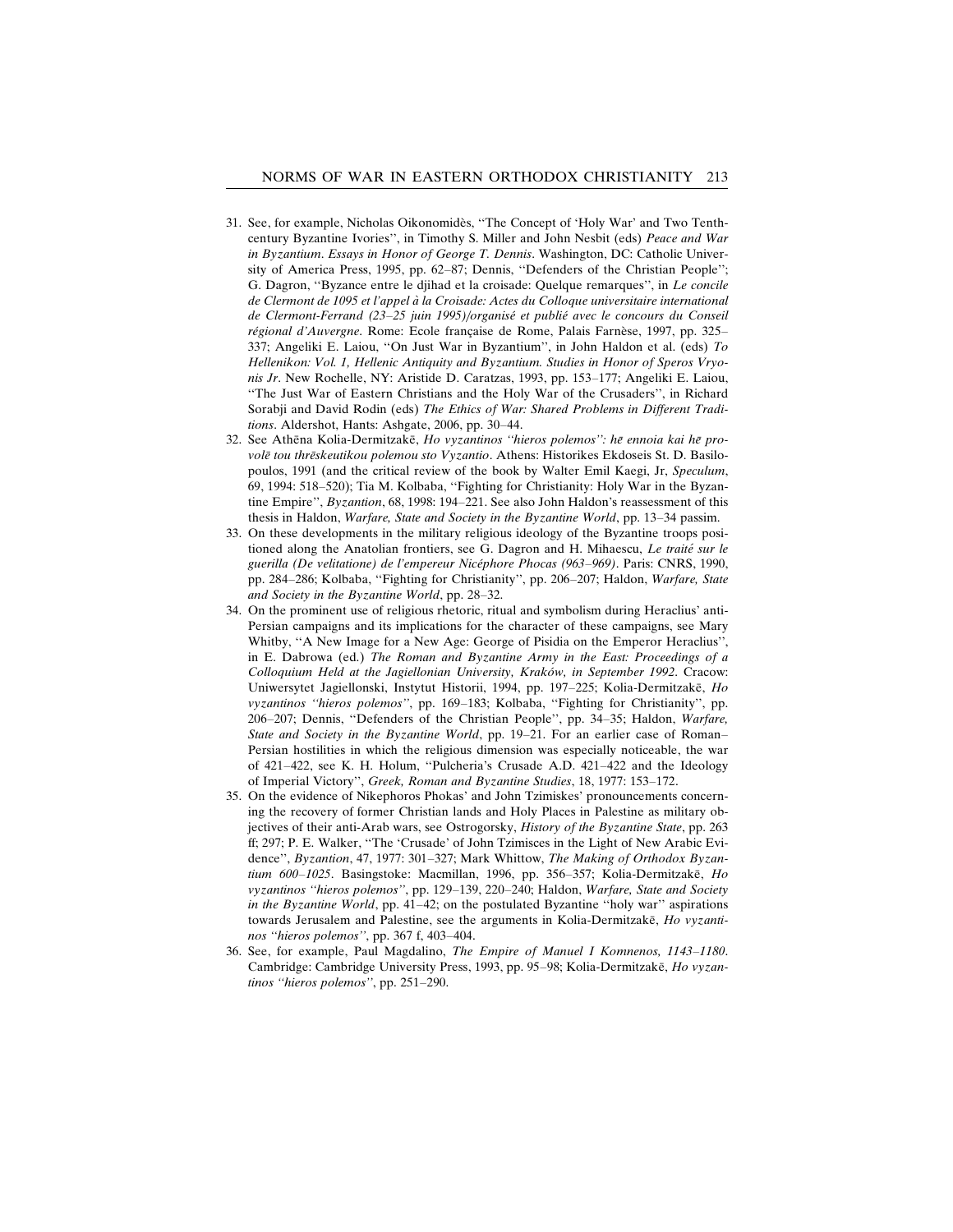31. See, for example, Nicholas Oikonomidès, ''The Concept of 'Holy War' and Two Tenth-century Byzantine Ivories'', in Timothy S. Miller and John Nesbit (eds) *Peace and War in Byzantium. Essays in Honor of George T. Dennis*. Washington, DC: Catholic University of America Press, 1995, pp. 62–87; Dennis, ''Defenders of the Christian People''; G. Dagron, ''Byzance entre le djihad et la croisade: Quelque remarques'', in *Le concile de Clermont de 1095 et l'appel à la Croisade: Actes du Colloque universitaire international de Clermont-Ferrand (23–25 juin 1995)/organisé et publié avec le concours du Conseil régional d'Auvergne*. Rome: Ecole française de Rome, Palais Farnèse, 1997, pp. 325–337; Angeliki E. Laiou, ''On Just War in Byzantium'', in John Haldon et al. (eds) *To Hellenikon: Vol. 1, Hellenic Antiquity and Byzantium. Studies in Honor of Speros Vryonis Jr*. New Rochelle, NY: Aristide D. Caratzas, 1993, pp. 153–177; Angeliki E. Laiou, ''The Just War of Eastern Christians and the Holy War of the Crusaders'', in Richard Sorabji and David Rodin (eds) *The Ethics of War: Shared Problems in Different Traditions*. Aldershot, Hants: Ashgate, 2006, pp. 30–44.
32. See Athēna Kolia-Dermitzakē, *Ho vyzantinos ''hieros polemos'': hē ennoia kai hē provolē tou thrēskeutikou polemou sto Vyzantio*. Athens: Historikes Ekdoseis St. D. Basilopoulos, 1991 (and the critical review of the book by Walter Emil Kaegi, Jr, *Speculum*, 69, 1994: 518–520); Tia M. Kolbaba, ''Fighting for Christianity: Holy War in the Byzantine Empire'', *Byzantion*, 68, 1998: 194–221. See also John Haldon's reassessment of this thesis in Haldon, *Warfare, State and Society in the Byzantine World*, pp. 13–34 passim.
33. On these developments in the military religious ideology of the Byzantine troops positioned along the Anatolian frontiers, see G. Dagron and H. Mihaescu, *Le traité sur le guerilla (De velitatione) de l'empereur Nicéphore Phocas (963–969)*. Paris: CNRS, 1990, pp. 284–286; Kolbaba, ''Fighting for Christianity'', pp. 206–207; Haldon, *Warfare, State and Society in the Byzantine World*, pp. 28–32.
34. On the prominent use of religious rhetoric, ritual and symbolism during Heraclius' anti-Persian campaigns and its implications for the character of these campaigns, see Mary Whitby, ''A New Image for a New Age: George of Pisidia on the Emperor Heraclius'', in E. Dabrowa (ed.) *The Roman and Byzantine Army in the East: Proceedings of a Colloquium Held at the Jagiellonian University, Kraków, in September 1992*. Cracow: Uniwersytet Jagiellonski, Instytut Historii, 1994, pp. 197–225; Kolia-Dermitzakē, *Ho vyzantinos ''hieros polemos''*, pp. 169–183; Kolbaba, ''Fighting for Christianity'', pp. 206–207; Dennis, ''Defenders of the Christian People'', pp. 34–35; Haldon, *Warfare, State and Society in the Byzantine World*, pp. 19–21. For an earlier case of Roman–Persian hostilities in which the religious dimension was especially noticeable, the war of 421–422, see K. H. Holum, ''Pulcheria's Crusade A.D. 421–422 and the Ideology of Imperial Victory'', *Greek, Roman and Byzantine Studies*, 18, 1977: 153–172.
35. On the evidence of Nikephoros Phokas' and John Tzimiskes' pronouncements concerning the recovery of former Christian lands and Holy Places in Palestine as military objectives of their anti-Arab wars, see Ostrogorsky, *History of the Byzantine State*, pp. 263 ff; 297; P. E. Walker, ''The 'Crusade' of John Tzimisces in the Light of New Arabic Evidence'', *Byzantion*, 47, 1977: 301–327; Mark Whittow, *The Making of Orthodox Byzantium 600–1025*. Basingstoke: Macmillan, 1996, pp. 356–357; Kolia-Dermitzakē, *Ho vyzantinos ''hieros polemos''*, pp. 129–139, 220–240; Haldon, *Warfare, State and Society in the Byzantine World*, pp. 41–42; on the postulated Byzantine ''holy war'' aspirations towards Jerusalem and Palestine, see the arguments in Kolia-Dermitzakē, *Ho vyzantinos ''hieros polemos''*, pp. 367 f, 403–404.
36. See, for example, Paul Magdalino, *The Empire of Manuel I Komnenos, 1143–1180*. Cambridge: Cambridge University Press, 1993, pp. 95–98; Kolia-Dermitzakē, *Ho vyzantinos ''hieros polemos''*, pp. 251–290.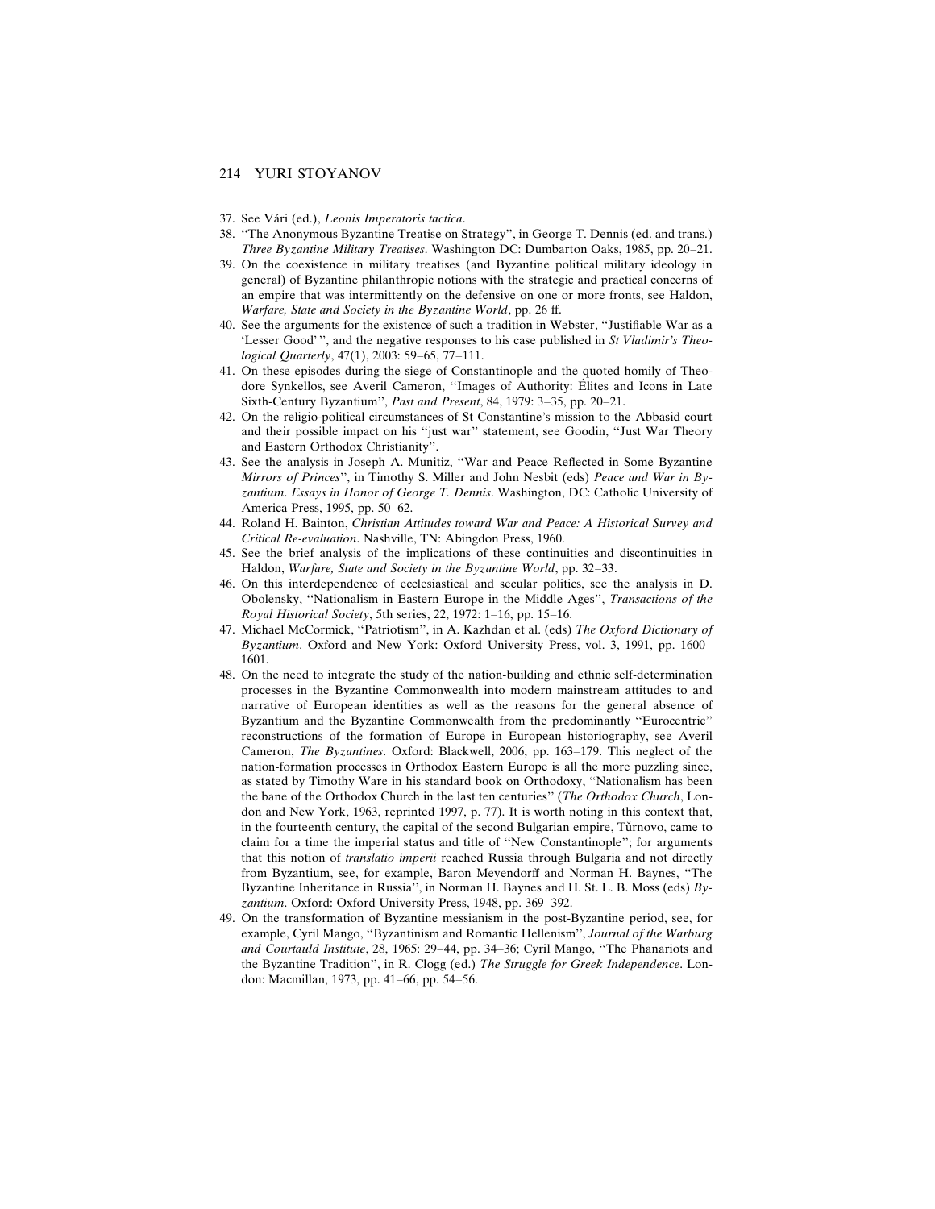37. See Vári (ed.), *Leonis Imperatoris tactica*.
38. "The Anonymous Byzantine Treatise on Strategy", in George T. Dennis (ed. and trans.) *Three Byzantine Military Treatises*. Washington DC: Dumbarton Oaks, 1985, pp. 20–21.
39. On the coexistence in military treatises (and Byzantine political military ideology in general) of Byzantine philanthropic notions with the strategic and practical concerns of an empire that was intermittently on the defensive on one or more fronts, see Haldon, *Warfare, State and Society in the Byzantine World*, pp. 26 ff.
40. See the arguments for the existence of such a tradition in Webster, "Justifiable War as a 'Lesser Good' ", and the negative responses to his case published in *St Vladimir's Theological Quarterly*, 47(1), 2003: 59–65, 77–111.
41. On these episodes during the siege of Constantinople and the quoted homily of Theodore Synkellos, see Averil Cameron, "Images of Authority: Élites and Icons in Late Sixth-Century Byzantium", *Past and Present*, 84, 1979: 3–35, pp. 20–21.
42. On the religio-political circumstances of St Constantine's mission to the Abbasid court and their possible impact on his "just war" statement, see Goodin, "Just War Theory and Eastern Orthodox Christianity".
43. See the analysis in Joseph A. Munitiz, "War and Peace Reflected in Some Byzantine *Mirrors of Princes*", in Timothy S. Miller and John Nesbit (eds) *Peace and War in Byzantium. Essays in Honor of George T. Dennis*. Washington, DC: Catholic University of America Press, 1995, pp. 50–62.
44. Roland H. Bainton, *Christian Attitudes toward War and Peace: A Historical Survey and Critical Re-evaluation*. Nashville, TN: Abingdon Press, 1960.
45. See the brief analysis of the implications of these continuities and discontinuities in Haldon, *Warfare, State and Society in the Byzantine World*, pp. 32–33.
46. On this interdependence of ecclesiastical and secular politics, see the analysis in D. Obolensky, "Nationalism in Eastern Europe in the Middle Ages", *Transactions of the Royal Historical Society*, 5th series, 22, 1972: 1–16, pp. 15–16.
47. Michael McCormick, "Patriotism", in A. Kazhdan et al. (eds) *The Oxford Dictionary of Byzantium*. Oxford and New York: Oxford University Press, vol. 3, 1991, pp. 1600–1601.
48. On the need to integrate the study of the nation-building and ethnic self-determination processes in the Byzantine Commonwealth into modern mainstream attitudes to and narrative of European identities as well as the reasons for the general absence of Byzantium and the Byzantine Commonwealth from the predominantly "Eurocentric" reconstructions of the formation of Europe in European historiography, see Averil Cameron, *The Byzantines*. Oxford: Blackwell, 2006, pp. 163–179. This neglect of the nation-formation processes in Orthodox Eastern Europe is all the more puzzling since, as stated by Timothy Ware in his standard book on Orthodoxy, "Nationalism has been the bane of the Orthodox Church in the last ten centuries" (*The Orthodox Church*, London and New York, 1963, reprinted 1997, p. 77). It is worth noting in this context that, in the fourteenth century, the capital of the second Bulgarian empire, Tŭrnovo, came to claim for a time the imperial status and title of "New Constantinople"; for arguments that this notion of *translatio imperii* reached Russia through Bulgaria and not directly from Byzantium, see, for example, Baron Meyendorff and Norman H. Baynes, "The Byzantine Inheritance in Russia", in Norman H. Baynes and H. St. L. B. Moss (eds) *Byzantium*. Oxford: Oxford University Press, 1948, pp. 369–392.
49. On the transformation of Byzantine messianism in the post-Byzantine period, see, for example, Cyril Mango, "Byzantinism and Romantic Hellenism", *Journal of the Warburg and Courtauld Institute*, 28, 1965: 29–44, pp. 34–36; Cyril Mango, "The Phanariots and the Byzantine Tradition", in R. Clogg (ed.) *The Struggle for Greek Independence*. London: Macmillan, 1973, pp. 41–66, pp. 54–56.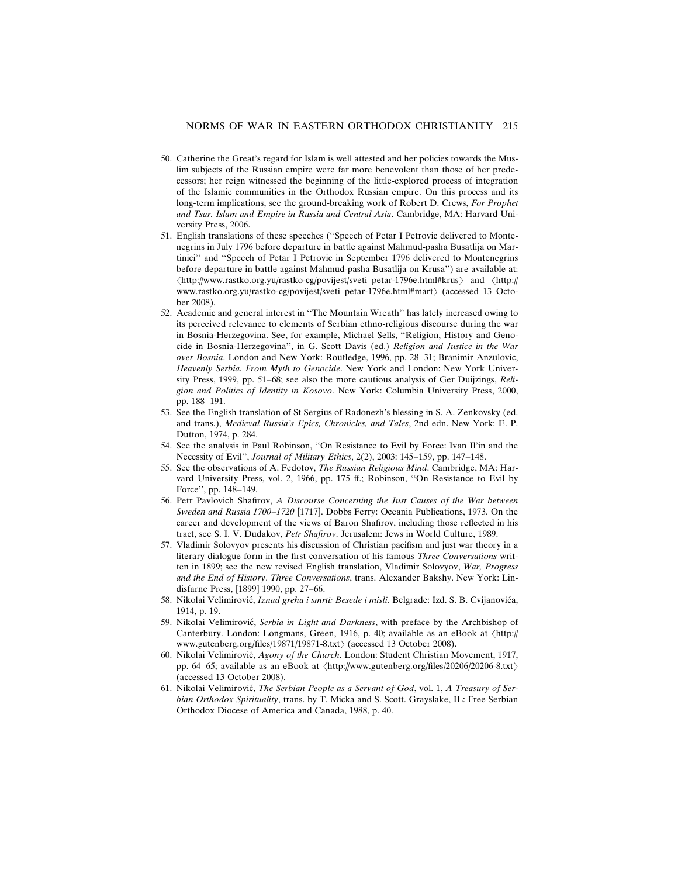50. Catherine the Great's regard for Islam is well attested and her policies towards the Muslim subjects of the Russian empire were far more benevolent than those of her predecessors; her reign witnessed the beginning of the little-explored process of integration of the Islamic communities in the Orthodox Russian empire. On this process and its long-term implications, see the ground-breaking work of Robert D. Crews, *For Prophet and Tsar. Islam and Empire in Russia and Central Asia*. Cambridge, MA: Harvard University Press, 2006.
51. English translations of these speeches (''Speech of Petar I Petrovic delivered to Montenegrins in July 1796 before departure in battle against Mahmud-pasha Busatlija on Martinici'' and ''Speech of Petar I Petrovic in September 1796 delivered to Montenegrins before departure in battle against Mahmud-pasha Busatlija on Krusa'') are available at: ⟨http://www.rastko.org.yu/rastko-cg/povijest/sveti_petar-1796e.html#krus⟩ and ⟨http://www.rastko.org.yu/rastko-cg/povijest/sveti_petar-1796e.html#mart⟩ (accessed 13 October 2008).
52. Academic and general interest in ''The Mountain Wreath'' has lately increased owing to its perceived relevance to elements of Serbian ethno-religious discourse during the war in Bosnia-Herzegovina. See, for example, Michael Sells, ''Religion, History and Genocide in Bosnia-Herzegovina'', in G. Scott Davis (ed.) *Religion and Justice in the War over Bosnia*. London and New York: Routledge, 1996, pp. 28–31; Branimir Anzulovic, *Heavenly Serbia. From Myth to Genocide*. New York and London: New York University Press, 1999, pp. 51–68; see also the more cautious analysis of Ger Duijzings, *Religion and Politics of Identity in Kosovo*. New York: Columbia University Press, 2000, pp. 188–191.
53. See the English translation of St Sergius of Radonezh's blessing in S. A. Zenkovsky (ed. and trans.), *Medieval Russia's Epics, Chronicles, and Tales*, 2nd edn. New York: E. P. Dutton, 1974, p. 284.
54. See the analysis in Paul Robinson, ''On Resistance to Evil by Force: Ivan Il'in and the Necessity of Evil'', *Journal of Military Ethics*, 2(2), 2003: 145–159, pp. 147–148.
55. See the observations of A. Fedotov, *The Russian Religious Mind*. Cambridge, MA: Harvard University Press, vol. 2, 1966, pp. 175 ff.; Robinson, ''On Resistance to Evil by Force'', pp. 148–149.
56. Petr Pavlovich Shafirov, *A Discourse Concerning the Just Causes of the War between Sweden and Russia 1700–1720* [1717]. Dobbs Ferry: Oceania Publications, 1973. On the career and development of the views of Baron Shafirov, including those reflected in his tract, see S. I. V. Dudakov, *Petr Shafirov*. Jerusalem: Jews in World Culture, 1989.
57. Vladimir Solovyov presents his discussion of Christian pacifism and just war theory in a literary dialogue form in the first conversation of his famous *Three Conversations* written in 1899; see the new revised English translation, Vladimir Solovyov, *War, Progress and the End of History*. *Three Conversations*, trans. Alexander Bakshy. New York: Lindisfarne Press, [1899] 1990, pp. 27–66.
58. Nikolai Velimirović, *Iznad greha i smrti: Besede i misli*. Belgrade: Izd. S. B. Cvijanovića, 1914, p. 19.
59. Nikolai Velimirović, *Serbia in Light and Darkness*, with preface by the Archbishop of Canterbury. London: Longmans, Green, 1916, p. 40; available as an eBook at ⟨http://www.gutenberg.org/files/19871/19871-8.txt⟩ (accessed 13 October 2008).
60. Nikolai Velimirović, *Agony of the Church*. London: Student Christian Movement, 1917, pp. 64–65; available as an eBook at ⟨http://www.gutenberg.org/files/20206/20206-8.txt⟩ (accessed 13 October 2008).
61. Nikolai Velimirović, *The Serbian People as a Servant of God*, vol. 1, *A Treasury of Serbian Orthodox Spirituality*, trans. by T. Micka and S. Scott. Grayslake, IL: Free Serbian Orthodox Diocese of America and Canada, 1988, p. 40.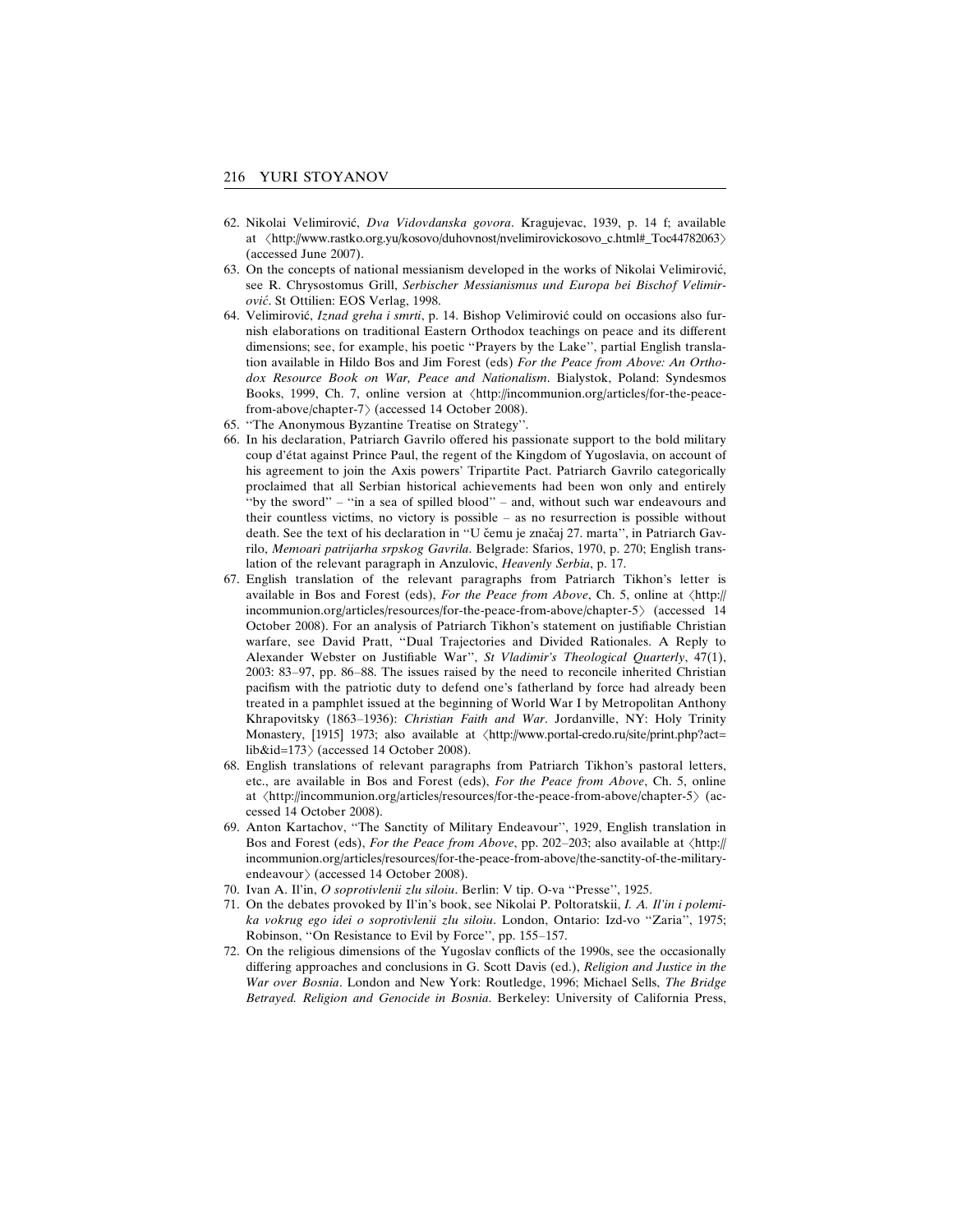62. Nikolai Velimirović, *Dva Vidovdanska govora*. Kragujevac, 1939, p. 14 f; available at 〈http://www.rastko.org.yu/kosovo/duhovnost/nvelimirovickosovo_c.html#_Toc44782063〉 (accessed June 2007).
63. On the concepts of national messianism developed in the works of Nikolai Velimirović, see R. Chrysostomus Grill, *Serbischer Messianismus und Europa bei Bischof Velimirović*. St Ottilien: EOS Verlag, 1998.
64. Velimirović, *Iznad greha i smrti*, p. 14. Bishop Velimirović could on occasions also furnish elaborations on traditional Eastern Orthodox teachings on peace and its different dimensions; see, for example, his poetic "Prayers by the Lake", partial English translation available in Hildo Bos and Jim Forest (eds) *For the Peace from Above: An Orthodox Resource Book on War, Peace and Nationalism*. Bialystok, Poland: Syndesmos Books, 1999, Ch. 7, online version at 〈http://incommunion.org/articles/for-the-peace-from-above/chapter-7〉 (accessed 14 October 2008).
65. "The Anonymous Byzantine Treatise on Strategy".
66. In his declaration, Patriarch Gavrilo offered his passionate support to the bold military coup d'état against Prince Paul, the regent of the Kingdom of Yugoslavia, on account of his agreement to join the Axis powers' Tripartite Pact. Patriarch Gavrilo categorically proclaimed that all Serbian historical achievements had been won only and entirely "by the sword" – "in a sea of spilled blood" – and, without such war endeavours and their countless victims, no victory is possible – as no resurrection is possible without death. See the text of his declaration in "U čemu je značaj 27. marta", in Patriarch Gavrilo, *Memoari patrijarha srpskog Gavrila*. Belgrade: Sfarios, 1970, p. 270; English translation of the relevant paragraph in Anzulovic, *Heavenly Serbia*, p. 17.
67. English translation of the relevant paragraphs from Patriarch Tikhon's letter is available in Bos and Forest (eds), *For the Peace from Above*, Ch. 5, online at 〈http://incommunion.org/articles/resources/for-the-peace-from-above/chapter-5〉 (accessed 14 October 2008). For an analysis of Patriarch Tikhon's statement on justifiable Christian warfare, see David Pratt, "Dual Trajectories and Divided Rationales. A Reply to Alexander Webster on Justifiable War", *St Vladimir's Theological Quarterly*, 47(1), 2003: 83–97, pp. 86–88. The issues raised by the need to reconcile inherited Christian pacifism with the patriotic duty to defend one's fatherland by force had already been treated in a pamphlet issued at the beginning of World War I by Metropolitan Anthony Khrapovitsky (1863–1936): *Christian Faith and War*. Jordanville, NY: Holy Trinity Monastery, [1915] 1973; also available at 〈http://www.portal-credo.ru/site/print.php?act=lib&id=173〉 (accessed 14 October 2008).
68. English translations of relevant paragraphs from Patriarch Tikhon's pastoral letters, etc., are available in Bos and Forest (eds), *For the Peace from Above*, Ch. 5, online at 〈http://incommunion.org/articles/resources/for-the-peace-from-above/chapter-5〉 (accessed 14 October 2008).
69. Anton Kartachov, "The Sanctity of Military Endeavour", 1929, English translation in Bos and Forest (eds), *For the Peace from Above*, pp. 202–203; also available at 〈http://incommunion.org/articles/resources/for-the-peace-from-above/the-sanctity-of-the-military-endeavour〉 (accessed 14 October 2008).
70. Ivan A. Il'in, *O soprotivlenii zlu siloiu*. Berlin: V tip. O-va "Presse", 1925.
71. On the debates provoked by Il'in's book, see Nikolai P. Poltoratskii, *I. A. Il'in i polemika vokrug ego idei o soprotivlenii zlu siloiu*. London, Ontario: Izd-vo "Zaria", 1975; Robinson, "On Resistance to Evil by Force", pp. 155–157.
72. On the religious dimensions of the Yugoslav conflicts of the 1990s, see the occasionally differing approaches and conclusions in G. Scott Davis (ed.), *Religion and Justice in the War over Bosnia*. London and New York: Routledge, 1996; Michael Sells, *The Bridge Betrayed. Religion and Genocide in Bosnia*. Berkeley: University of California Press,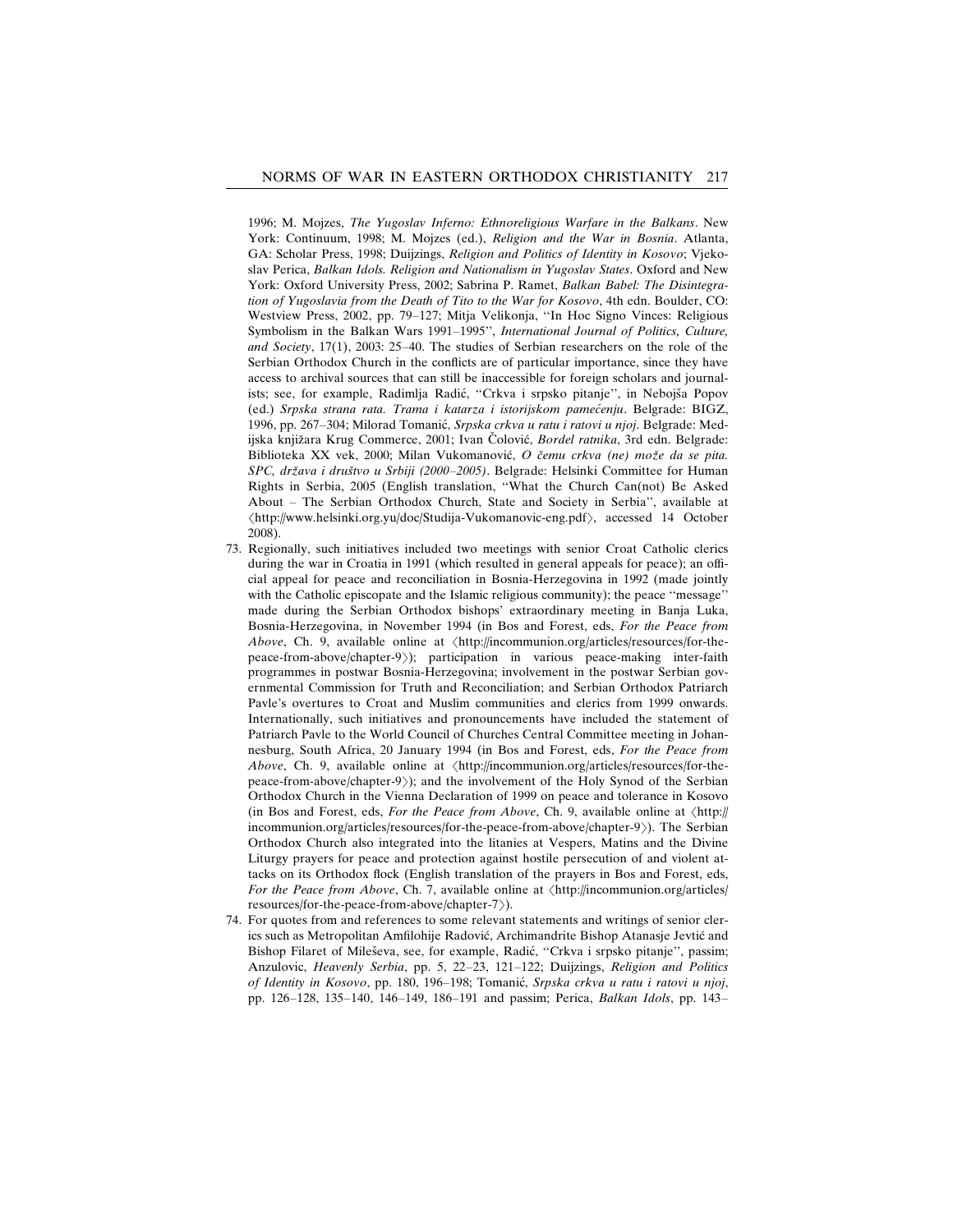1996; M. Mojzes, *The Yugoslav Inferno: Ethnoreligious Warfare in the Balkans*. New York: Continuum, 1998; M. Mojzes (ed.), *Religion and the War in Bosnia*. Atlanta, GA: Scholar Press, 1998; Duijzings, *Religion and Politics of Identity in Kosovo*; Vjekoslav Perica, *Balkan Idols. Religion and Nationalism in Yugoslav States*. Oxford and New York: Oxford University Press, 2002; Sabrina P. Ramet, *Balkan Babel: The Disintegration of Yugoslavia from the Death of Tito to the War for Kosovo*, 4th edn. Boulder, CO: Westview Press, 2002, pp. 79–127; Mitja Velikonja, ''In Hoc Signo Vinces: Religious Symbolism in the Balkan Wars 1991–1995'', *International Journal of Politics, Culture, and Society*, 17(1), 2003: 25–40. The studies of Serbian researchers on the role of the Serbian Orthodox Church in the conflicts are of particular importance, since they have access to archival sources that can still be inaccessible for foreign scholars and journalists; see, for example, Radimlja Radić, ''Crkva i srpsko pitanje'', in Nebojša Popov (ed.) *Srpska strana rata. Trama i katarza i istorijskom pamećenju*. Belgrade: BIGZ, 1996, pp. 267–304; Milorad Tomanić, *Srpska crkva u ratu i ratovi u njoj*. Belgrade: Medijska knjižara Krug Commerce, 2001; Ivan Čolović, *Bordel ratnika*, 3rd edn. Belgrade: Biblioteka XX vek, 2000; Milan Vukomanović, *O čemu crkva (ne) može da se pita. SPC, država i društvo u Srbiji (2000–2005)*. Belgrade: Helsinki Committee for Human Rights in Serbia, 2005 (English translation, ''What the Church Can(not) Be Asked About – The Serbian Orthodox Church, State and Society in Serbia'', available at ⟨http://www.helsinki.org.yu/doc/Studija-Vukomanovic-eng.pdf⟩, accessed 14 October 2008).

73. Regionally, such initiatives included two meetings with senior Croat Catholic clerics during the war in Croatia in 1991 (which resulted in general appeals for peace); an official appeal for peace and reconciliation in Bosnia-Herzegovina in 1992 (made jointly with the Catholic episcopate and the Islamic religious community); the peace ''message'' made during the Serbian Orthodox bishops' extraordinary meeting in Banja Luka, Bosnia-Herzegovina, in November 1994 (in Bos and Forest, eds, *For the Peace from Above*, Ch. 9, available online at ⟨http://incommunion.org/articles/resources/for-the-peace-from-above/chapter-9⟩); participation in various peace-making inter-faith programmes in postwar Bosnia-Herzegovina; involvement in the postwar Serbian governmental Commission for Truth and Reconciliation; and Serbian Orthodox Patriarch Pavle's overtures to Croat and Muslim communities and clerics from 1999 onwards. Internationally, such initiatives and pronouncements have included the statement of Patriarch Pavle to the World Council of Churches Central Committee meeting in Johannesburg, South Africa, 20 January 1994 (in Bos and Forest, eds, *For the Peace from Above*, Ch. 9, available online at ⟨http://incommunion.org/articles/resources/for-the-peace-from-above/chapter-9⟩); and the involvement of the Holy Synod of the Serbian Orthodox Church in the Vienna Declaration of 1999 on peace and tolerance in Kosovo (in Bos and Forest, eds, *For the Peace from Above*, Ch. 9, available online at ⟨http://incommunion.org/articles/resources/for-the-peace-from-above/chapter-9⟩). The Serbian Orthodox Church also integrated into the litanies at Vespers, Matins and the Divine Liturgy prayers for peace and protection against hostile persecution of and violent attacks on its Orthodox flock (English translation of the prayers in Bos and Forest, eds, *For the Peace from Above*, Ch. 7, available online at ⟨http://incommunion.org/articles/resources/for-the-peace-from-above/chapter-7⟩).

74. For quotes from and references to some relevant statements and writings of senior clerics such as Metropolitan Amfilohije Radović, Archimandrite Bishop Atanasje Jevtić and Bishop Filaret of Mileševa, see, for example, Radić, ''Crkva i srpsko pitanje'', passim; Anzulovic, *Heavenly Serbia*, pp. 5, 22–23, 121–122; Duijzings, *Religion and Politics of Identity in Kosovo*, pp. 180, 196–198; Tomanić, *Srpska crkva u ratu i ratovi u njoj*, pp. 126–128, 135–140, 146–149, 186–191 and passim; Perica, *Balkan Idols*, pp. 143–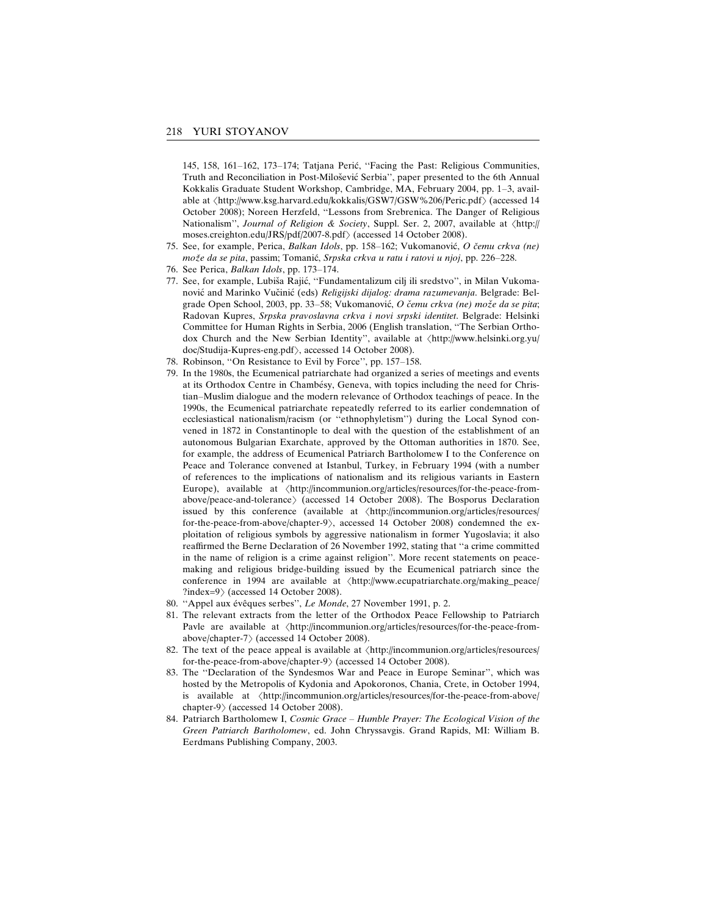145, 158, 161–162, 173–174; Tatjana Perić, ''Facing the Past: Religious Communities, Truth and Reconciliation in Post-Milošević Serbia'', paper presented to the 6th Annual Kokkalis Graduate Student Workshop, Cambridge, MA, February 2004, pp. 1–3, available at ⟨http://www.ksg.harvard.edu/kokkalis/GSW7/GSW%206/Peric.pdf⟩ (accessed 14 October 2008); Noreen Herzfeld, ''Lessons from Srebrenica. The Danger of Religious Nationalism'', *Journal of Religion & Society*, Suppl. Ser. 2, 2007, available at ⟨http://moses.creighton.edu/JRS/pdf/2007-8.pdf⟩ (accessed 14 October 2008).

75. See, for example, Perica, *Balkan Idols*, pp. 158–162; Vukomanović, *O čemu crkva (ne) može da se pita*, passim; Tomanić, *Srpska crkva u ratu i ratovi u njoj*, pp. 226–228.
76. See Perica, *Balkan Idols*, pp. 173–174.
77. See, for example, Lubiša Rajić, ''Fundamentalizum cilj ili sredstvo'', in Milan Vukomanović and Marinko Vučinić (eds) *Religijski dijalog: drama razumevanja*. Belgrade: Belgrade Open School, 2003, pp. 33–58; Vukomanović, *O čemu crkva (ne) može da se pita*; Radovan Kupres, *Srpska pravoslavna crkva i novi srpski identitet*. Belgrade: Helsinki Committee for Human Rights in Serbia, 2006 (English translation, ''The Serbian Orthodox Church and the New Serbian Identity'', available at ⟨http://www.helsinki.org.yu/doc/Studija-Kupres-eng.pdf⟩, accessed 14 October 2008).
78. Robinson, ''On Resistance to Evil by Force'', pp. 157–158.
79. In the 1980s, the Ecumenical patriarchate had organized a series of meetings and events at its Orthodox Centre in Chambésy, Geneva, with topics including the need for Christian–Muslim dialogue and the modern relevance of Orthodox teachings of peace. In the 1990s, the Ecumenical patriarchate repeatedly referred to its earlier condemnation of ecclesiastical nationalism/racism (or ''ethnophyletism'') during the Local Synod convened in 1872 in Constantinople to deal with the question of the establishment of an autonomous Bulgarian Exarchate, approved by the Ottoman authorities in 1870. See, for example, the address of Ecumenical Patriarch Bartholomew I to the Conference on Peace and Tolerance convened at Istanbul, Turkey, in February 1994 (with a number of references to the implications of nationalism and its religious variants in Eastern Europe), available at ⟨http://incommunion.org/articles/resources/for-the-peace-from-above/peace-and-tolerance⟩ (accessed 14 October 2008). The Bosporus Declaration issued by this conference (available at ⟨http://incommunion.org/articles/resources/for-the-peace-from-above/chapter-9⟩, accessed 14 October 2008) condemned the exploitation of religious symbols by aggressive nationalism in former Yugoslavia; it also reaffirmed the Berne Declaration of 26 November 1992, stating that ''a crime committed in the name of religion is a crime against religion''. More recent statements on peace-making and religious bridge-building issued by the Ecumenical patriarch since the conference in 1994 are available at ⟨http://www.ecupatriarchate.org/making_peace/?index=9⟩ (accessed 14 October 2008).
80. ''Appel aux évêques serbes'', *Le Monde*, 27 November 1991, p. 2.
81. The relevant extracts from the letter of the Orthodox Peace Fellowship to Patriarch Pavle are available at ⟨http://incommunion.org/articles/resources/for-the-peace-from-above/chapter-7⟩ (accessed 14 October 2008).
82. The text of the peace appeal is available at ⟨http://incommunion.org/articles/resources/for-the-peace-from-above/chapter-9⟩ (accessed 14 October 2008).
83. The ''Declaration of the Syndesmos War and Peace in Europe Seminar'', which was hosted by the Metropolis of Kydonia and Apokoronos, Chania, Crete, in October 1994, is available at ⟨http://incommunion.org/articles/resources/for-the-peace-from-above/chapter-9⟩ (accessed 14 October 2008).
84. Patriarch Bartholomew I, *Cosmic Grace – Humble Prayer: The Ecological Vision of the Green Patriarch Bartholomew*, ed. John Chryssavgis. Grand Rapids, MI: William B. Eerdmans Publishing Company, 2003.